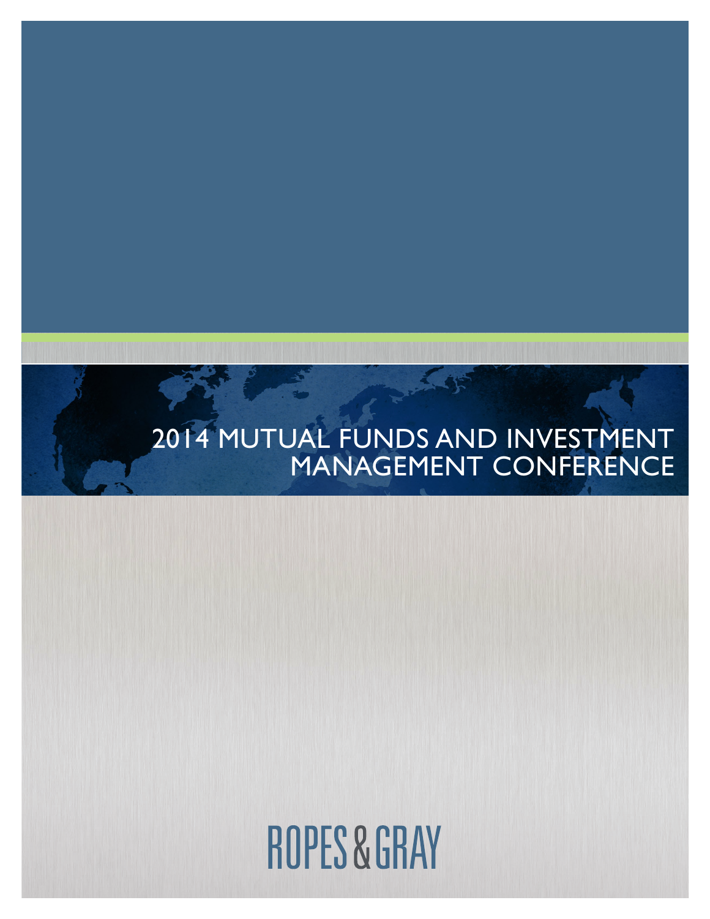# 2014 MUTUAL FUNDS AND INVESTMENT MANAGEMENT CONFERENCE

ROPES & GRAY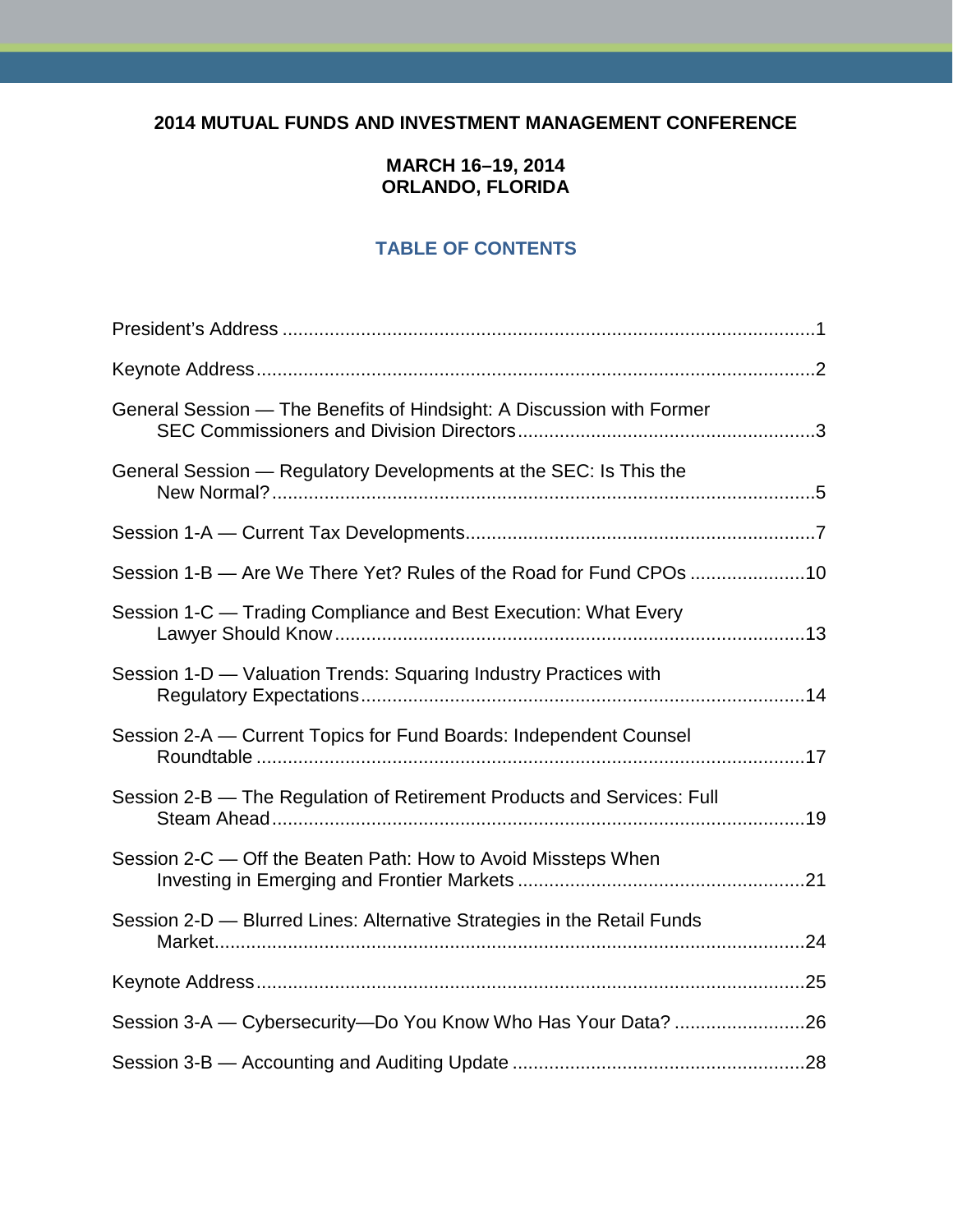**2014 MUTUAL FUNDS AND INVESTMENT MANAGEMENT CONFERENCE**

**MARCH 16–19, 2014**
**ORLANDO, FLORIDA**

## TABLE OF CONTENTS

President's Address ..... 1

Keynote Address ..... 2

General Session — The Benefits of Hindsight: A Discussion with Former SEC Commissioners and Division Directors ..... 3

General Session — Regulatory Developments at the SEC: Is This the New Normal? ..... 5

Session 1-A — Current Tax Developments ..... 7

Session 1-B — Are We There Yet? Rules of the Road for Fund CPOs ..... 10

Session 1-C — Trading Compliance and Best Execution: What Every Lawyer Should Know ..... 13

Session 1-D — Valuation Trends: Squaring Industry Practices with Regulatory Expectations ..... 14

Session 2-A — Current Topics for Fund Boards: Independent Counsel Roundtable ..... 17

Session 2-B — The Regulation of Retirement Products and Services: Full Steam Ahead ..... 19

Session 2-C — Off the Beaten Path: How to Avoid Missteps When Investing in Emerging and Frontier Markets ..... 21

Session 2-D — Blurred Lines: Alternative Strategies in the Retail Funds Market ..... 24

Keynote Address ..... 25

Session 3-A — Cybersecurity—Do You Know Who Has Your Data? ..... 26

Session 3-B — Accounting and Auditing Update ..... 28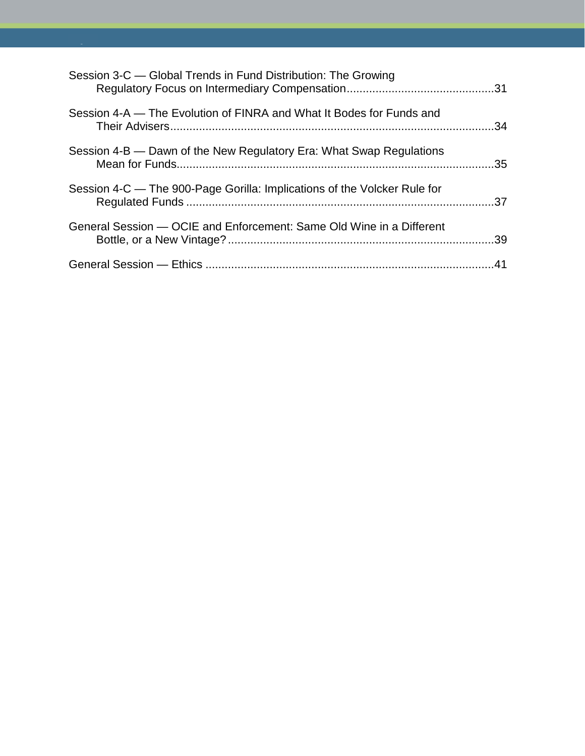Session 3-C — Global Trends in Fund Distribution: The Growing Regulatory Focus on Intermediary Compensation.............................................31

Session 4-A — The Evolution of FINRA and What It Bodes for Funds and Their Advisers....................................................................................................34

Session 4-B — Dawn of the New Regulatory Era: What Swap Regulations Mean for Funds...................................................................................................35

Session 4-C — The 900-Page Gorilla: Implications of the Volcker Rule for Regulated Funds ................................................................................................37

General Session — OCIE and Enforcement: Same Old Wine in a Different Bottle, or a New Vintage?...................................................................................39

General Session — Ethics .........................................................................................41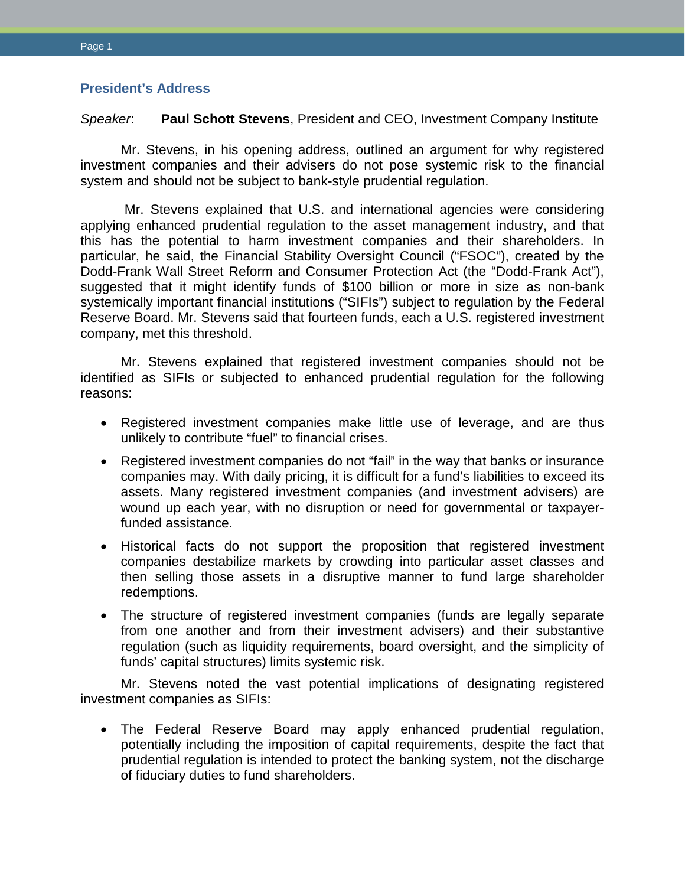## President's Address

*Speaker*: **Paul Schott Stevens**, President and CEO, Investment Company Institute

Mr. Stevens, in his opening address, outlined an argument for why registered investment companies and their advisers do not pose systemic risk to the financial system and should not be subject to bank-style prudential regulation.

Mr. Stevens explained that U.S. and international agencies were considering applying enhanced prudential regulation to the asset management industry, and that this has the potential to harm investment companies and their shareholders. In particular, he said, the Financial Stability Oversight Council ("FSOC"), created by the Dodd-Frank Wall Street Reform and Consumer Protection Act (the "Dodd-Frank Act"), suggested that it might identify funds of $100 billion or more in size as non-bank systemically important financial institutions ("SIFIs") subject to regulation by the Federal Reserve Board. Mr. Stevens said that fourteen funds, each a U.S. registered investment company, met this threshold.

Mr. Stevens explained that registered investment companies should not be identified as SIFIs or subjected to enhanced prudential regulation for the following reasons:

- Registered investment companies make little use of leverage, and are thus unlikely to contribute "fuel" to financial crises.
- Registered investment companies do not "fail" in the way that banks or insurance companies may. With daily pricing, it is difficult for a fund's liabilities to exceed its assets. Many registered investment companies (and investment advisers) are wound up each year, with no disruption or need for governmental or taxpayer-funded assistance.
- Historical facts do not support the proposition that registered investment companies destabilize markets by crowding into particular asset classes and then selling those assets in a disruptive manner to fund large shareholder redemptions.
- The structure of registered investment companies (funds are legally separate from one another and from their investment advisers) and their substantive regulation (such as liquidity requirements, board oversight, and the simplicity of funds' capital structures) limits systemic risk.

Mr. Stevens noted the vast potential implications of designating registered investment companies as SIFIs:

- The Federal Reserve Board may apply enhanced prudential regulation, potentially including the imposition of capital requirements, despite the fact that prudential regulation is intended to protect the banking system, not the discharge of fiduciary duties to fund shareholders.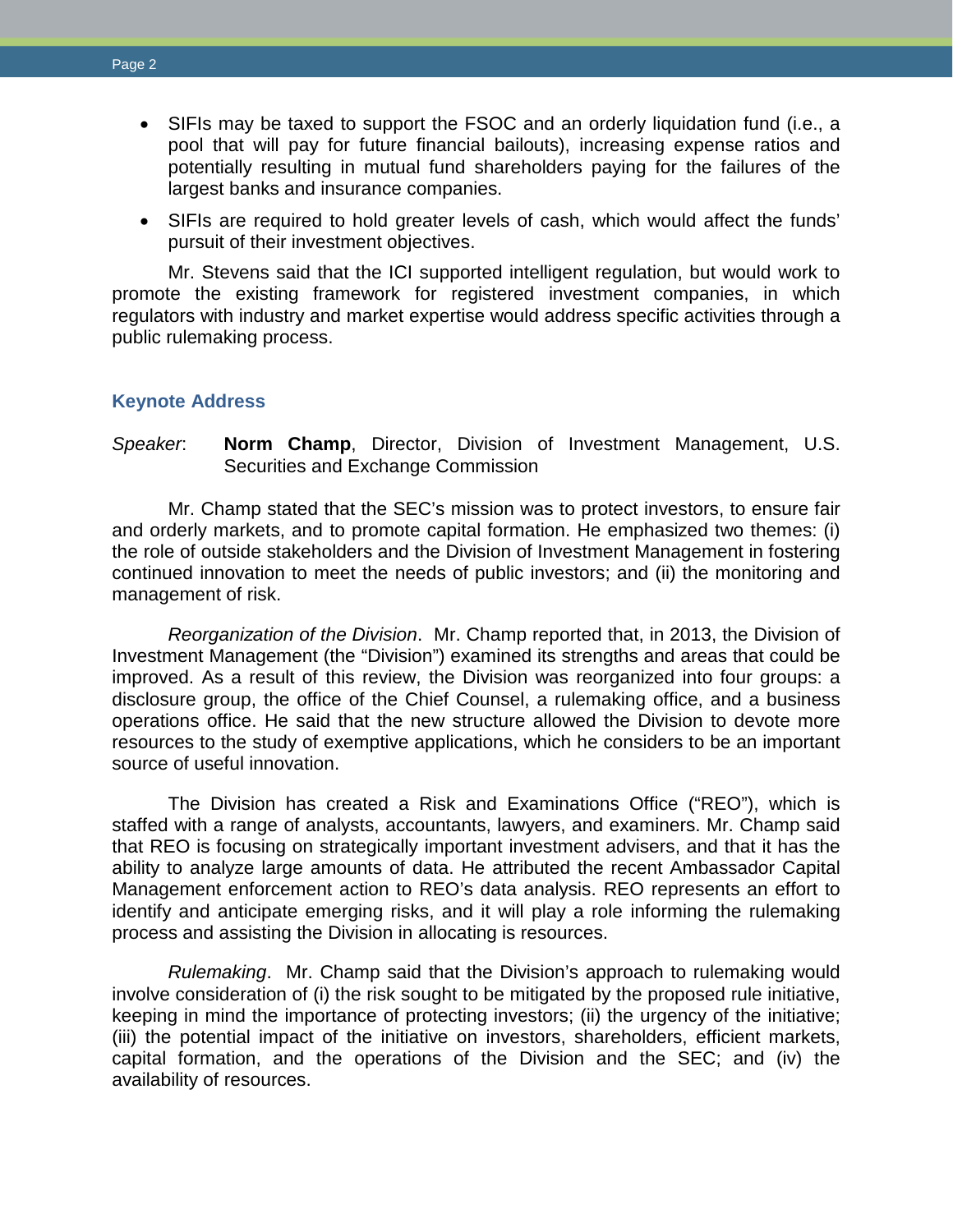- SIFIs may be taxed to support the FSOC and an orderly liquidation fund (i.e., a pool that will pay for future financial bailouts), increasing expense ratios and potentially resulting in mutual fund shareholders paying for the failures of the largest banks and insurance companies.
- SIFIs are required to hold greater levels of cash, which would affect the funds' pursuit of their investment objectives.

Mr. Stevens said that the ICI supported intelligent regulation, but would work to promote the existing framework for registered investment companies, in which regulators with industry and market expertise would address specific activities through a public rulemaking process.

### Keynote Address

*Speaker*: **Norm Champ**, Director, Division of Investment Management, U.S. Securities and Exchange Commission

Mr. Champ stated that the SEC's mission was to protect investors, to ensure fair and orderly markets, and to promote capital formation. He emphasized two themes: (i) the role of outside stakeholders and the Division of Investment Management in fostering continued innovation to meet the needs of public investors; and (ii) the monitoring and management of risk.

*Reorganization of the Division*. Mr. Champ reported that, in 2013, the Division of Investment Management (the "Division") examined its strengths and areas that could be improved. As a result of this review, the Division was reorganized into four groups: a disclosure group, the office of the Chief Counsel, a rulemaking office, and a business operations office. He said that the new structure allowed the Division to devote more resources to the study of exemptive applications, which he considers to be an important source of useful innovation.

The Division has created a Risk and Examinations Office ("REO"), which is staffed with a range of analysts, accountants, lawyers, and examiners. Mr. Champ said that REO is focusing on strategically important investment advisers, and that it has the ability to analyze large amounts of data. He attributed the recent Ambassador Capital Management enforcement action to REO's data analysis. REO represents an effort to identify and anticipate emerging risks, and it will play a role informing the rulemaking process and assisting the Division in allocating is resources.

*Rulemaking*. Mr. Champ said that the Division's approach to rulemaking would involve consideration of (i) the risk sought to be mitigated by the proposed rule initiative, keeping in mind the importance of protecting investors; (ii) the urgency of the initiative; (iii) the potential impact of the initiative on investors, shareholders, efficient markets, capital formation, and the operations of the Division and the SEC; and (iv) the availability of resources.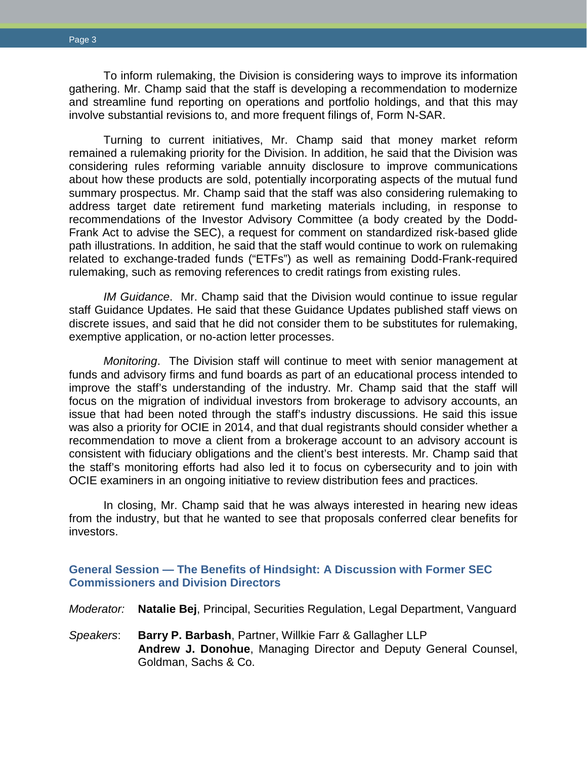To inform rulemaking, the Division is considering ways to improve its information gathering. Mr. Champ said that the staff is developing a recommendation to modernize and streamline fund reporting on operations and portfolio holdings, and that this may involve substantial revisions to, and more frequent filings of, Form N-SAR.

Turning to current initiatives, Mr. Champ said that money market reform remained a rulemaking priority for the Division. In addition, he said that the Division was considering rules reforming variable annuity disclosure to improve communications about how these products are sold, potentially incorporating aspects of the mutual fund summary prospectus. Mr. Champ said that the staff was also considering rulemaking to address target date retirement fund marketing materials including, in response to recommendations of the Investor Advisory Committee (a body created by the Dodd-Frank Act to advise the SEC), a request for comment on standardized risk-based glide path illustrations. In addition, he said that the staff would continue to work on rulemaking related to exchange-traded funds ("ETFs") as well as remaining Dodd-Frank-required rulemaking, such as removing references to credit ratings from existing rules.

*IM Guidance*. Mr. Champ said that the Division would continue to issue regular staff Guidance Updates. He said that these Guidance Updates published staff views on discrete issues, and said that he did not consider them to be substitutes for rulemaking, exemptive application, or no-action letter processes.

*Monitoring*. The Division staff will continue to meet with senior management at funds and advisory firms and fund boards as part of an educational process intended to improve the staff's understanding of the industry. Mr. Champ said that the staff will focus on the migration of individual investors from brokerage to advisory accounts, an issue that had been noted through the staff's industry discussions. He said this issue was also a priority for OCIE in 2014, and that dual registrants should consider whether a recommendation to move a client from a brokerage account to an advisory account is consistent with fiduciary obligations and the client's best interests. Mr. Champ said that the staff's monitoring efforts had also led it to focus on cybersecurity and to join with OCIE examiners in an ongoing initiative to review distribution fees and practices.

In closing, Mr. Champ said that he was always interested in hearing new ideas from the industry, but that he wanted to see that proposals conferred clear benefits for investors.

## General Session — The Benefits of Hindsight: A Discussion with Former SEC Commissioners and Division Directors

*Moderator:* **Natalie Bej**, Principal, Securities Regulation, Legal Department, Vanguard

*Speakers*: **Barry P. Barbash**, Partner, Willkie Farr & Gallagher LLP
**Andrew J. Donohue**, Managing Director and Deputy General Counsel, Goldman, Sachs & Co.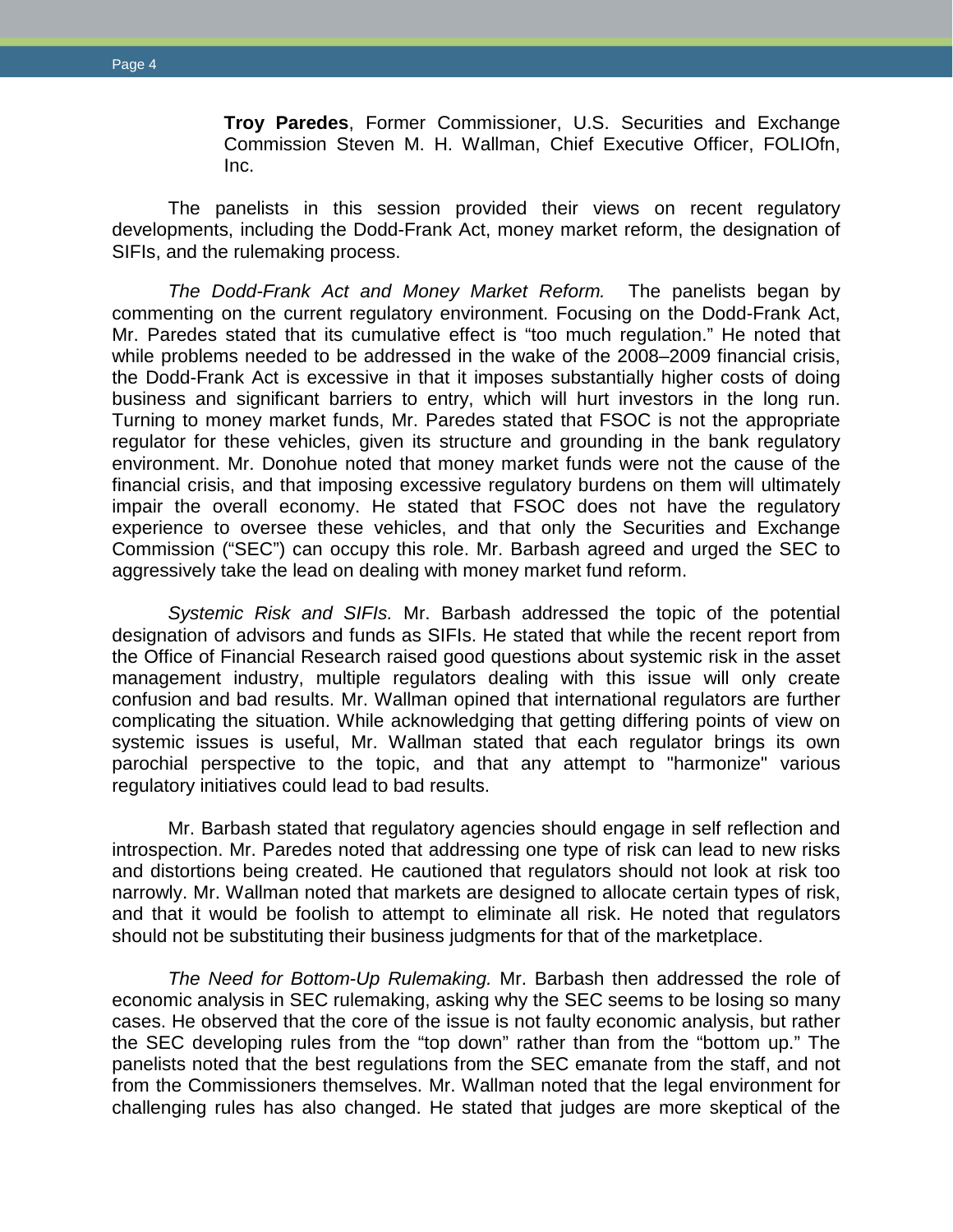**Troy Paredes**, Former Commissioner, U.S. Securities and Exchange Commission Steven M. H. Wallman, Chief Executive Officer, FOLIOfn, Inc.

The panelists in this session provided their views on recent regulatory developments, including the Dodd-Frank Act, money market reform, the designation of SIFIs, and the rulemaking process.

*The Dodd-Frank Act and Money Market Reform.* The panelists began by commenting on the current regulatory environment. Focusing on the Dodd-Frank Act, Mr. Paredes stated that its cumulative effect is "too much regulation." He noted that while problems needed to be addressed in the wake of the 2008–2009 financial crisis, the Dodd-Frank Act is excessive in that it imposes substantially higher costs of doing business and significant barriers to entry, which will hurt investors in the long run. Turning to money market funds, Mr. Paredes stated that FSOC is not the appropriate regulator for these vehicles, given its structure and grounding in the bank regulatory environment. Mr. Donohue noted that money market funds were not the cause of the financial crisis, and that imposing excessive regulatory burdens on them will ultimately impair the overall economy. He stated that FSOC does not have the regulatory experience to oversee these vehicles, and that only the Securities and Exchange Commission ("SEC") can occupy this role. Mr. Barbash agreed and urged the SEC to aggressively take the lead on dealing with money market fund reform.

*Systemic Risk and SIFIs.* Mr. Barbash addressed the topic of the potential designation of advisors and funds as SIFIs. He stated that while the recent report from the Office of Financial Research raised good questions about systemic risk in the asset management industry, multiple regulators dealing with this issue will only create confusion and bad results. Mr. Wallman opined that international regulators are further complicating the situation. While acknowledging that getting differing points of view on systemic issues is useful, Mr. Wallman stated that each regulator brings its own parochial perspective to the topic, and that any attempt to "harmonize" various regulatory initiatives could lead to bad results.

Mr. Barbash stated that regulatory agencies should engage in self reflection and introspection. Mr. Paredes noted that addressing one type of risk can lead to new risks and distortions being created. He cautioned that regulators should not look at risk too narrowly. Mr. Wallman noted that markets are designed to allocate certain types of risk, and that it would be foolish to attempt to eliminate all risk. He noted that regulators should not be substituting their business judgments for that of the marketplace.

*The Need for Bottom-Up Rulemaking.* Mr. Barbash then addressed the role of economic analysis in SEC rulemaking, asking why the SEC seems to be losing so many cases. He observed that the core of the issue is not faulty economic analysis, but rather the SEC developing rules from the "top down" rather than from the "bottom up." The panelists noted that the best regulations from the SEC emanate from the staff, and not from the Commissioners themselves. Mr. Wallman noted that the legal environment for challenging rules has also changed. He stated that judges are more skeptical of the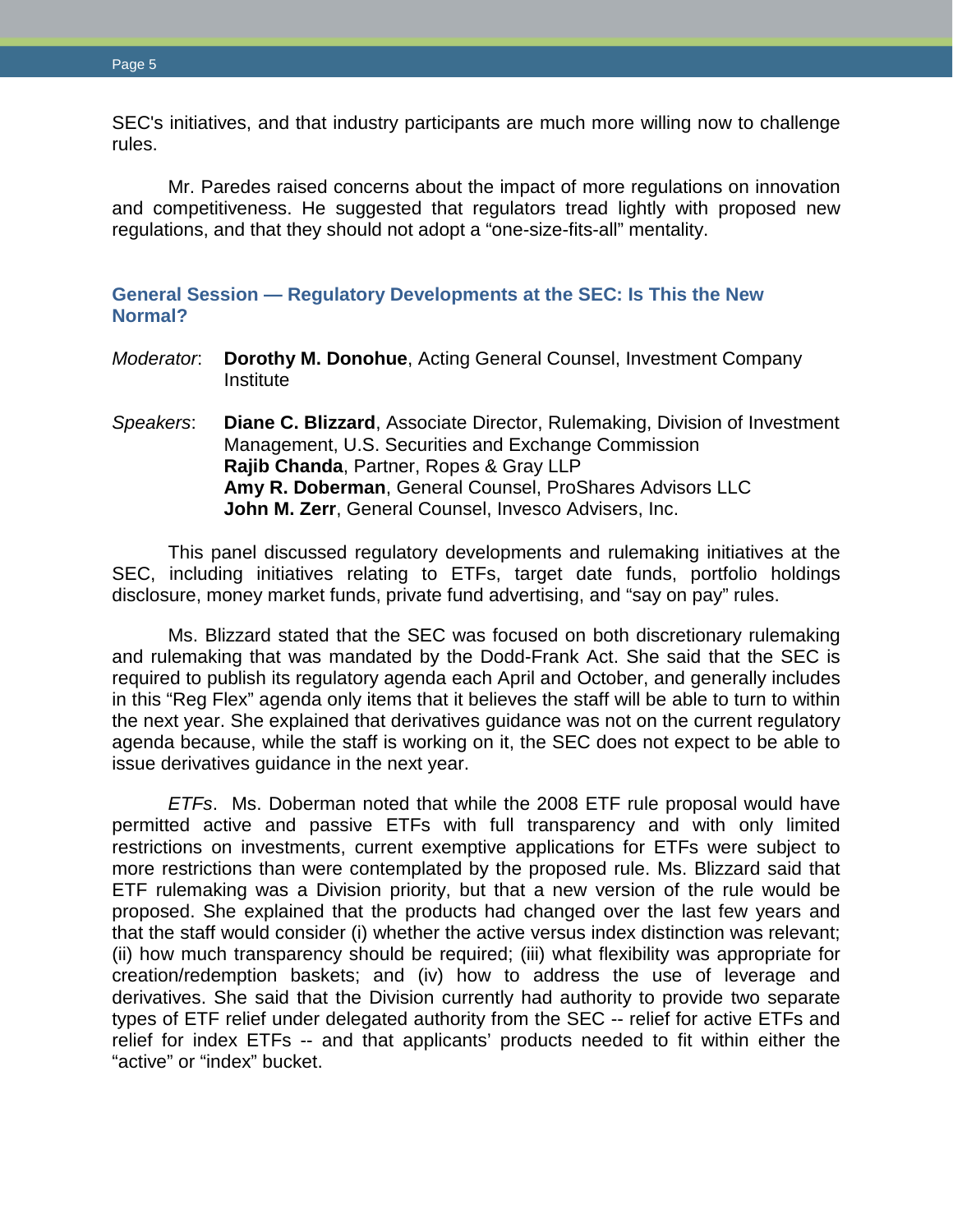SEC's initiatives, and that industry participants are much more willing now to challenge rules.

Mr. Paredes raised concerns about the impact of more regulations on innovation and competitiveness. He suggested that regulators tread lightly with proposed new regulations, and that they should not adopt a "one-size-fits-all" mentality.

## General Session — Regulatory Developments at the SEC: Is This the New Normal?

*Moderator*: **Dorothy M. Donohue**, Acting General Counsel, Investment Company Institute

*Speakers*: **Diane C. Blizzard**, Associate Director, Rulemaking, Division of Investment Management, U.S. Securities and Exchange Commission
**Rajib Chanda**, Partner, Ropes & Gray LLP
**Amy R. Doberman**, General Counsel, ProShares Advisors LLC
**John M. Zerr**, General Counsel, Invesco Advisers, Inc.

This panel discussed regulatory developments and rulemaking initiatives at the SEC, including initiatives relating to ETFs, target date funds, portfolio holdings disclosure, money market funds, private fund advertising, and "say on pay" rules.

Ms. Blizzard stated that the SEC was focused on both discretionary rulemaking and rulemaking that was mandated by the Dodd-Frank Act. She said that the SEC is required to publish its regulatory agenda each April and October, and generally includes in this "Reg Flex" agenda only items that it believes the staff will be able to turn to within the next year. She explained that derivatives guidance was not on the current regulatory agenda because, while the staff is working on it, the SEC does not expect to be able to issue derivatives guidance in the next year.

*ETFs*. Ms. Doberman noted that while the 2008 ETF rule proposal would have permitted active and passive ETFs with full transparency and with only limited restrictions on investments, current exemptive applications for ETFs were subject to more restrictions than were contemplated by the proposed rule. Ms. Blizzard said that ETF rulemaking was a Division priority, but that a new version of the rule would be proposed. She explained that the products had changed over the last few years and that the staff would consider (i) whether the active versus index distinction was relevant; (ii) how much transparency should be required; (iii) what flexibility was appropriate for creation/redemption baskets; and (iv) how to address the use of leverage and derivatives. She said that the Division currently had authority to provide two separate types of ETF relief under delegated authority from the SEC -- relief for active ETFs and relief for index ETFs -- and that applicants' products needed to fit within either the "active" or "index" bucket.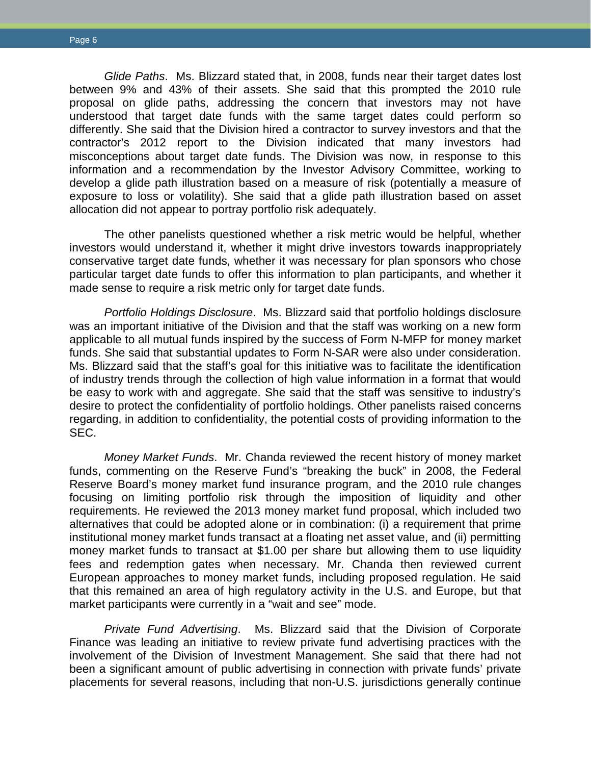*Glide Paths*. Ms. Blizzard stated that, in 2008, funds near their target dates lost between 9% and 43% of their assets. She said that this prompted the 2010 rule proposal on glide paths, addressing the concern that investors may not have understood that target date funds with the same target dates could perform so differently. She said that the Division hired a contractor to survey investors and that the contractor's 2012 report to the Division indicated that many investors had misconceptions about target date funds. The Division was now, in response to this information and a recommendation by the Investor Advisory Committee, working to develop a glide path illustration based on a measure of risk (potentially a measure of exposure to loss or volatility). She said that a glide path illustration based on asset allocation did not appear to portray portfolio risk adequately.

The other panelists questioned whether a risk metric would be helpful, whether investors would understand it, whether it might drive investors towards inappropriately conservative target date funds, whether it was necessary for plan sponsors who chose particular target date funds to offer this information to plan participants, and whether it made sense to require a risk metric only for target date funds.

*Portfolio Holdings Disclosure*. Ms. Blizzard said that portfolio holdings disclosure was an important initiative of the Division and that the staff was working on a new form applicable to all mutual funds inspired by the success of Form N-MFP for money market funds. She said that substantial updates to Form N-SAR were also under consideration. Ms. Blizzard said that the staff's goal for this initiative was to facilitate the identification of industry trends through the collection of high value information in a format that would be easy to work with and aggregate. She said that the staff was sensitive to industry's desire to protect the confidentiality of portfolio holdings. Other panelists raised concerns regarding, in addition to confidentiality, the potential costs of providing information to the SEC.

*Money Market Funds*. Mr. Chanda reviewed the recent history of money market funds, commenting on the Reserve Fund's "breaking the buck" in 2008, the Federal Reserve Board's money market fund insurance program, and the 2010 rule changes focusing on limiting portfolio risk through the imposition of liquidity and other requirements. He reviewed the 2013 money market fund proposal, which included two alternatives that could be adopted alone or in combination: (i) a requirement that prime institutional money market funds transact at a floating net asset value, and (ii) permitting money market funds to transact at $1.00 per share but allowing them to use liquidity fees and redemption gates when necessary. Mr. Chanda then reviewed current European approaches to money market funds, including proposed regulation. He said that this remained an area of high regulatory activity in the U.S. and Europe, but that market participants were currently in a "wait and see" mode.

*Private Fund Advertising*. Ms. Blizzard said that the Division of Corporate Finance was leading an initiative to review private fund advertising practices with the involvement of the Division of Investment Management. She said that there had not been a significant amount of public advertising in connection with private funds' private placements for several reasons, including that non-U.S. jurisdictions generally continue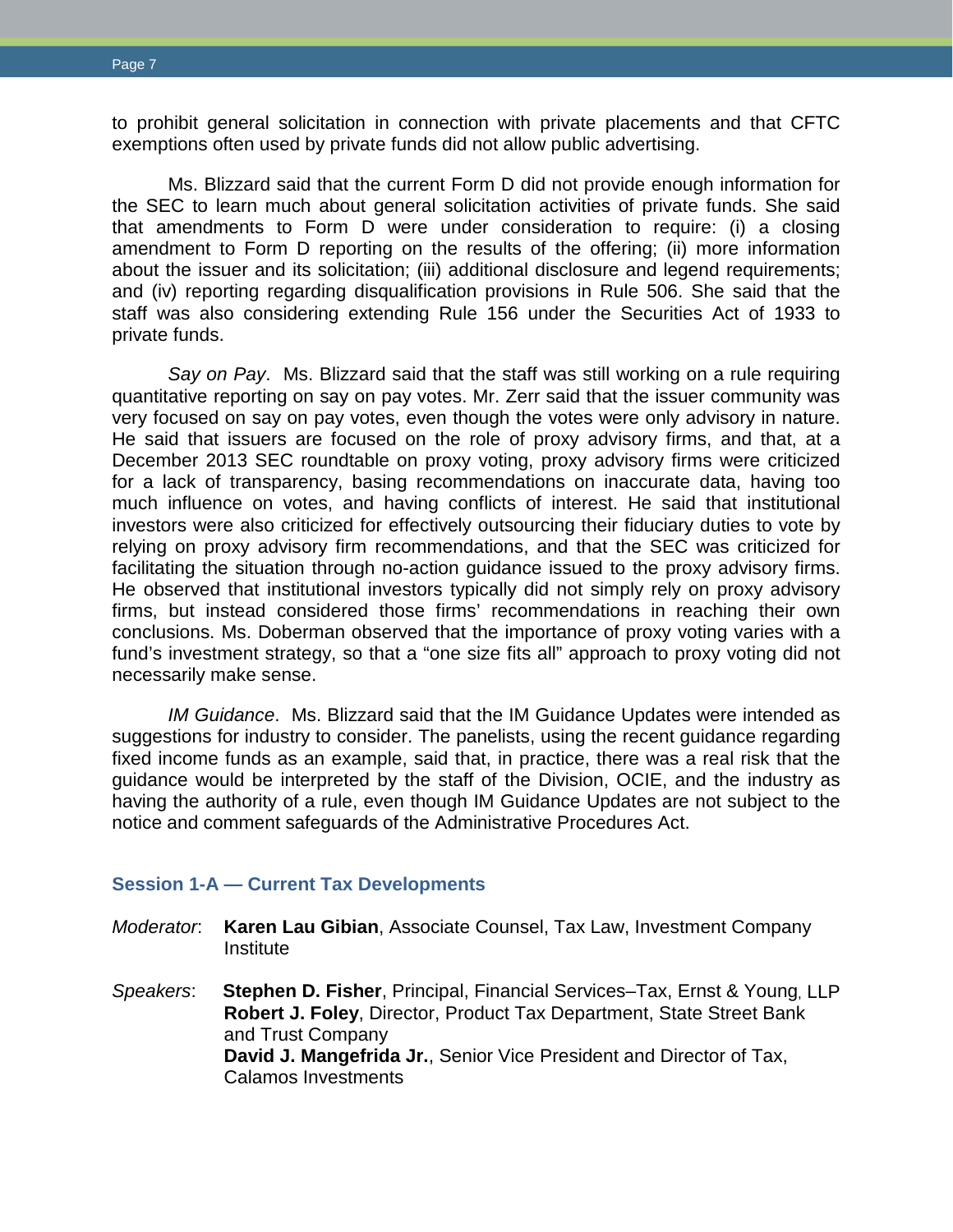to prohibit general solicitation in connection with private placements and that CFTC exemptions often used by private funds did not allow public advertising.

Ms. Blizzard said that the current Form D did not provide enough information for the SEC to learn much about general solicitation activities of private funds. She said that amendments to Form D were under consideration to require: (i) a closing amendment to Form D reporting on the results of the offering; (ii) more information about the issuer and its solicitation; (iii) additional disclosure and legend requirements; and (iv) reporting regarding disqualification provisions in Rule 506. She said that the staff was also considering extending Rule 156 under the Securities Act of 1933 to private funds.

*Say on Pay*. Ms. Blizzard said that the staff was still working on a rule requiring quantitative reporting on say on pay votes. Mr. Zerr said that the issuer community was very focused on say on pay votes, even though the votes were only advisory in nature. He said that issuers are focused on the role of proxy advisory firms, and that, at a December 2013 SEC roundtable on proxy voting, proxy advisory firms were criticized for a lack of transparency, basing recommendations on inaccurate data, having too much influence on votes, and having conflicts of interest. He said that institutional investors were also criticized for effectively outsourcing their fiduciary duties to vote by relying on proxy advisory firm recommendations, and that the SEC was criticized for facilitating the situation through no-action guidance issued to the proxy advisory firms. He observed that institutional investors typically did not simply rely on proxy advisory firms, but instead considered those firms' recommendations in reaching their own conclusions. Ms. Doberman observed that the importance of proxy voting varies with a fund's investment strategy, so that a "one size fits all" approach to proxy voting did not necessarily make sense.

*IM Guidance*. Ms. Blizzard said that the IM Guidance Updates were intended as suggestions for industry to consider. The panelists, using the recent guidance regarding fixed income funds as an example, said that, in practice, there was a real risk that the guidance would be interpreted by the staff of the Division, OCIE, and the industry as having the authority of a rule, even though IM Guidance Updates are not subject to the notice and comment safeguards of the Administrative Procedures Act.

## Session 1-A — Current Tax Developments

*Moderator*: **Karen Lau Gibian**, Associate Counsel, Tax Law, Investment Company Institute

*Speakers*: **Stephen D. Fisher**, Principal, Financial Services–Tax, Ernst & Young, LLP
**Robert J. Foley**, Director, Product Tax Department, State Street Bank and Trust Company
**David J. Mangefrida Jr.**, Senior Vice President and Director of Tax, Calamos Investments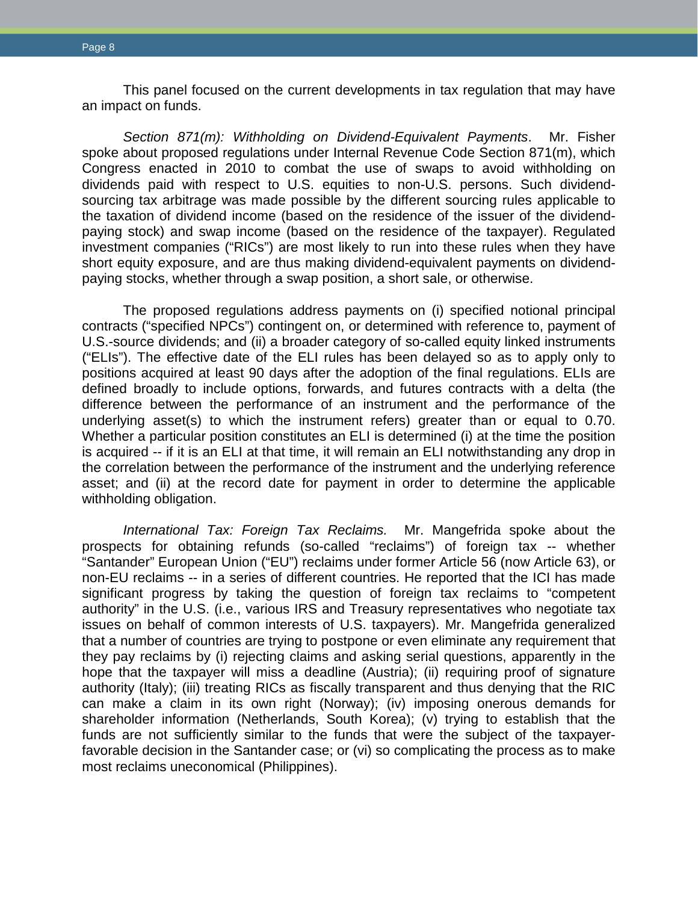This panel focused on the current developments in tax regulation that may have an impact on funds.

*Section 871(m): Withholding on Dividend-Equivalent Payments*. Mr. Fisher spoke about proposed regulations under Internal Revenue Code Section 871(m), which Congress enacted in 2010 to combat the use of swaps to avoid withholding on dividends paid with respect to U.S. equities to non-U.S. persons. Such dividend-sourcing tax arbitrage was made possible by the different sourcing rules applicable to the taxation of dividend income (based on the residence of the issuer of the dividend-paying stock) and swap income (based on the residence of the taxpayer). Regulated investment companies ("RICs") are most likely to run into these rules when they have short equity exposure, and are thus making dividend-equivalent payments on dividend-paying stocks, whether through a swap position, a short sale, or otherwise.

The proposed regulations address payments on (i) specified notional principal contracts ("specified NPCs") contingent on, or determined with reference to, payment of U.S.-source dividends; and (ii) a broader category of so-called equity linked instruments ("ELIs"). The effective date of the ELI rules has been delayed so as to apply only to positions acquired at least 90 days after the adoption of the final regulations. ELIs are defined broadly to include options, forwards, and futures contracts with a delta (the difference between the performance of an instrument and the performance of the underlying asset(s) to which the instrument refers) greater than or equal to 0.70. Whether a particular position constitutes an ELI is determined (i) at the time the position is acquired -- if it is an ELI at that time, it will remain an ELI notwithstanding any drop in the correlation between the performance of the instrument and the underlying reference asset; and (ii) at the record date for payment in order to determine the applicable withholding obligation.

*International Tax: Foreign Tax Reclaims.* Mr. Mangefrida spoke about the prospects for obtaining refunds (so-called "reclaims") of foreign tax -- whether "Santander" European Union ("EU") reclaims under former Article 56 (now Article 63), or non-EU reclaims -- in a series of different countries. He reported that the ICI has made significant progress by taking the question of foreign tax reclaims to "competent authority" in the U.S. (i.e., various IRS and Treasury representatives who negotiate tax issues on behalf of common interests of U.S. taxpayers). Mr. Mangefrida generalized that a number of countries are trying to postpone or even eliminate any requirement that they pay reclaims by (i) rejecting claims and asking serial questions, apparently in the hope that the taxpayer will miss a deadline (Austria); (ii) requiring proof of signature authority (Italy); (iii) treating RICs as fiscally transparent and thus denying that the RIC can make a claim in its own right (Norway); (iv) imposing onerous demands for shareholder information (Netherlands, South Korea); (v) trying to establish that the funds are not sufficiently similar to the funds that were the subject of the taxpayer-favorable decision in the Santander case; or (vi) so complicating the process as to make most reclaims uneconomical (Philippines).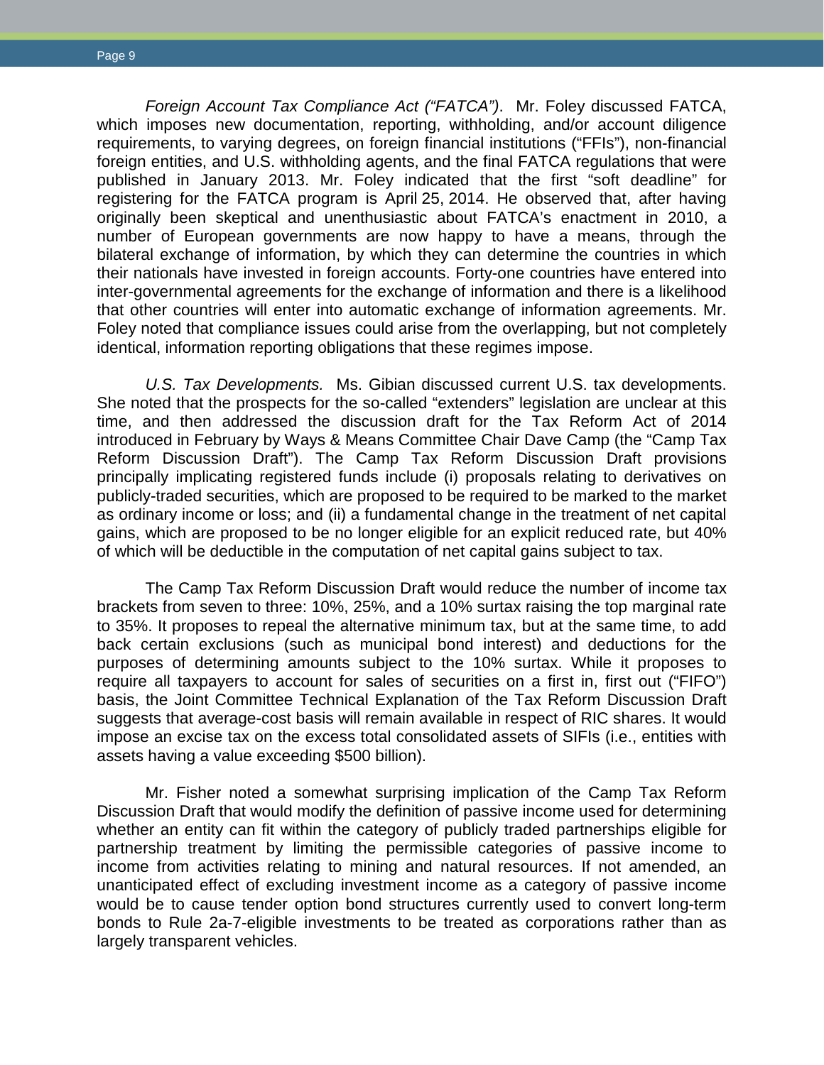*Foreign Account Tax Compliance Act ("FATCA")*. Mr. Foley discussed FATCA, which imposes new documentation, reporting, withholding, and/or account diligence requirements, to varying degrees, on foreign financial institutions ("FFIs"), non-financial foreign entities, and U.S. withholding agents, and the final FATCA regulations that were published in January 2013. Mr. Foley indicated that the first "soft deadline" for registering for the FATCA program is April 25, 2014. He observed that, after having originally been skeptical and unenthusiastic about FATCA's enactment in 2010, a number of European governments are now happy to have a means, through the bilateral exchange of information, by which they can determine the countries in which their nationals have invested in foreign accounts. Forty-one countries have entered into inter-governmental agreements for the exchange of information and there is a likelihood that other countries will enter into automatic exchange of information agreements. Mr. Foley noted that compliance issues could arise from the overlapping, but not completely identical, information reporting obligations that these regimes impose.

*U.S. Tax Developments.* Ms. Gibian discussed current U.S. tax developments. She noted that the prospects for the so-called "extenders" legislation are unclear at this time, and then addressed the discussion draft for the Tax Reform Act of 2014 introduced in February by Ways & Means Committee Chair Dave Camp (the "Camp Tax Reform Discussion Draft"). The Camp Tax Reform Discussion Draft provisions principally implicating registered funds include (i) proposals relating to derivatives on publicly-traded securities, which are proposed to be required to be marked to the market as ordinary income or loss; and (ii) a fundamental change in the treatment of net capital gains, which are proposed to be no longer eligible for an explicit reduced rate, but 40% of which will be deductible in the computation of net capital gains subject to tax.

The Camp Tax Reform Discussion Draft would reduce the number of income tax brackets from seven to three: 10%, 25%, and a 10% surtax raising the top marginal rate to 35%. It proposes to repeal the alternative minimum tax, but at the same time, to add back certain exclusions (such as municipal bond interest) and deductions for the purposes of determining amounts subject to the 10% surtax. While it proposes to require all taxpayers to account for sales of securities on a first in, first out ("FIFO") basis, the Joint Committee Technical Explanation of the Tax Reform Discussion Draft suggests that average-cost basis will remain available in respect of RIC shares. It would impose an excise tax on the excess total consolidated assets of SIFIs (i.e., entities with assets having a value exceeding $500 billion).

Mr. Fisher noted a somewhat surprising implication of the Camp Tax Reform Discussion Draft that would modify the definition of passive income used for determining whether an entity can fit within the category of publicly traded partnerships eligible for partnership treatment by limiting the permissible categories of passive income to income from activities relating to mining and natural resources. If not amended, an unanticipated effect of excluding investment income as a category of passive income would be to cause tender option bond structures currently used to convert long-term bonds to Rule 2a-7-eligible investments to be treated as corporations rather than as largely transparent vehicles.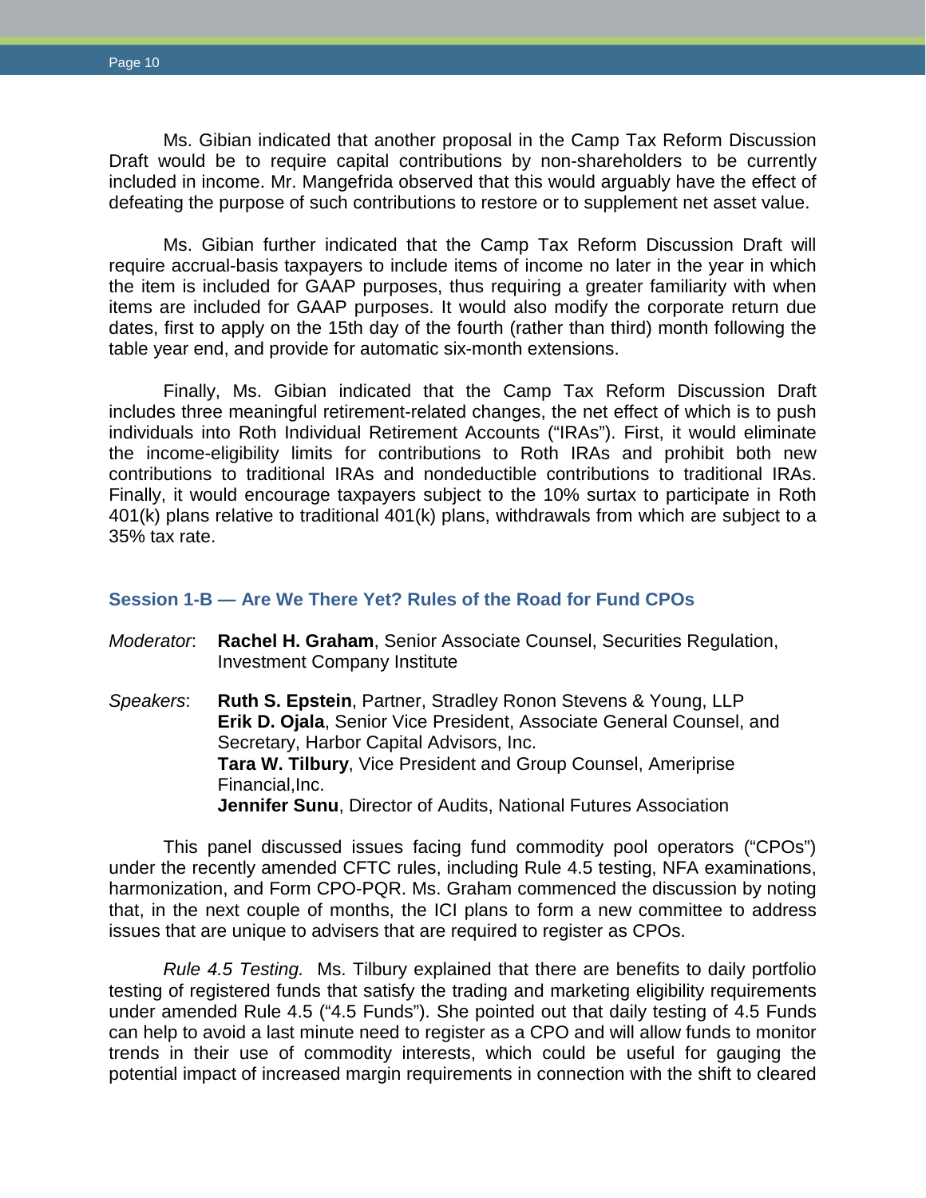Ms. Gibian indicated that another proposal in the Camp Tax Reform Discussion Draft would be to require capital contributions by non-shareholders to be currently included in income. Mr. Mangefrida observed that this would arguably have the effect of defeating the purpose of such contributions to restore or to supplement net asset value.

Ms. Gibian further indicated that the Camp Tax Reform Discussion Draft will require accrual-basis taxpayers to include items of income no later in the year in which the item is included for GAAP purposes, thus requiring a greater familiarity with when items are included for GAAP purposes. It would also modify the corporate return due dates, first to apply on the 15th day of the fourth (rather than third) month following the table year end, and provide for automatic six-month extensions.

Finally, Ms. Gibian indicated that the Camp Tax Reform Discussion Draft includes three meaningful retirement-related changes, the net effect of which is to push individuals into Roth Individual Retirement Accounts ("IRAs"). First, it would eliminate the income-eligibility limits for contributions to Roth IRAs and prohibit both new contributions to traditional IRAs and nondeductible contributions to traditional IRAs. Finally, it would encourage taxpayers subject to the 10% surtax to participate in Roth 401(k) plans relative to traditional 401(k) plans, withdrawals from which are subject to a 35% tax rate.

## Session 1-B — Are We There Yet? Rules of the Road for Fund CPOs

*Moderator*: **Rachel H. Graham**, Senior Associate Counsel, Securities Regulation, Investment Company Institute

*Speakers*: **Ruth S. Epstein**, Partner, Stradley Ronon Stevens & Young, LLP
**Erik D. Ojala**, Senior Vice President, Associate General Counsel, and Secretary, Harbor Capital Advisors, Inc.
**Tara W. Tilbury**, Vice President and Group Counsel, Ameriprise Financial,Inc.
**Jennifer Sunu**, Director of Audits, National Futures Association

This panel discussed issues facing fund commodity pool operators ("CPOs") under the recently amended CFTC rules, including Rule 4.5 testing, NFA examinations, harmonization, and Form CPO-PQR. Ms. Graham commenced the discussion by noting that, in the next couple of months, the ICI plans to form a new committee to address issues that are unique to advisers that are required to register as CPOs.

*Rule 4.5 Testing.* Ms. Tilbury explained that there are benefits to daily portfolio testing of registered funds that satisfy the trading and marketing eligibility requirements under amended Rule 4.5 ("4.5 Funds"). She pointed out that daily testing of 4.5 Funds can help to avoid a last minute need to register as a CPO and will allow funds to monitor trends in their use of commodity interests, which could be useful for gauging the potential impact of increased margin requirements in connection with the shift to cleared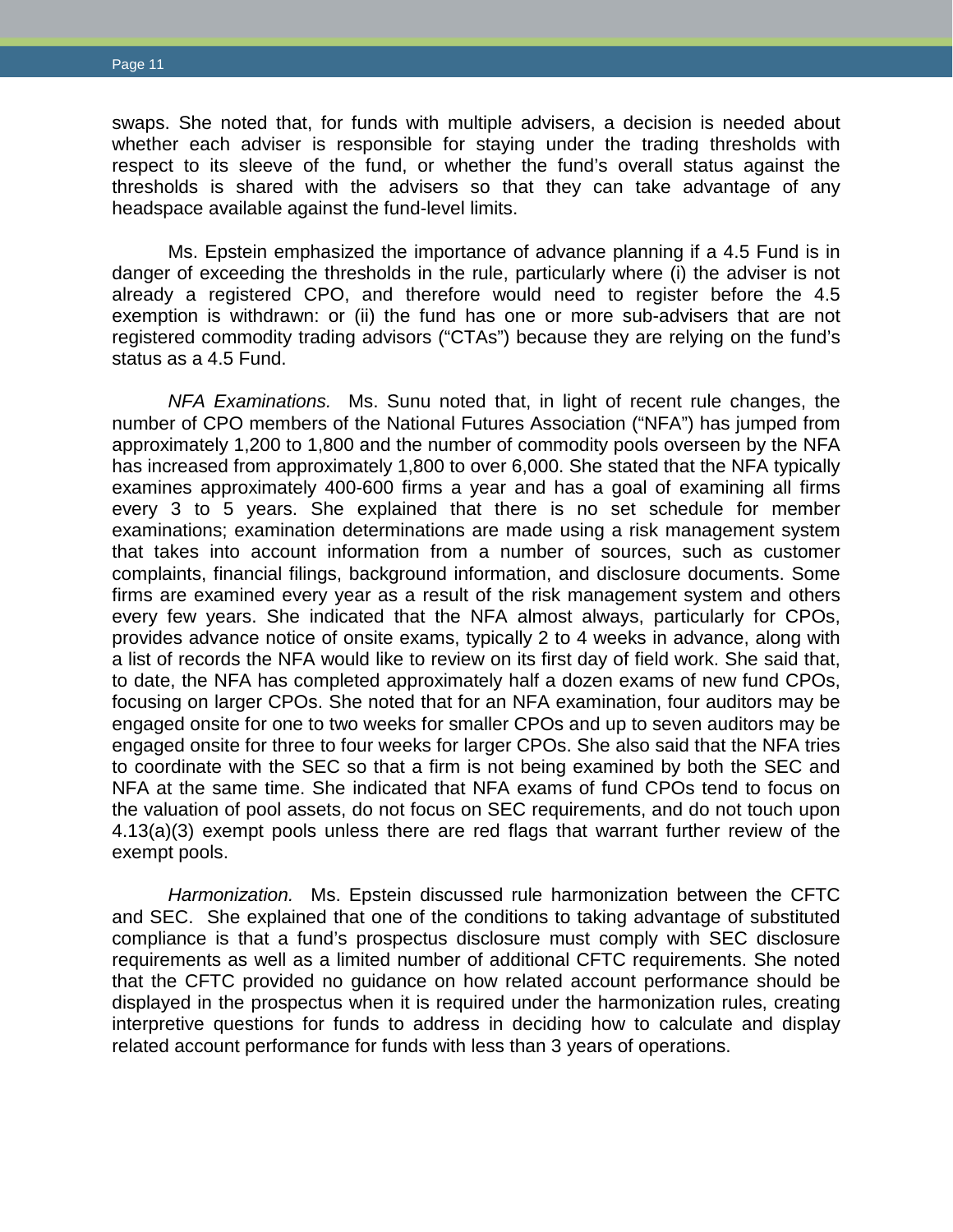swaps. She noted that, for funds with multiple advisers, a decision is needed about whether each adviser is responsible for staying under the trading thresholds with respect to its sleeve of the fund, or whether the fund's overall status against the thresholds is shared with the advisers so that they can take advantage of any headspace available against the fund-level limits.

Ms. Epstein emphasized the importance of advance planning if a 4.5 Fund is in danger of exceeding the thresholds in the rule, particularly where (i) the adviser is not already a registered CPO, and therefore would need to register before the 4.5 exemption is withdrawn: or (ii) the fund has one or more sub-advisers that are not registered commodity trading advisors ("CTAs") because they are relying on the fund's status as a 4.5 Fund.

*NFA Examinations.* Ms. Sunu noted that, in light of recent rule changes, the number of CPO members of the National Futures Association ("NFA") has jumped from approximately 1,200 to 1,800 and the number of commodity pools overseen by the NFA has increased from approximately 1,800 to over 6,000. She stated that the NFA typically examines approximately 400-600 firms a year and has a goal of examining all firms every 3 to 5 years. She explained that there is no set schedule for member examinations; examination determinations are made using a risk management system that takes into account information from a number of sources, such as customer complaints, financial filings, background information, and disclosure documents. Some firms are examined every year as a result of the risk management system and others every few years. She indicated that the NFA almost always, particularly for CPOs, provides advance notice of onsite exams, typically 2 to 4 weeks in advance, along with a list of records the NFA would like to review on its first day of field work. She said that, to date, the NFA has completed approximately half a dozen exams of new fund CPOs, focusing on larger CPOs. She noted that for an NFA examination, four auditors may be engaged onsite for one to two weeks for smaller CPOs and up to seven auditors may be engaged onsite for three to four weeks for larger CPOs. She also said that the NFA tries to coordinate with the SEC so that a firm is not being examined by both the SEC and NFA at the same time. She indicated that NFA exams of fund CPOs tend to focus on the valuation of pool assets, do not focus on SEC requirements, and do not touch upon 4.13(a)(3) exempt pools unless there are red flags that warrant further review of the exempt pools.

*Harmonization.* Ms. Epstein discussed rule harmonization between the CFTC and SEC. She explained that one of the conditions to taking advantage of substituted compliance is that a fund's prospectus disclosure must comply with SEC disclosure requirements as well as a limited number of additional CFTC requirements. She noted that the CFTC provided no guidance on how related account performance should be displayed in the prospectus when it is required under the harmonization rules, creating interpretive questions for funds to address in deciding how to calculate and display related account performance for funds with less than 3 years of operations.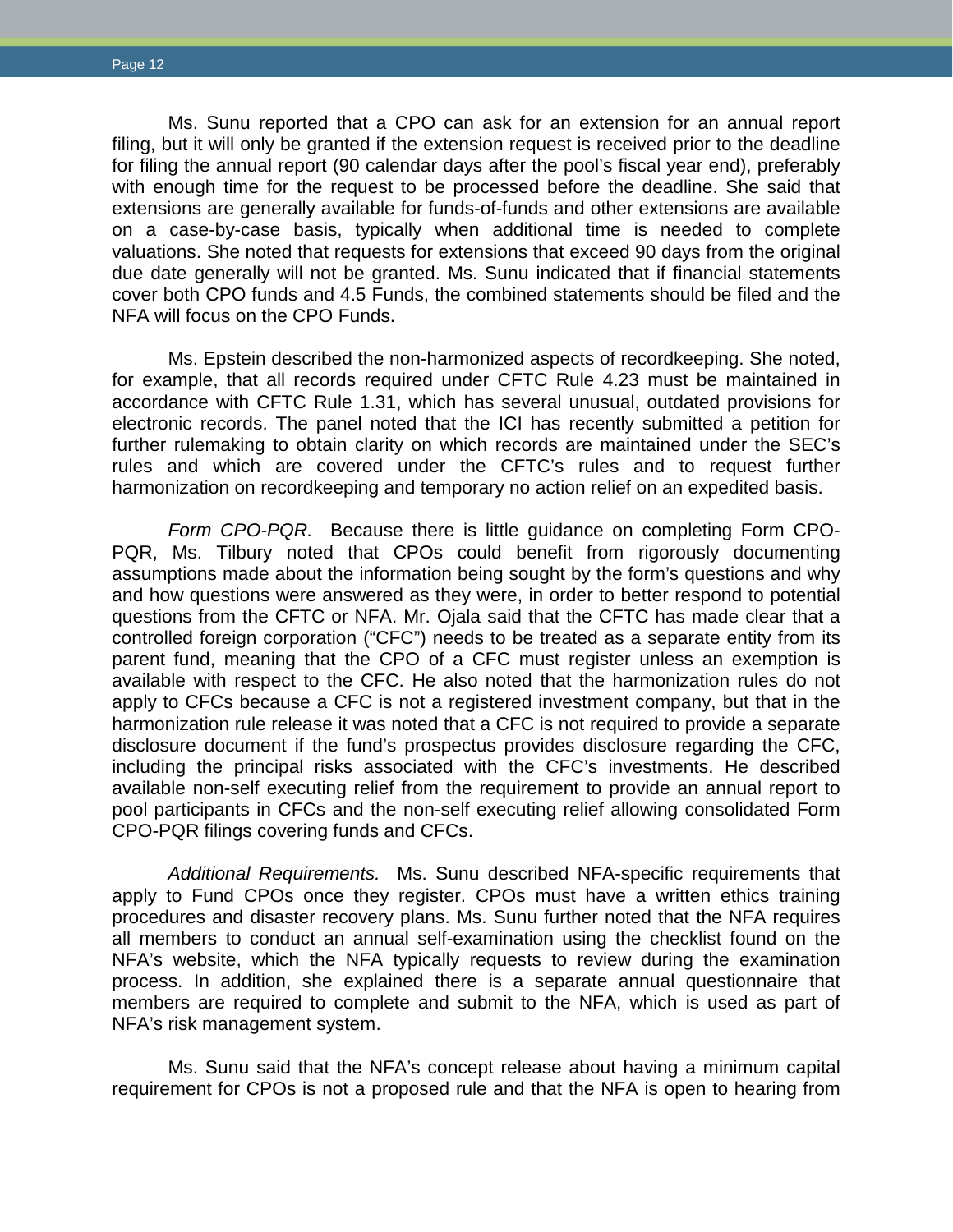Ms. Sunu reported that a CPO can ask for an extension for an annual report filing, but it will only be granted if the extension request is received prior to the deadline for filing the annual report (90 calendar days after the pool's fiscal year end), preferably with enough time for the request to be processed before the deadline. She said that extensions are generally available for funds-of-funds and other extensions are available on a case-by-case basis, typically when additional time is needed to complete valuations. She noted that requests for extensions that exceed 90 days from the original due date generally will not be granted. Ms. Sunu indicated that if financial statements cover both CPO funds and 4.5 Funds, the combined statements should be filed and the NFA will focus on the CPO Funds.

Ms. Epstein described the non-harmonized aspects of recordkeeping. She noted, for example, that all records required under CFTC Rule 4.23 must be maintained in accordance with CFTC Rule 1.31, which has several unusual, outdated provisions for electronic records. The panel noted that the ICI has recently submitted a petition for further rulemaking to obtain clarity on which records are maintained under the SEC's rules and which are covered under the CFTC's rules and to request further harmonization on recordkeeping and temporary no action relief on an expedited basis.

*Form CPO-PQR.* Because there is little guidance on completing Form CPO-PQR, Ms. Tilbury noted that CPOs could benefit from rigorously documenting assumptions made about the information being sought by the form's questions and why and how questions were answered as they were, in order to better respond to potential questions from the CFTC or NFA. Mr. Ojala said that the CFTC has made clear that a controlled foreign corporation ("CFC") needs to be treated as a separate entity from its parent fund, meaning that the CPO of a CFC must register unless an exemption is available with respect to the CFC. He also noted that the harmonization rules do not apply to CFCs because a CFC is not a registered investment company, but that in the harmonization rule release it was noted that a CFC is not required to provide a separate disclosure document if the fund's prospectus provides disclosure regarding the CFC, including the principal risks associated with the CFC's investments. He described available non-self executing relief from the requirement to provide an annual report to pool participants in CFCs and the non-self executing relief allowing consolidated Form CPO-PQR filings covering funds and CFCs.

*Additional Requirements.* Ms. Sunu described NFA-specific requirements that apply to Fund CPOs once they register. CPOs must have a written ethics training procedures and disaster recovery plans. Ms. Sunu further noted that the NFA requires all members to conduct an annual self-examination using the checklist found on the NFA's website, which the NFA typically requests to review during the examination process. In addition, she explained there is a separate annual questionnaire that members are required to complete and submit to the NFA, which is used as part of NFA's risk management system.

Ms. Sunu said that the NFA's concept release about having a minimum capital requirement for CPOs is not a proposed rule and that the NFA is open to hearing from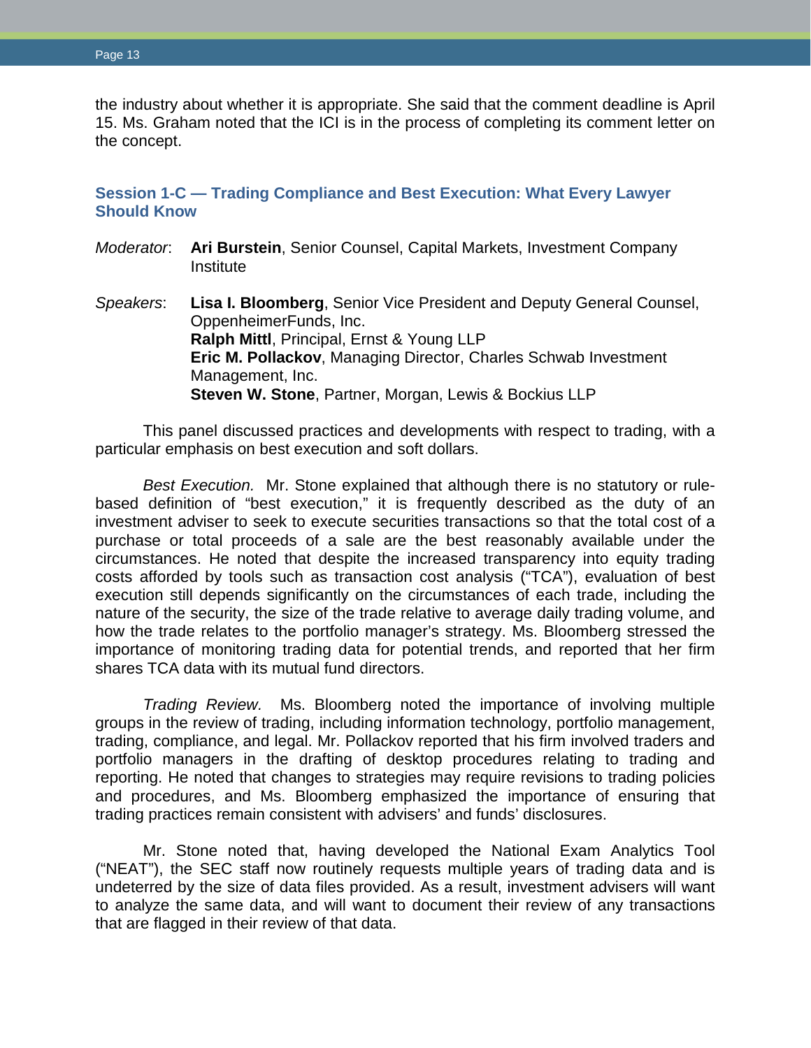the industry about whether it is appropriate. She said that the comment deadline is April 15. Ms. Graham noted that the ICI is in the process of completing its comment letter on the concept.

### Session 1-C — Trading Compliance and Best Execution: What Every Lawyer Should Know

*Moderator*: **Ari Burstein**, Senior Counsel, Capital Markets, Investment Company Institute

*Speakers*: **Lisa I. Bloomberg**, Senior Vice President and Deputy General Counsel, OppenheimerFunds, Inc.
**Ralph Mittl**, Principal, Ernst & Young LLP
**Eric M. Pollackov**, Managing Director, Charles Schwab Investment Management, Inc.
**Steven W. Stone**, Partner, Morgan, Lewis & Bockius LLP

This panel discussed practices and developments with respect to trading, with a particular emphasis on best execution and soft dollars.

*Best Execution.* Mr. Stone explained that although there is no statutory or rule-based definition of "best execution," it is frequently described as the duty of an investment adviser to seek to execute securities transactions so that the total cost of a purchase or total proceeds of a sale are the best reasonably available under the circumstances. He noted that despite the increased transparency into equity trading costs afforded by tools such as transaction cost analysis ("TCA"), evaluation of best execution still depends significantly on the circumstances of each trade, including the nature of the security, the size of the trade relative to average daily trading volume, and how the trade relates to the portfolio manager's strategy. Ms. Bloomberg stressed the importance of monitoring trading data for potential trends, and reported that her firm shares TCA data with its mutual fund directors.

*Trading Review.* Ms. Bloomberg noted the importance of involving multiple groups in the review of trading, including information technology, portfolio management, trading, compliance, and legal. Mr. Pollackov reported that his firm involved traders and portfolio managers in the drafting of desktop procedures relating to trading and reporting. He noted that changes to strategies may require revisions to trading policies and procedures, and Ms. Bloomberg emphasized the importance of ensuring that trading practices remain consistent with advisers' and funds' disclosures.

Mr. Stone noted that, having developed the National Exam Analytics Tool ("NEAT"), the SEC staff now routinely requests multiple years of trading data and is undeterred by the size of data files provided. As a result, investment advisers will want to analyze the same data, and will want to document their review of any transactions that are flagged in their review of that data.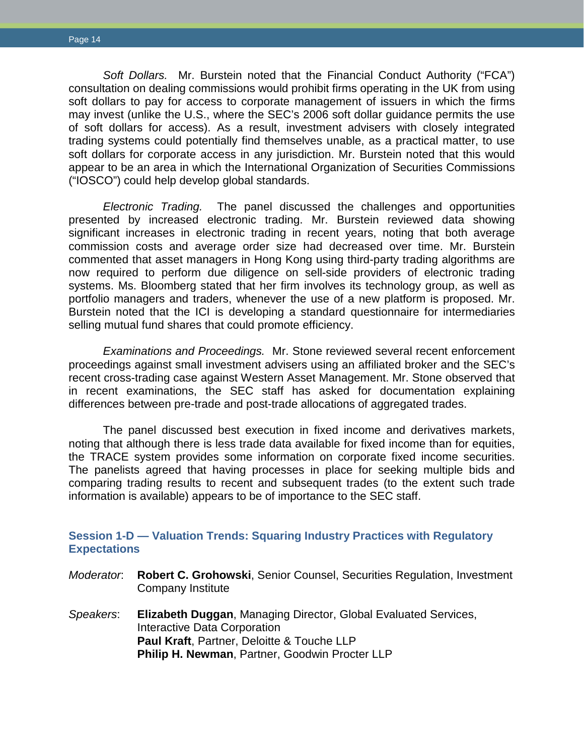*Soft Dollars.* Mr. Burstein noted that the Financial Conduct Authority ("FCA") consultation on dealing commissions would prohibit firms operating in the UK from using soft dollars to pay for access to corporate management of issuers in which the firms may invest (unlike the U.S., where the SEC's 2006 soft dollar guidance permits the use of soft dollars for access). As a result, investment advisers with closely integrated trading systems could potentially find themselves unable, as a practical matter, to use soft dollars for corporate access in any jurisdiction. Mr. Burstein noted that this would appear to be an area in which the International Organization of Securities Commissions ("IOSCO") could help develop global standards.

*Electronic Trading.* The panel discussed the challenges and opportunities presented by increased electronic trading. Mr. Burstein reviewed data showing significant increases in electronic trading in recent years, noting that both average commission costs and average order size had decreased over time. Mr. Burstein commented that asset managers in Hong Kong using third-party trading algorithms are now required to perform due diligence on sell-side providers of electronic trading systems. Ms. Bloomberg stated that her firm involves its technology group, as well as portfolio managers and traders, whenever the use of a new platform is proposed. Mr. Burstein noted that the ICI is developing a standard questionnaire for intermediaries selling mutual fund shares that could promote efficiency.

*Examinations and Proceedings.* Mr. Stone reviewed several recent enforcement proceedings against small investment advisers using an affiliated broker and the SEC's recent cross-trading case against Western Asset Management. Mr. Stone observed that in recent examinations, the SEC staff has asked for documentation explaining differences between pre-trade and post-trade allocations of aggregated trades.

The panel discussed best execution in fixed income and derivatives markets, noting that although there is less trade data available for fixed income than for equities, the TRACE system provides some information on corporate fixed income securities. The panelists agreed that having processes in place for seeking multiple bids and comparing trading results to recent and subsequent trades (to the extent such trade information is available) appears to be of importance to the SEC staff.

## Session 1-D — Valuation Trends: Squaring Industry Practices with Regulatory Expectations

*Moderator*: **Robert C. Grohowski**, Senior Counsel, Securities Regulation, Investment Company Institute

*Speakers*: **Elizabeth Duggan**, Managing Director, Global Evaluated Services, Interactive Data Corporation
**Paul Kraft**, Partner, Deloitte & Touche LLP
**Philip H. Newman**, Partner, Goodwin Procter LLP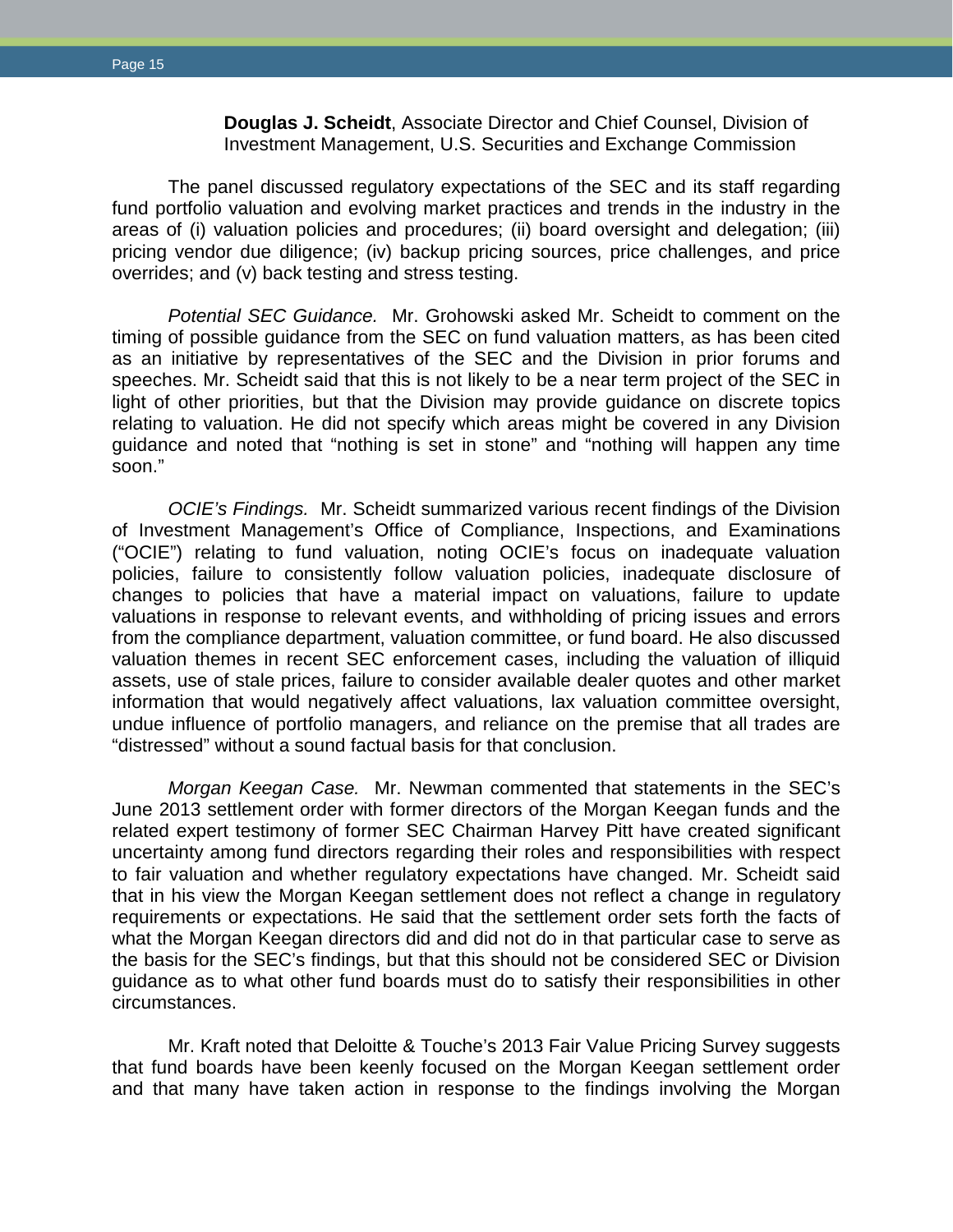**Douglas J. Scheidt**, Associate Director and Chief Counsel, Division of Investment Management, U.S. Securities and Exchange Commission

The panel discussed regulatory expectations of the SEC and its staff regarding fund portfolio valuation and evolving market practices and trends in the industry in the areas of (i) valuation policies and procedures; (ii) board oversight and delegation; (iii) pricing vendor due diligence; (iv) backup pricing sources, price challenges, and price overrides; and (v) back testing and stress testing.

*Potential SEC Guidance.* Mr. Grohowski asked Mr. Scheidt to comment on the timing of possible guidance from the SEC on fund valuation matters, as has been cited as an initiative by representatives of the SEC and the Division in prior forums and speeches. Mr. Scheidt said that this is not likely to be a near term project of the SEC in light of other priorities, but that the Division may provide guidance on discrete topics relating to valuation. He did not specify which areas might be covered in any Division guidance and noted that "nothing is set in stone" and "nothing will happen any time soon."

*OCIE's Findings.* Mr. Scheidt summarized various recent findings of the Division of Investment Management's Office of Compliance, Inspections, and Examinations ("OCIE") relating to fund valuation, noting OCIE's focus on inadequate valuation policies, failure to consistently follow valuation policies, inadequate disclosure of changes to policies that have a material impact on valuations, failure to update valuations in response to relevant events, and withholding of pricing issues and errors from the compliance department, valuation committee, or fund board. He also discussed valuation themes in recent SEC enforcement cases, including the valuation of illiquid assets, use of stale prices, failure to consider available dealer quotes and other market information that would negatively affect valuations, lax valuation committee oversight, undue influence of portfolio managers, and reliance on the premise that all trades are "distressed" without a sound factual basis for that conclusion.

*Morgan Keegan Case.* Mr. Newman commented that statements in the SEC's June 2013 settlement order with former directors of the Morgan Keegan funds and the related expert testimony of former SEC Chairman Harvey Pitt have created significant uncertainty among fund directors regarding their roles and responsibilities with respect to fair valuation and whether regulatory expectations have changed. Mr. Scheidt said that in his view the Morgan Keegan settlement does not reflect a change in regulatory requirements or expectations. He said that the settlement order sets forth the facts of what the Morgan Keegan directors did and did not do in that particular case to serve as the basis for the SEC's findings, but that this should not be considered SEC or Division guidance as to what other fund boards must do to satisfy their responsibilities in other circumstances.

Mr. Kraft noted that Deloitte & Touche's 2013 Fair Value Pricing Survey suggests that fund boards have been keenly focused on the Morgan Keegan settlement order and that many have taken action in response to the findings involving the Morgan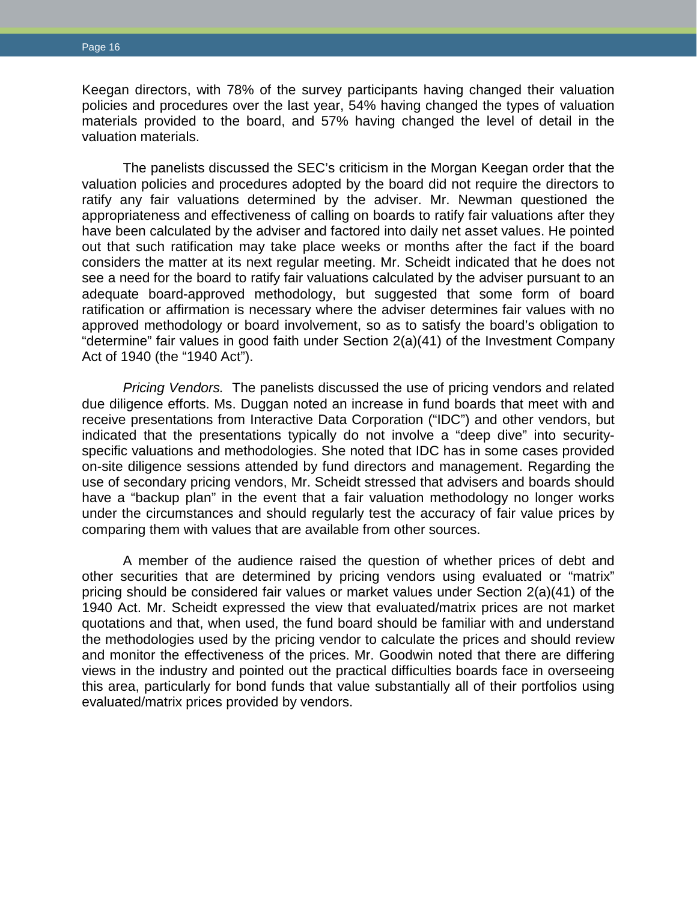Keegan directors, with 78% of the survey participants having changed their valuation policies and procedures over the last year, 54% having changed the types of valuation materials provided to the board, and 57% having changed the level of detail in the valuation materials.

The panelists discussed the SEC's criticism in the Morgan Keegan order that the valuation policies and procedures adopted by the board did not require the directors to ratify any fair valuations determined by the adviser. Mr. Newman questioned the appropriateness and effectiveness of calling on boards to ratify fair valuations after they have been calculated by the adviser and factored into daily net asset values. He pointed out that such ratification may take place weeks or months after the fact if the board considers the matter at its next regular meeting. Mr. Scheidt indicated that he does not see a need for the board to ratify fair valuations calculated by the adviser pursuant to an adequate board-approved methodology, but suggested that some form of board ratification or affirmation is necessary where the adviser determines fair values with no approved methodology or board involvement, so as to satisfy the board's obligation to "determine" fair values in good faith under Section 2(a)(41) of the Investment Company Act of 1940 (the "1940 Act").

*Pricing Vendors.* The panelists discussed the use of pricing vendors and related due diligence efforts. Ms. Duggan noted an increase in fund boards that meet with and receive presentations from Interactive Data Corporation ("IDC") and other vendors, but indicated that the presentations typically do not involve a "deep dive" into security-specific valuations and methodologies. She noted that IDC has in some cases provided on-site diligence sessions attended by fund directors and management. Regarding the use of secondary pricing vendors, Mr. Scheidt stressed that advisers and boards should have a "backup plan" in the event that a fair valuation methodology no longer works under the circumstances and should regularly test the accuracy of fair value prices by comparing them with values that are available from other sources.

A member of the audience raised the question of whether prices of debt and other securities that are determined by pricing vendors using evaluated or "matrix" pricing should be considered fair values or market values under Section 2(a)(41) of the 1940 Act. Mr. Scheidt expressed the view that evaluated/matrix prices are not market quotations and that, when used, the fund board should be familiar with and understand the methodologies used by the pricing vendor to calculate the prices and should review and monitor the effectiveness of the prices. Mr. Goodwin noted that there are differing views in the industry and pointed out the practical difficulties boards face in overseeing this area, particularly for bond funds that value substantially all of their portfolios using evaluated/matrix prices provided by vendors.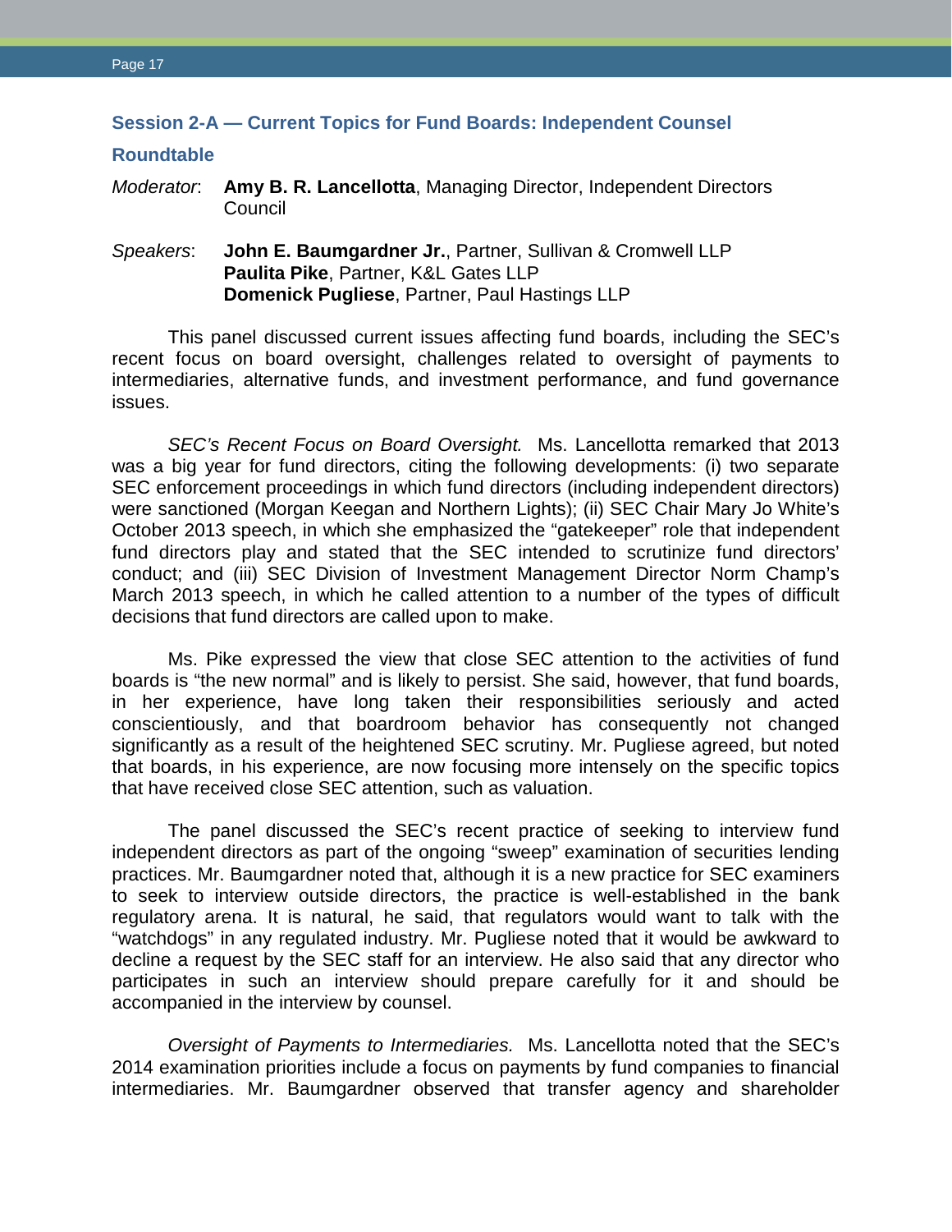## Session 2-A — Current Topics for Fund Boards: Independent Counsel Roundtable

*Moderator*: **Amy B. R. Lancellotta**, Managing Director, Independent Directors Council

*Speakers*: **John E. Baumgardner Jr.**, Partner, Sullivan & Cromwell LLP
**Paulita Pike**, Partner, K&L Gates LLP
**Domenick Pugliese**, Partner, Paul Hastings LLP

This panel discussed current issues affecting fund boards, including the SEC's recent focus on board oversight, challenges related to oversight of payments to intermediaries, alternative funds, and investment performance, and fund governance issues.

*SEC's Recent Focus on Board Oversight.* Ms. Lancellotta remarked that 2013 was a big year for fund directors, citing the following developments: (i) two separate SEC enforcement proceedings in which fund directors (including independent directors) were sanctioned (Morgan Keegan and Northern Lights); (ii) SEC Chair Mary Jo White's October 2013 speech, in which she emphasized the "gatekeeper" role that independent fund directors play and stated that the SEC intended to scrutinize fund directors' conduct; and (iii) SEC Division of Investment Management Director Norm Champ's March 2013 speech, in which he called attention to a number of the types of difficult decisions that fund directors are called upon to make.

Ms. Pike expressed the view that close SEC attention to the activities of fund boards is "the new normal" and is likely to persist. She said, however, that fund boards, in her experience, have long taken their responsibilities seriously and acted conscientiously, and that boardroom behavior has consequently not changed significantly as a result of the heightened SEC scrutiny. Mr. Pugliese agreed, but noted that boards, in his experience, are now focusing more intensely on the specific topics that have received close SEC attention, such as valuation.

The panel discussed the SEC's recent practice of seeking to interview fund independent directors as part of the ongoing "sweep" examination of securities lending practices. Mr. Baumgardner noted that, although it is a new practice for SEC examiners to seek to interview outside directors, the practice is well-established in the bank regulatory arena. It is natural, he said, that regulators would want to talk with the "watchdogs" in any regulated industry. Mr. Pugliese noted that it would be awkward to decline a request by the SEC staff for an interview. He also said that any director who participates in such an interview should prepare carefully for it and should be accompanied in the interview by counsel.

*Oversight of Payments to Intermediaries.* Ms. Lancellotta noted that the SEC's 2014 examination priorities include a focus on payments by fund companies to financial intermediaries. Mr. Baumgardner observed that transfer agency and shareholder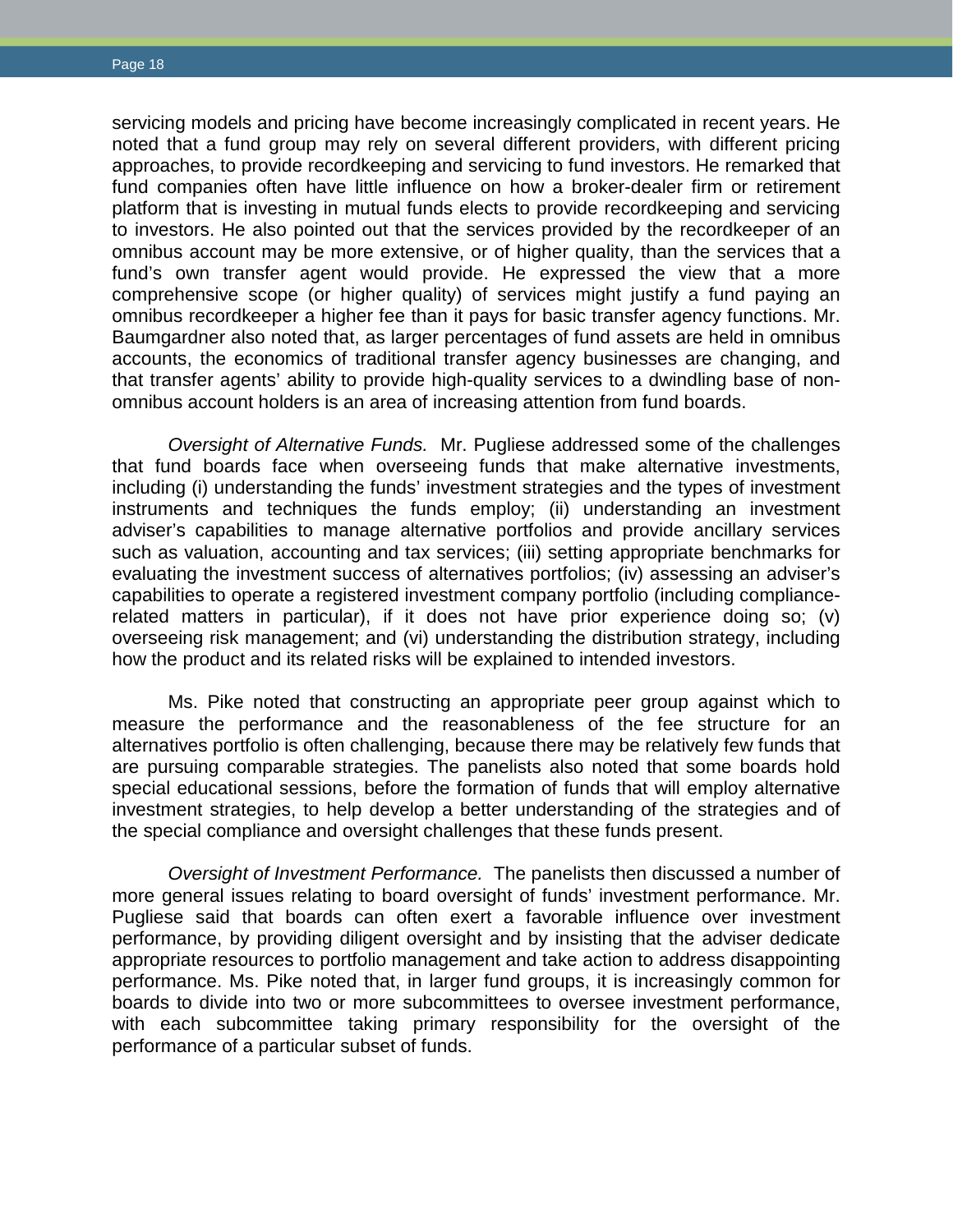servicing models and pricing have become increasingly complicated in recent years. He noted that a fund group may rely on several different providers, with different pricing approaches, to provide recordkeeping and servicing to fund investors. He remarked that fund companies often have little influence on how a broker-dealer firm or retirement platform that is investing in mutual funds elects to provide recordkeeping and servicing to investors. He also pointed out that the services provided by the recordkeeper of an omnibus account may be more extensive, or of higher quality, than the services that a fund's own transfer agent would provide. He expressed the view that a more comprehensive scope (or higher quality) of services might justify a fund paying an omnibus recordkeeper a higher fee than it pays for basic transfer agency functions. Mr. Baumgardner also noted that, as larger percentages of fund assets are held in omnibus accounts, the economics of traditional transfer agency businesses are changing, and that transfer agents' ability to provide high-quality services to a dwindling base of non-omnibus account holders is an area of increasing attention from fund boards.

*Oversight of Alternative Funds.* Mr. Pugliese addressed some of the challenges that fund boards face when overseeing funds that make alternative investments, including (i) understanding the funds' investment strategies and the types of investment instruments and techniques the funds employ; (ii) understanding an investment adviser's capabilities to manage alternative portfolios and provide ancillary services such as valuation, accounting and tax services; (iii) setting appropriate benchmarks for evaluating the investment success of alternatives portfolios; (iv) assessing an adviser's capabilities to operate a registered investment company portfolio (including compliance-related matters in particular), if it does not have prior experience doing so; (v) overseeing risk management; and (vi) understanding the distribution strategy, including how the product and its related risks will be explained to intended investors.

Ms. Pike noted that constructing an appropriate peer group against which to measure the performance and the reasonableness of the fee structure for an alternatives portfolio is often challenging, because there may be relatively few funds that are pursuing comparable strategies. The panelists also noted that some boards hold special educational sessions, before the formation of funds that will employ alternative investment strategies, to help develop a better understanding of the strategies and of the special compliance and oversight challenges that these funds present.

*Oversight of Investment Performance.* The panelists then discussed a number of more general issues relating to board oversight of funds' investment performance. Mr. Pugliese said that boards can often exert a favorable influence over investment performance, by providing diligent oversight and by insisting that the adviser dedicate appropriate resources to portfolio management and take action to address disappointing performance. Ms. Pike noted that, in larger fund groups, it is increasingly common for boards to divide into two or more subcommittees to oversee investment performance, with each subcommittee taking primary responsibility for the oversight of the performance of a particular subset of funds.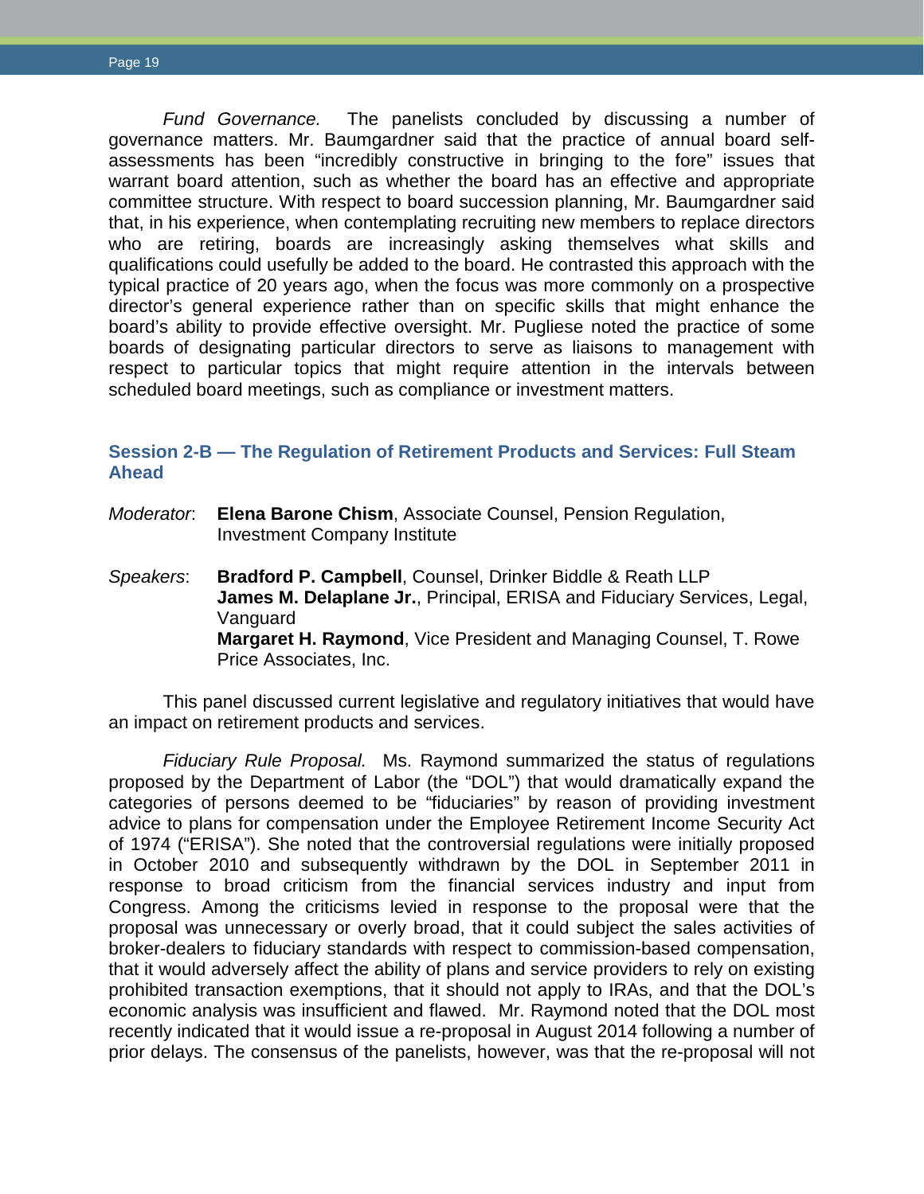*Fund Governance.* The panelists concluded by discussing a number of governance matters. Mr. Baumgardner said that the practice of annual board self-assessments has been "incredibly constructive in bringing to the fore" issues that warrant board attention, such as whether the board has an effective and appropriate committee structure. With respect to board succession planning, Mr. Baumgardner said that, in his experience, when contemplating recruiting new members to replace directors who are retiring, boards are increasingly asking themselves what skills and qualifications could usefully be added to the board. He contrasted this approach with the typical practice of 20 years ago, when the focus was more commonly on a prospective director's general experience rather than on specific skills that might enhance the board's ability to provide effective oversight. Mr. Pugliese noted the practice of some boards of designating particular directors to serve as liaisons to management with respect to particular topics that might require attention in the intervals between scheduled board meetings, such as compliance or investment matters.

### Session 2-B — The Regulation of Retirement Products and Services: Full Steam Ahead

*Moderator*: **Elena Barone Chism**, Associate Counsel, Pension Regulation, Investment Company Institute

*Speakers*: **Bradford P. Campbell**, Counsel, Drinker Biddle & Reath LLP
**James M. Delaplane Jr.**, Principal, ERISA and Fiduciary Services, Legal, Vanguard
**Margaret H. Raymond**, Vice President and Managing Counsel, T. Rowe Price Associates, Inc.

This panel discussed current legislative and regulatory initiatives that would have an impact on retirement products and services.

*Fiduciary Rule Proposal.* Ms. Raymond summarized the status of regulations proposed by the Department of Labor (the "DOL") that would dramatically expand the categories of persons deemed to be "fiduciaries" by reason of providing investment advice to plans for compensation under the Employee Retirement Income Security Act of 1974 ("ERISA"). She noted that the controversial regulations were initially proposed in October 2010 and subsequently withdrawn by the DOL in September 2011 in response to broad criticism from the financial services industry and input from Congress. Among the criticisms levied in response to the proposal were that the proposal was unnecessary or overly broad, that it could subject the sales activities of broker-dealers to fiduciary standards with respect to commission-based compensation, that it would adversely affect the ability of plans and service providers to rely on existing prohibited transaction exemptions, that it should not apply to IRAs, and that the DOL's economic analysis was insufficient and flawed. Mr. Raymond noted that the DOL most recently indicated that it would issue a re-proposal in August 2014 following a number of prior delays. The consensus of the panelists, however, was that the re-proposal will not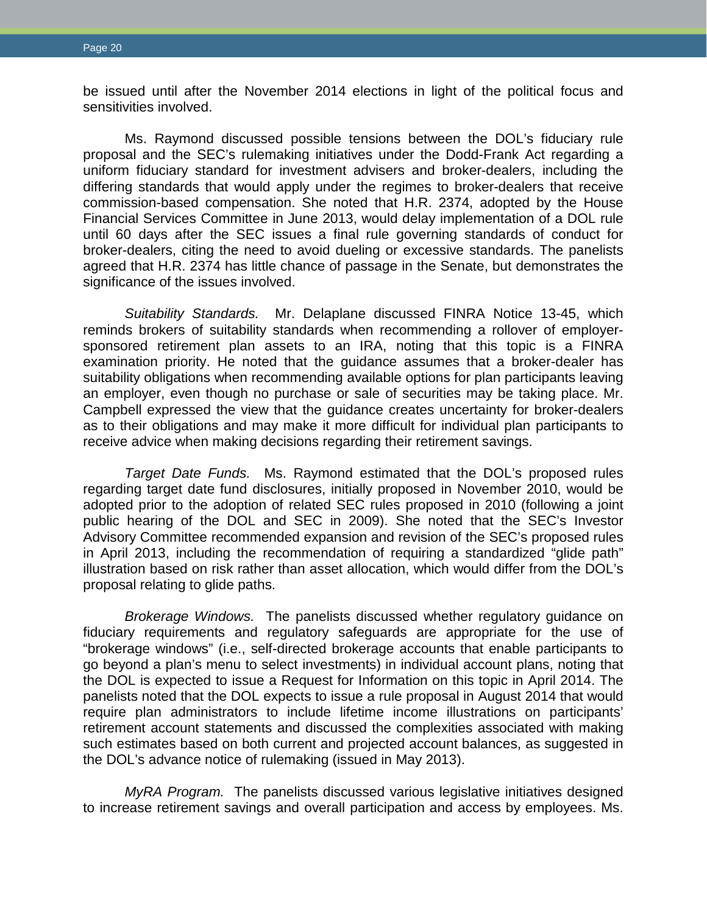be issued until after the November 2014 elections in light of the political focus and sensitivities involved.

Ms. Raymond discussed possible tensions between the DOL's fiduciary rule proposal and the SEC's rulemaking initiatives under the Dodd-Frank Act regarding a uniform fiduciary standard for investment advisers and broker-dealers, including the differing standards that would apply under the regimes to broker-dealers that receive commission-based compensation. She noted that H.R. 2374, adopted by the House Financial Services Committee in June 2013, would delay implementation of a DOL rule until 60 days after the SEC issues a final rule governing standards of conduct for broker-dealers, citing the need to avoid dueling or excessive standards. The panelists agreed that H.R. 2374 has little chance of passage in the Senate, but demonstrates the significance of the issues involved.

*Suitability Standards.* Mr. Delaplane discussed FINRA Notice 13-45, which reminds brokers of suitability standards when recommending a rollover of employer-sponsored retirement plan assets to an IRA, noting that this topic is a FINRA examination priority. He noted that the guidance assumes that a broker-dealer has suitability obligations when recommending available options for plan participants leaving an employer, even though no purchase or sale of securities may be taking place. Mr. Campbell expressed the view that the guidance creates uncertainty for broker-dealers as to their obligations and may make it more difficult for individual plan participants to receive advice when making decisions regarding their retirement savings.

*Target Date Funds.* Ms. Raymond estimated that the DOL's proposed rules regarding target date fund disclosures, initially proposed in November 2010, would be adopted prior to the adoption of related SEC rules proposed in 2010 (following a joint public hearing of the DOL and SEC in 2009). She noted that the SEC's Investor Advisory Committee recommended expansion and revision of the SEC's proposed rules in April 2013, including the recommendation of requiring a standardized "glide path" illustration based on risk rather than asset allocation, which would differ from the DOL's proposal relating to glide paths.

*Brokerage Windows.* The panelists discussed whether regulatory guidance on fiduciary requirements and regulatory safeguards are appropriate for the use of "brokerage windows" (i.e., self-directed brokerage accounts that enable participants to go beyond a plan's menu to select investments) in individual account plans, noting that the DOL is expected to issue a Request for Information on this topic in April 2014. The panelists noted that the DOL expects to issue a rule proposal in August 2014 that would require plan administrators to include lifetime income illustrations on participants' retirement account statements and discussed the complexities associated with making such estimates based on both current and projected account balances, as suggested in the DOL's advance notice of rulemaking (issued in May 2013).

*MyRA Program.* The panelists discussed various legislative initiatives designed to increase retirement savings and overall participation and access by employees. Ms.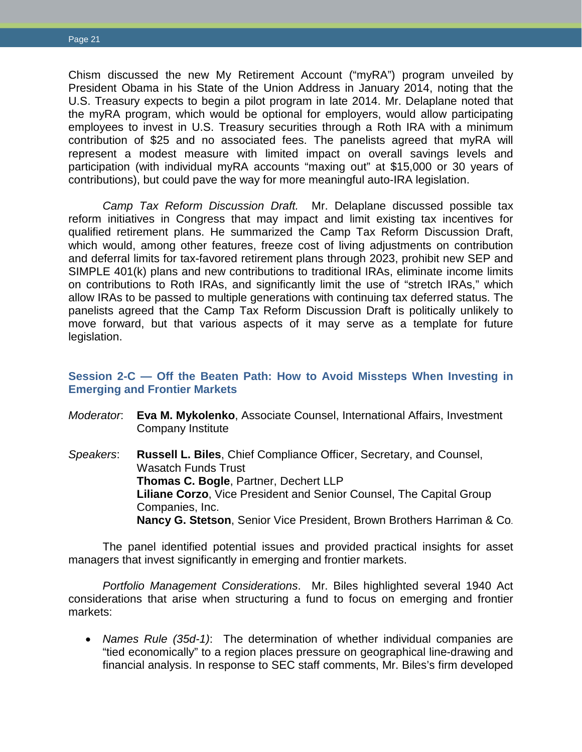Chism discussed the new My Retirement Account ("myRA") program unveiled by President Obama in his State of the Union Address in January 2014, noting that the U.S. Treasury expects to begin a pilot program in late 2014. Mr. Delaplane noted that the myRA program, which would be optional for employers, would allow participating employees to invest in U.S. Treasury securities through a Roth IRA with a minimum contribution of $25 and no associated fees. The panelists agreed that myRA will represent a modest measure with limited impact on overall savings levels and participation (with individual myRA accounts "maxing out" at $15,000 or 30 years of contributions), but could pave the way for more meaningful auto-IRA legislation.

*Camp Tax Reform Discussion Draft.* Mr. Delaplane discussed possible tax reform initiatives in Congress that may impact and limit existing tax incentives for qualified retirement plans. He summarized the Camp Tax Reform Discussion Draft, which would, among other features, freeze cost of living adjustments on contribution and deferral limits for tax-favored retirement plans through 2023, prohibit new SEP and SIMPLE 401(k) plans and new contributions to traditional IRAs, eliminate income limits on contributions to Roth IRAs, and significantly limit the use of "stretch IRAs," which allow IRAs to be passed to multiple generations with continuing tax deferred status. The panelists agreed that the Camp Tax Reform Discussion Draft is politically unlikely to move forward, but that various aspects of it may serve as a template for future legislation.

### Session 2-C — Off the Beaten Path: How to Avoid Missteps When Investing in Emerging and Frontier Markets

*Moderator*: **Eva M. Mykolenko**, Associate Counsel, International Affairs, Investment Company Institute

*Speakers*: **Russell L. Biles**, Chief Compliance Officer, Secretary, and Counsel, Wasatch Funds Trust
**Thomas C. Bogle**, Partner, Dechert LLP
**Liliane Corzo**, Vice President and Senior Counsel, The Capital Group Companies, Inc.
**Nancy G. Stetson**, Senior Vice President, Brown Brothers Harriman & Co.

The panel identified potential issues and provided practical insights for asset managers that invest significantly in emerging and frontier markets.

*Portfolio Management Considerations*. Mr. Biles highlighted several 1940 Act considerations that arise when structuring a fund to focus on emerging and frontier markets:

- *Names Rule (35d-1)*: The determination of whether individual companies are "tied economically" to a region places pressure on geographical line-drawing and financial analysis. In response to SEC staff comments, Mr. Biles's firm developed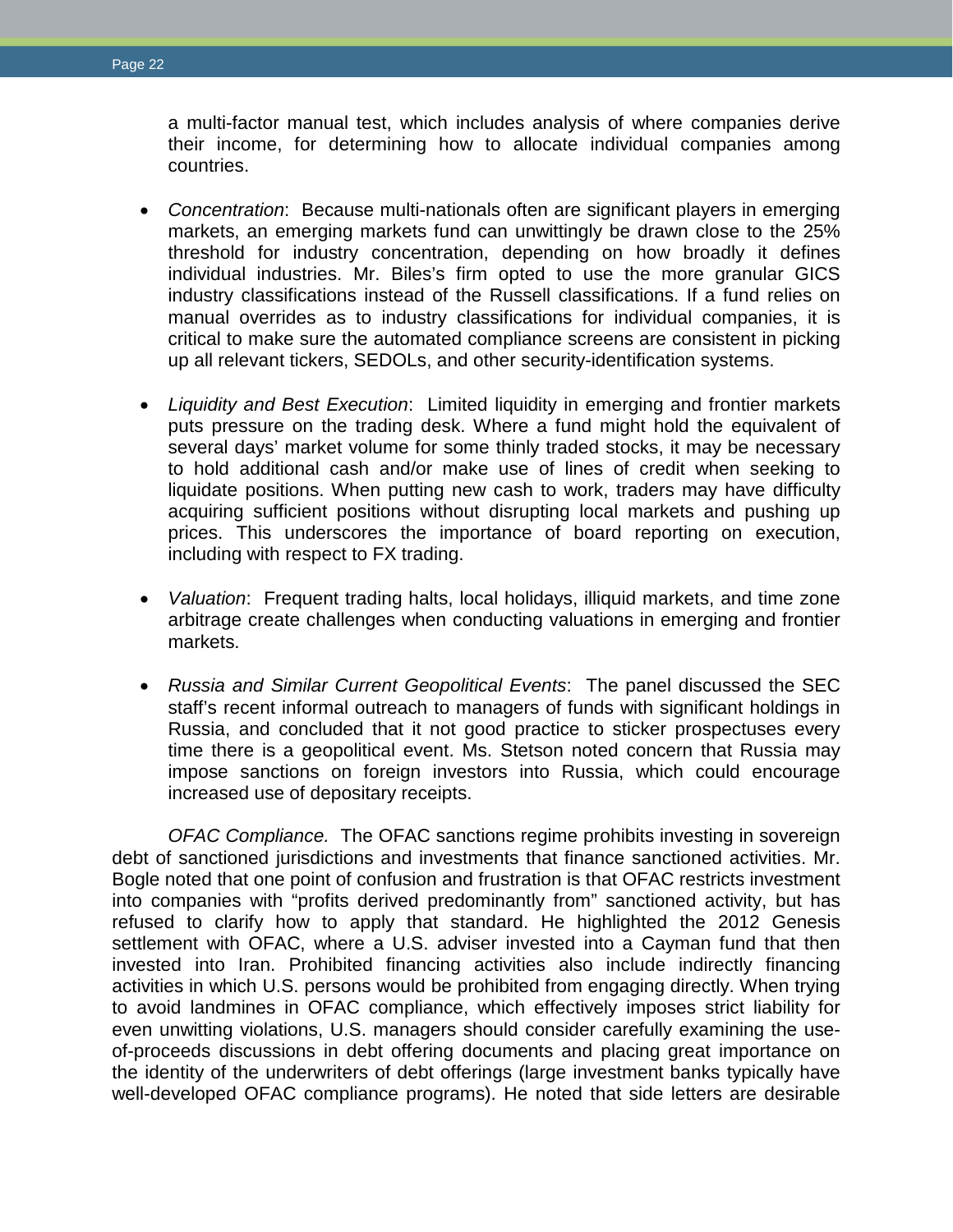a multi-factor manual test, which includes analysis of where companies derive their income, for determining how to allocate individual companies among countries.

- *Concentration*: Because multi-nationals often are significant players in emerging markets, an emerging markets fund can unwittingly be drawn close to the 25% threshold for industry concentration, depending on how broadly it defines individual industries. Mr. Biles's firm opted to use the more granular GICS industry classifications instead of the Russell classifications. If a fund relies on manual overrides as to industry classifications for individual companies, it is critical to make sure the automated compliance screens are consistent in picking up all relevant tickers, SEDOLs, and other security-identification systems.

- *Liquidity and Best Execution*: Limited liquidity in emerging and frontier markets puts pressure on the trading desk. Where a fund might hold the equivalent of several days' market volume for some thinly traded stocks, it may be necessary to hold additional cash and/or make use of lines of credit when seeking to liquidate positions. When putting new cash to work, traders may have difficulty acquiring sufficient positions without disrupting local markets and pushing up prices. This underscores the importance of board reporting on execution, including with respect to FX trading.

- *Valuation*: Frequent trading halts, local holidays, illiquid markets, and time zone arbitrage create challenges when conducting valuations in emerging and frontier markets.

- *Russia and Similar Current Geopolitical Events*: The panel discussed the SEC staff's recent informal outreach to managers of funds with significant holdings in Russia, and concluded that it not good practice to sticker prospectuses every time there is a geopolitical event. Ms. Stetson noted concern that Russia may impose sanctions on foreign investors into Russia, which could encourage increased use of depositary receipts.

*OFAC Compliance.* The OFAC sanctions regime prohibits investing in sovereign debt of sanctioned jurisdictions and investments that finance sanctioned activities. Mr. Bogle noted that one point of confusion and frustration is that OFAC restricts investment into companies with "profits derived predominantly from" sanctioned activity, but has refused to clarify how to apply that standard. He highlighted the 2012 Genesis settlement with OFAC, where a U.S. adviser invested into a Cayman fund that then invested into Iran. Prohibited financing activities also include indirectly financing activities in which U.S. persons would be prohibited from engaging directly. When trying to avoid landmines in OFAC compliance, which effectively imposes strict liability for even unwitting violations, U.S. managers should consider carefully examining the use-of-proceeds discussions in debt offering documents and placing great importance on the identity of the underwriters of debt offerings (large investment banks typically have well-developed OFAC compliance programs). He noted that side letters are desirable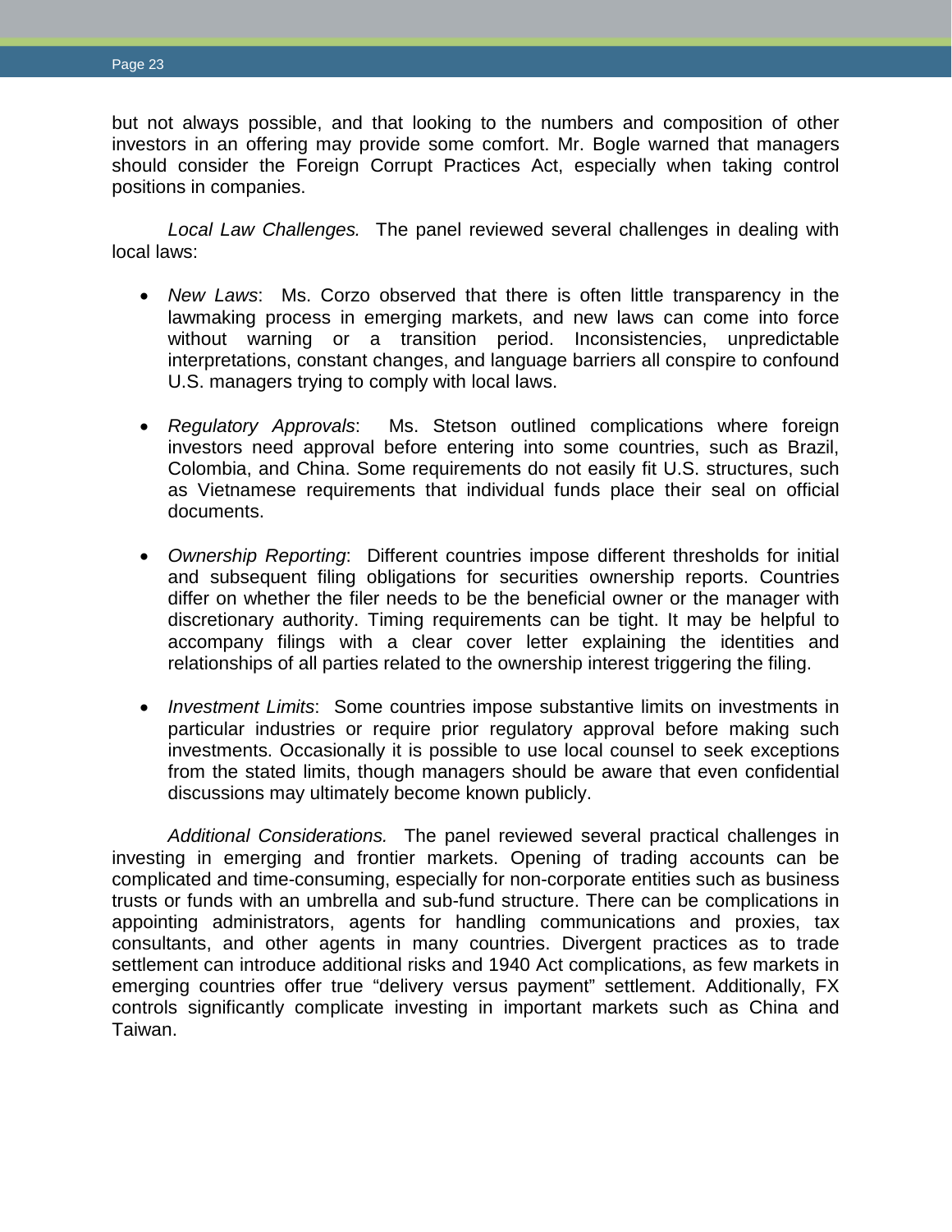but not always possible, and that looking to the numbers and composition of other investors in an offering may provide some comfort. Mr. Bogle warned that managers should consider the Foreign Corrupt Practices Act, especially when taking control positions in companies.

*Local Law Challenges.* The panel reviewed several challenges in dealing with local laws:

- *New Laws*: Ms. Corzo observed that there is often little transparency in the lawmaking process in emerging markets, and new laws can come into force without warning or a transition period. Inconsistencies, unpredictable interpretations, constant changes, and language barriers all conspire to confound U.S. managers trying to comply with local laws.

- *Regulatory Approvals*: Ms. Stetson outlined complications where foreign investors need approval before entering into some countries, such as Brazil, Colombia, and China. Some requirements do not easily fit U.S. structures, such as Vietnamese requirements that individual funds place their seal on official documents.

- *Ownership Reporting*: Different countries impose different thresholds for initial and subsequent filing obligations for securities ownership reports. Countries differ on whether the filer needs to be the beneficial owner or the manager with discretionary authority. Timing requirements can be tight. It may be helpful to accompany filings with a clear cover letter explaining the identities and relationships of all parties related to the ownership interest triggering the filing.

- *Investment Limits*: Some countries impose substantive limits on investments in particular industries or require prior regulatory approval before making such investments. Occasionally it is possible to use local counsel to seek exceptions from the stated limits, though managers should be aware that even confidential discussions may ultimately become known publicly.

*Additional Considerations.* The panel reviewed several practical challenges in investing in emerging and frontier markets. Opening of trading accounts can be complicated and time-consuming, especially for non-corporate entities such as business trusts or funds with an umbrella and sub-fund structure. There can be complications in appointing administrators, agents for handling communications and proxies, tax consultants, and other agents in many countries. Divergent practices as to trade settlement can introduce additional risks and 1940 Act complications, as few markets in emerging countries offer true "delivery versus payment" settlement. Additionally, FX controls significantly complicate investing in important markets such as China and Taiwan.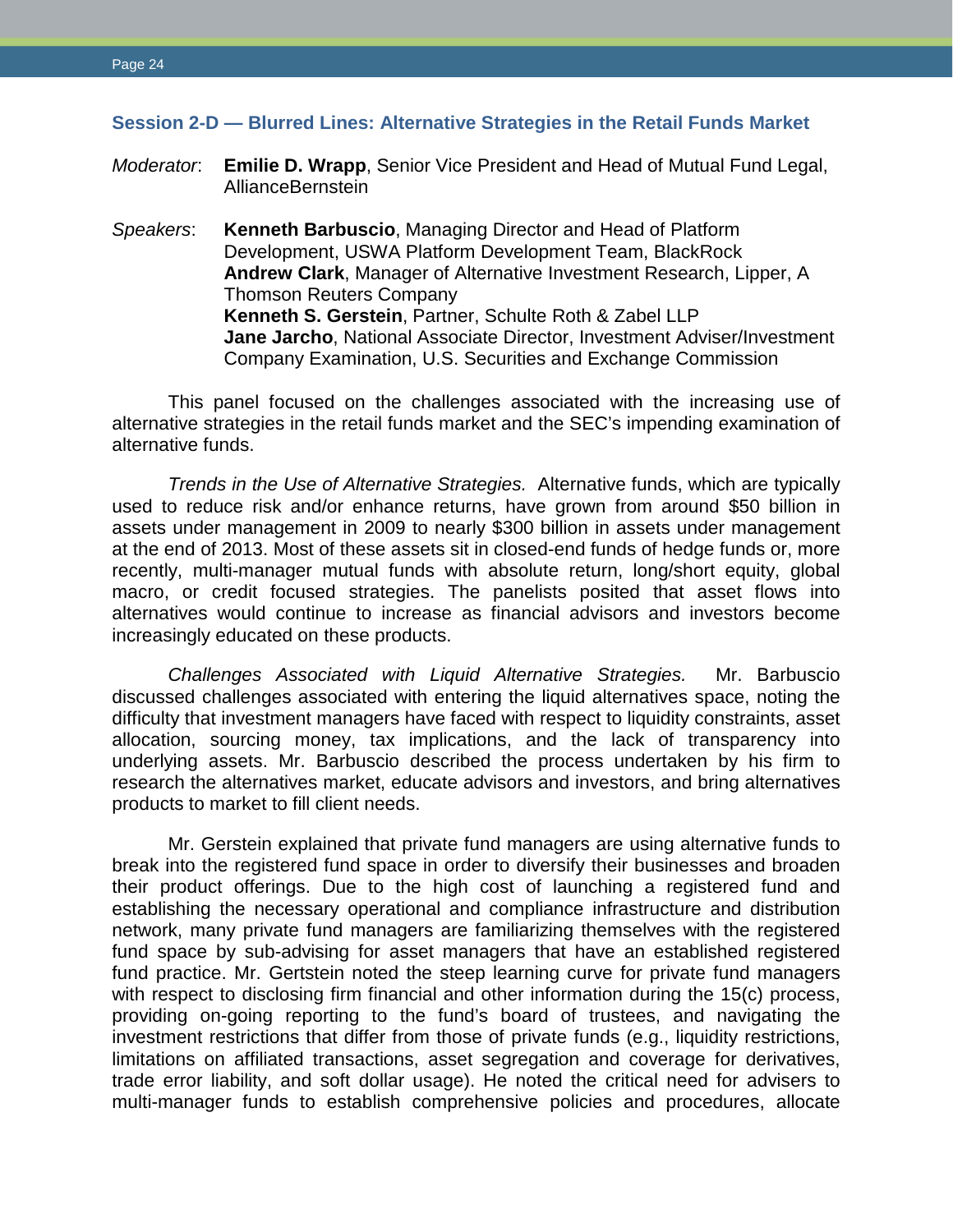### Session 2-D — Blurred Lines: Alternative Strategies in the Retail Funds Market

*Moderator*: **Emilie D. Wrapp**, Senior Vice President and Head of Mutual Fund Legal, AllianceBernstein

*Speakers*: **Kenneth Barbuscio**, Managing Director and Head of Platform Development, USWA Platform Development Team, BlackRock
**Andrew Clark**, Manager of Alternative Investment Research, Lipper, A Thomson Reuters Company
**Kenneth S. Gerstein**, Partner, Schulte Roth & Zabel LLP
**Jane Jarcho**, National Associate Director, Investment Adviser/Investment Company Examination, U.S. Securities and Exchange Commission

This panel focused on the challenges associated with the increasing use of alternative strategies in the retail funds market and the SEC's impending examination of alternative funds.

*Trends in the Use of Alternative Strategies.* Alternative funds, which are typically used to reduce risk and/or enhance returns, have grown from around $50 billion in assets under management in 2009 to nearly $300 billion in assets under management at the end of 2013. Most of these assets sit in closed-end funds of hedge funds or, more recently, multi-manager mutual funds with absolute return, long/short equity, global macro, or credit focused strategies. The panelists posited that asset flows into alternatives would continue to increase as financial advisors and investors become increasingly educated on these products.

*Challenges Associated with Liquid Alternative Strategies.* Mr. Barbuscio discussed challenges associated with entering the liquid alternatives space, noting the difficulty that investment managers have faced with respect to liquidity constraints, asset allocation, sourcing money, tax implications, and the lack of transparency into underlying assets. Mr. Barbuscio described the process undertaken by his firm to research the alternatives market, educate advisors and investors, and bring alternatives products to market to fill client needs.

Mr. Gerstein explained that private fund managers are using alternative funds to break into the registered fund space in order to diversify their businesses and broaden their product offerings. Due to the high cost of launching a registered fund and establishing the necessary operational and compliance infrastructure and distribution network, many private fund managers are familiarizing themselves with the registered fund space by sub-advising for asset managers that have an established registered fund practice. Mr. Gertstein noted the steep learning curve for private fund managers with respect to disclosing firm financial and other information during the 15(c) process, providing on-going reporting to the fund's board of trustees, and navigating the investment restrictions that differ from those of private funds (e.g., liquidity restrictions, limitations on affiliated transactions, asset segregation and coverage for derivatives, trade error liability, and soft dollar usage). He noted the critical need for advisers to multi-manager funds to establish comprehensive policies and procedures, allocate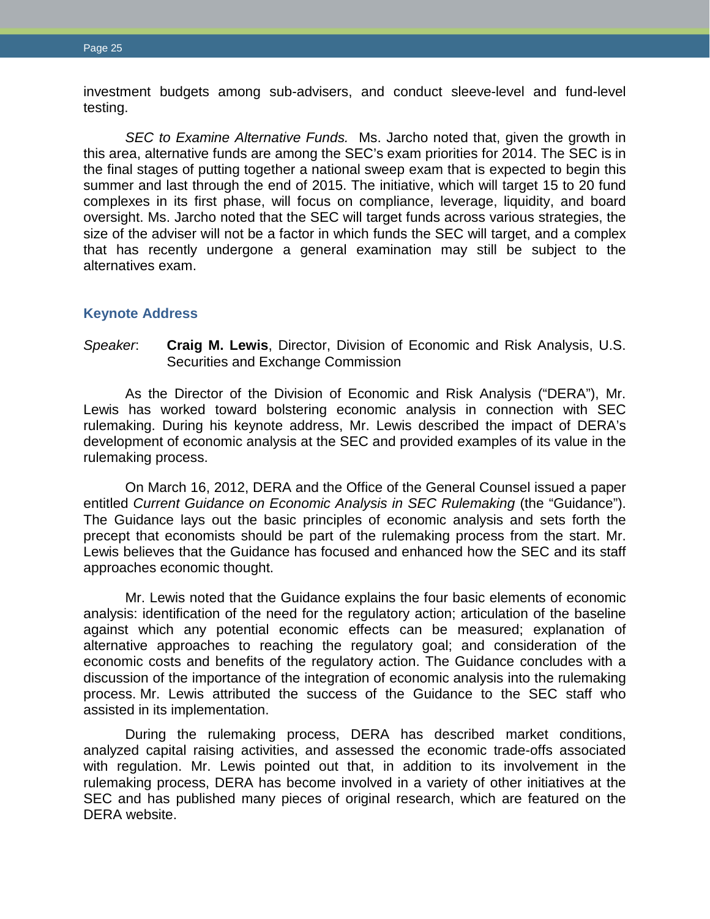investment budgets among sub-advisers, and conduct sleeve-level and fund-level testing.

*SEC to Examine Alternative Funds.* Ms. Jarcho noted that, given the growth in this area, alternative funds are among the SEC's exam priorities for 2014. The SEC is in the final stages of putting together a national sweep exam that is expected to begin this summer and last through the end of 2015. The initiative, which will target 15 to 20 fund complexes in its first phase, will focus on compliance, leverage, liquidity, and board oversight. Ms. Jarcho noted that the SEC will target funds across various strategies, the size of the adviser will not be a factor in which funds the SEC will target, and a complex that has recently undergone a general examination may still be subject to the alternatives exam.

## Keynote Address

*Speaker*: **Craig M. Lewis**, Director, Division of Economic and Risk Analysis, U.S. Securities and Exchange Commission

As the Director of the Division of Economic and Risk Analysis ("DERA"), Mr. Lewis has worked toward bolstering economic analysis in connection with SEC rulemaking. During his keynote address, Mr. Lewis described the impact of DERA's development of economic analysis at the SEC and provided examples of its value in the rulemaking process.

On March 16, 2012, DERA and the Office of the General Counsel issued a paper entitled *Current Guidance on Economic Analysis in SEC Rulemaking* (the "Guidance"). The Guidance lays out the basic principles of economic analysis and sets forth the precept that economists should be part of the rulemaking process from the start. Mr. Lewis believes that the Guidance has focused and enhanced how the SEC and its staff approaches economic thought.

Mr. Lewis noted that the Guidance explains the four basic elements of economic analysis: identification of the need for the regulatory action; articulation of the baseline against which any potential economic effects can be measured; explanation of alternative approaches to reaching the regulatory goal; and consideration of the economic costs and benefits of the regulatory action. The Guidance concludes with a discussion of the importance of the integration of economic analysis into the rulemaking process. Mr. Lewis attributed the success of the Guidance to the SEC staff who assisted in its implementation.

During the rulemaking process, DERA has described market conditions, analyzed capital raising activities, and assessed the economic trade-offs associated with regulation. Mr. Lewis pointed out that, in addition to its involvement in the rulemaking process, DERA has become involved in a variety of other initiatives at the SEC and has published many pieces of original research, which are featured on the DERA website.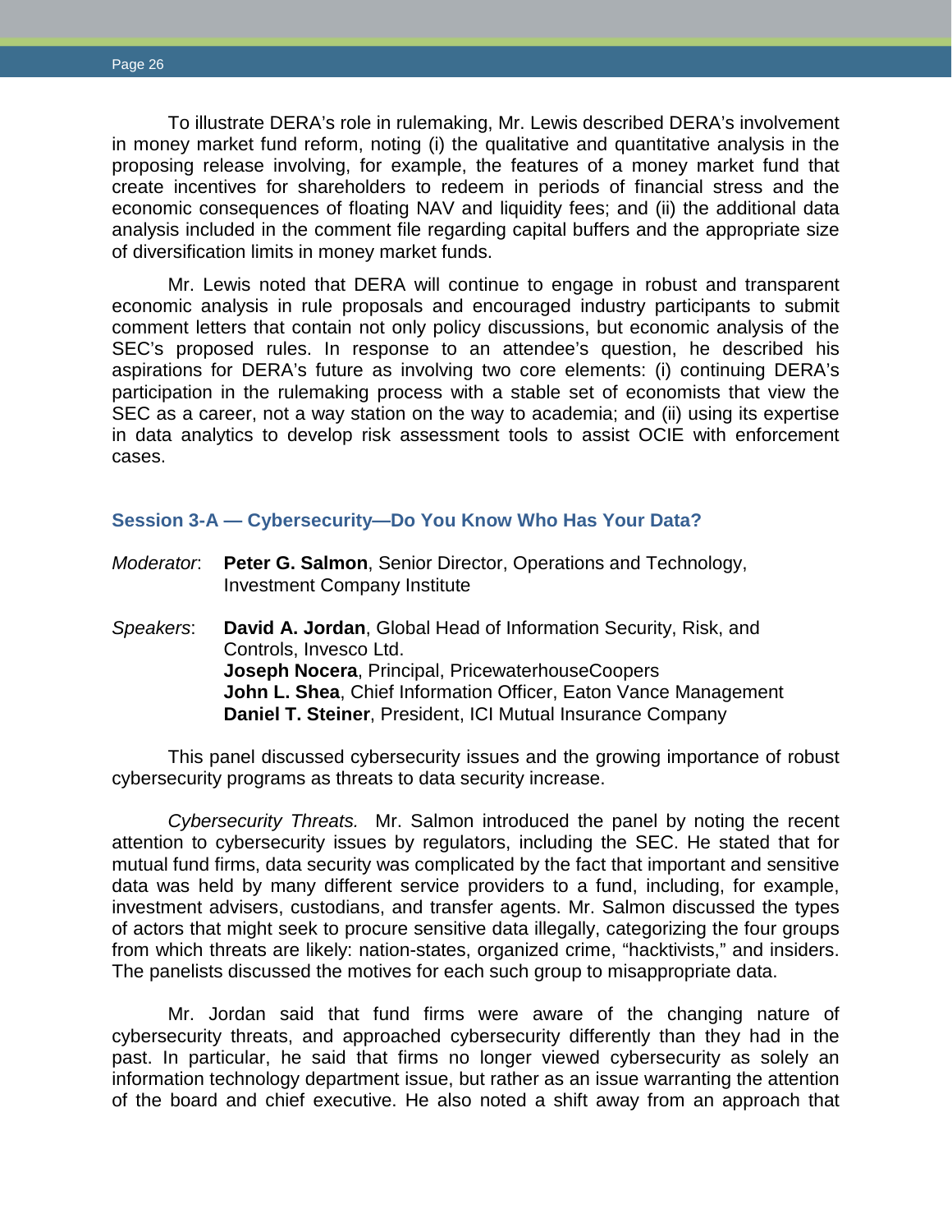To illustrate DERA's role in rulemaking, Mr. Lewis described DERA's involvement in money market fund reform, noting (i) the qualitative and quantitative analysis in the proposing release involving, for example, the features of a money market fund that create incentives for shareholders to redeem in periods of financial stress and the economic consequences of floating NAV and liquidity fees; and (ii) the additional data analysis included in the comment file regarding capital buffers and the appropriate size of diversification limits in money market funds.

Mr. Lewis noted that DERA will continue to engage in robust and transparent economic analysis in rule proposals and encouraged industry participants to submit comment letters that contain not only policy discussions, but economic analysis of the SEC's proposed rules. In response to an attendee's question, he described his aspirations for DERA's future as involving two core elements: (i) continuing DERA's participation in the rulemaking process with a stable set of economists that view the SEC as a career, not a way station on the way to academia; and (ii) using its expertise in data analytics to develop risk assessment tools to assist OCIE with enforcement cases.

### Session 3-A — Cybersecurity—Do You Know Who Has Your Data?

*Moderator*: **Peter G. Salmon**, Senior Director, Operations and Technology, Investment Company Institute

*Speakers*: **David A. Jordan**, Global Head of Information Security, Risk, and Controls, Invesco Ltd.
**Joseph Nocera**, Principal, PricewaterhouseCoopers
**John L. Shea**, Chief Information Officer, Eaton Vance Management
**Daniel T. Steiner**, President, ICI Mutual Insurance Company

This panel discussed cybersecurity issues and the growing importance of robust cybersecurity programs as threats to data security increase.

*Cybersecurity Threats.* Mr. Salmon introduced the panel by noting the recent attention to cybersecurity issues by regulators, including the SEC. He stated that for mutual fund firms, data security was complicated by the fact that important and sensitive data was held by many different service providers to a fund, including, for example, investment advisers, custodians, and transfer agents. Mr. Salmon discussed the types of actors that might seek to procure sensitive data illegally, categorizing the four groups from which threats are likely: nation-states, organized crime, "hacktivists," and insiders. The panelists discussed the motives for each such group to misappropriate data.

Mr. Jordan said that fund firms were aware of the changing nature of cybersecurity threats, and approached cybersecurity differently than they had in the past. In particular, he said that firms no longer viewed cybersecurity as solely an information technology department issue, but rather as an issue warranting the attention of the board and chief executive. He also noted a shift away from an approach that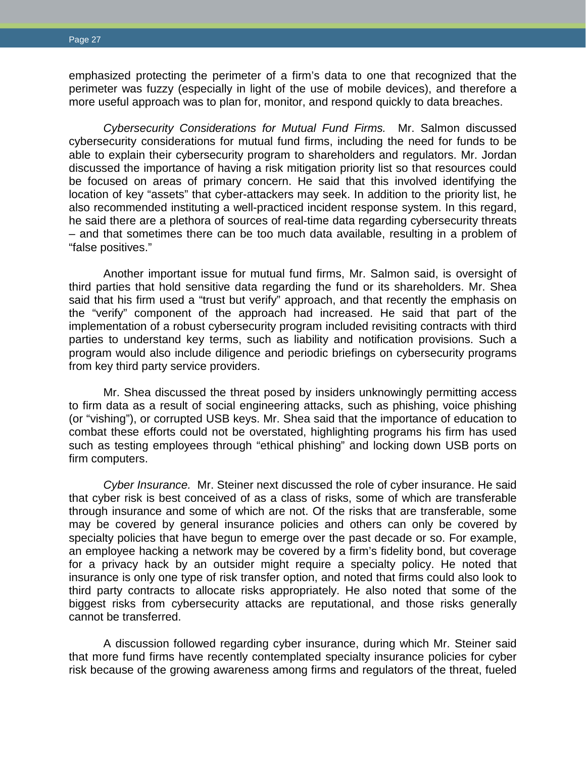emphasized protecting the perimeter of a firm's data to one that recognized that the perimeter was fuzzy (especially in light of the use of mobile devices), and therefore a more useful approach was to plan for, monitor, and respond quickly to data breaches.

*Cybersecurity Considerations for Mutual Fund Firms.* Mr. Salmon discussed cybersecurity considerations for mutual fund firms, including the need for funds to be able to explain their cybersecurity program to shareholders and regulators. Mr. Jordan discussed the importance of having a risk mitigation priority list so that resources could be focused on areas of primary concern. He said that this involved identifying the location of key "assets" that cyber-attackers may seek. In addition to the priority list, he also recommended instituting a well-practiced incident response system. In this regard, he said there are a plethora of sources of real-time data regarding cybersecurity threats – and that sometimes there can be too much data available, resulting in a problem of "false positives."

Another important issue for mutual fund firms, Mr. Salmon said, is oversight of third parties that hold sensitive data regarding the fund or its shareholders. Mr. Shea said that his firm used a "trust but verify" approach, and that recently the emphasis on the "verify" component of the approach had increased. He said that part of the implementation of a robust cybersecurity program included revisiting contracts with third parties to understand key terms, such as liability and notification provisions. Such a program would also include diligence and periodic briefings on cybersecurity programs from key third party service providers.

Mr. Shea discussed the threat posed by insiders unknowingly permitting access to firm data as a result of social engineering attacks, such as phishing, voice phishing (or "vishing"), or corrupted USB keys. Mr. Shea said that the importance of education to combat these efforts could not be overstated, highlighting programs his firm has used such as testing employees through "ethical phishing" and locking down USB ports on firm computers.

*Cyber Insurance.* Mr. Steiner next discussed the role of cyber insurance. He said that cyber risk is best conceived of as a class of risks, some of which are transferable through insurance and some of which are not. Of the risks that are transferable, some may be covered by general insurance policies and others can only be covered by specialty policies that have begun to emerge over the past decade or so. For example, an employee hacking a network may be covered by a firm's fidelity bond, but coverage for a privacy hack by an outsider might require a specialty policy. He noted that insurance is only one type of risk transfer option, and noted that firms could also look to third party contracts to allocate risks appropriately. He also noted that some of the biggest risks from cybersecurity attacks are reputational, and those risks generally cannot be transferred.

A discussion followed regarding cyber insurance, during which Mr. Steiner said that more fund firms have recently contemplated specialty insurance policies for cyber risk because of the growing awareness among firms and regulators of the threat, fueled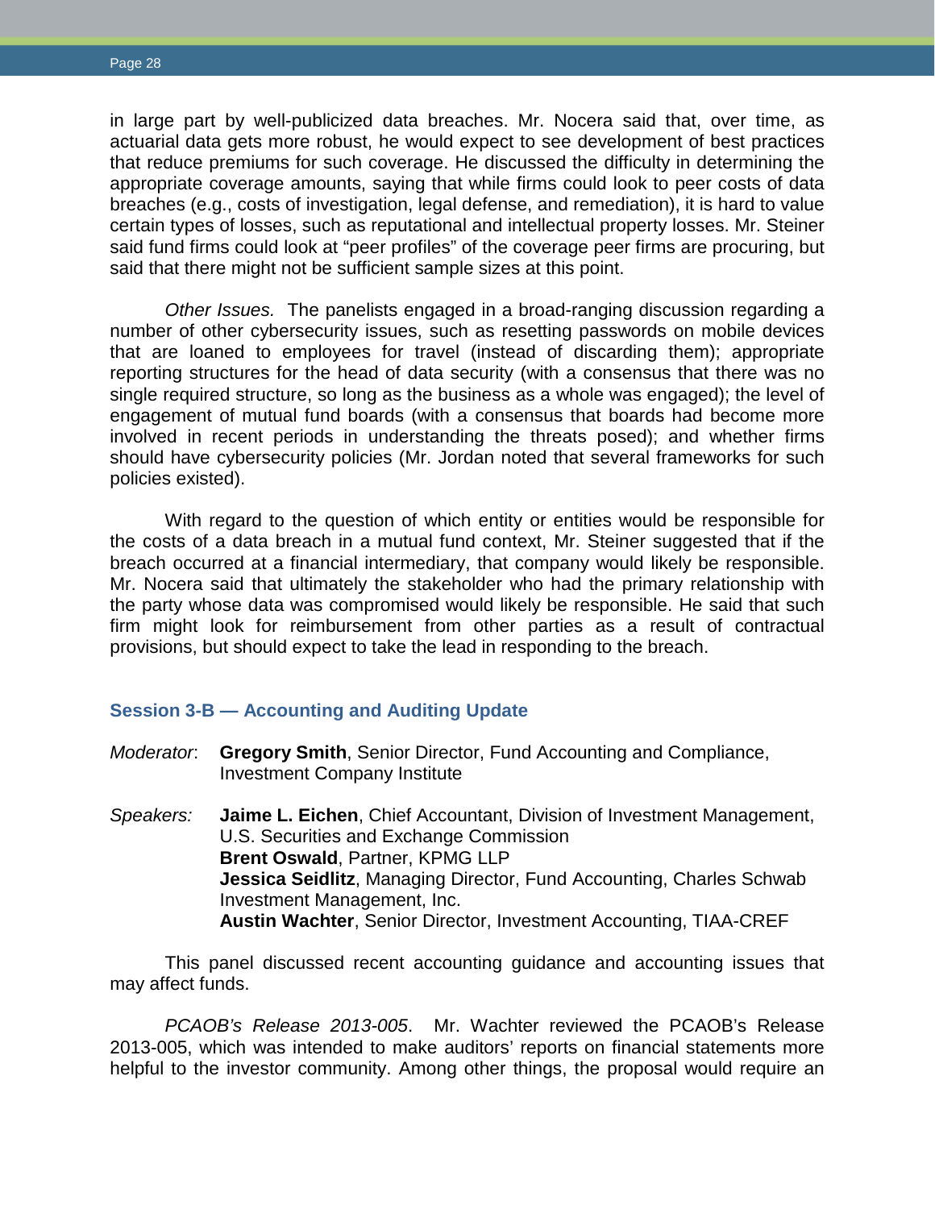in large part by well-publicized data breaches. Mr. Nocera said that, over time, as actuarial data gets more robust, he would expect to see development of best practices that reduce premiums for such coverage. He discussed the difficulty in determining the appropriate coverage amounts, saying that while firms could look to peer costs of data breaches (e.g., costs of investigation, legal defense, and remediation), it is hard to value certain types of losses, such as reputational and intellectual property losses. Mr. Steiner said fund firms could look at "peer profiles" of the coverage peer firms are procuring, but said that there might not be sufficient sample sizes at this point.

*Other Issues.* The panelists engaged in a broad-ranging discussion regarding a number of other cybersecurity issues, such as resetting passwords on mobile devices that are loaned to employees for travel (instead of discarding them); appropriate reporting structures for the head of data security (with a consensus that there was no single required structure, so long as the business as a whole was engaged); the level of engagement of mutual fund boards (with a consensus that boards had become more involved in recent periods in understanding the threats posed); and whether firms should have cybersecurity policies (Mr. Jordan noted that several frameworks for such policies existed).

With regard to the question of which entity or entities would be responsible for the costs of a data breach in a mutual fund context, Mr. Steiner suggested that if the breach occurred at a financial intermediary, that company would likely be responsible. Mr. Nocera said that ultimately the stakeholder who had the primary relationship with the party whose data was compromised would likely be responsible. He said that such firm might look for reimbursement from other parties as a result of contractual provisions, but should expect to take the lead in responding to the breach.

### Session 3-B — Accounting and Auditing Update

*Moderator*: **Gregory Smith**, Senior Director, Fund Accounting and Compliance, Investment Company Institute

*Speakers:* **Jaime L. Eichen**, Chief Accountant, Division of Investment Management, U.S. Securities and Exchange Commission
**Brent Oswald**, Partner, KPMG LLP
**Jessica Seidlitz**, Managing Director, Fund Accounting, Charles Schwab Investment Management, Inc.
**Austin Wachter**, Senior Director, Investment Accounting, TIAA-CREF

This panel discussed recent accounting guidance and accounting issues that may affect funds.

*PCAOB's Release 2013-005*. Mr. Wachter reviewed the PCAOB's Release 2013-005, which was intended to make auditors' reports on financial statements more helpful to the investor community. Among other things, the proposal would require an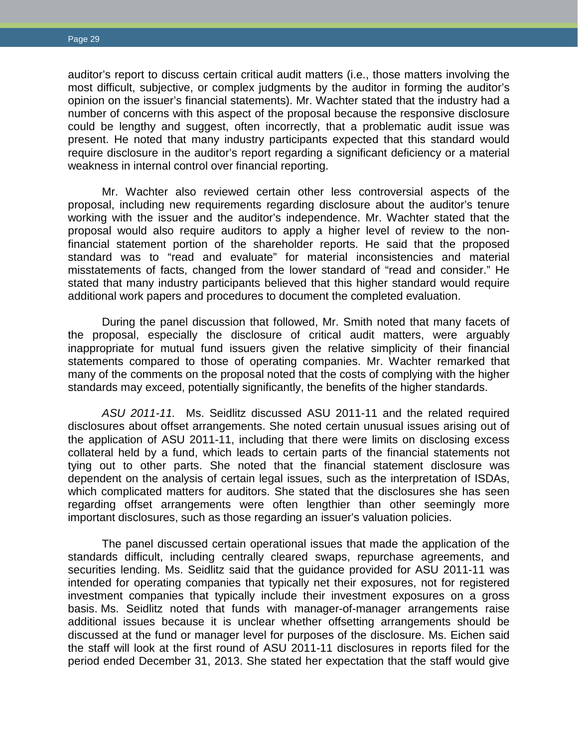auditor's report to discuss certain critical audit matters (i.e., those matters involving the most difficult, subjective, or complex judgments by the auditor in forming the auditor's opinion on the issuer's financial statements). Mr. Wachter stated that the industry had a number of concerns with this aspect of the proposal because the responsive disclosure could be lengthy and suggest, often incorrectly, that a problematic audit issue was present. He noted that many industry participants expected that this standard would require disclosure in the auditor's report regarding a significant deficiency or a material weakness in internal control over financial reporting.

Mr. Wachter also reviewed certain other less controversial aspects of the proposal, including new requirements regarding disclosure about the auditor's tenure working with the issuer and the auditor's independence. Mr. Wachter stated that the proposal would also require auditors to apply a higher level of review to the non-financial statement portion of the shareholder reports. He said that the proposed standard was to "read and evaluate" for material inconsistencies and material misstatements of facts, changed from the lower standard of "read and consider." He stated that many industry participants believed that this higher standard would require additional work papers and procedures to document the completed evaluation.

During the panel discussion that followed, Mr. Smith noted that many facets of the proposal, especially the disclosure of critical audit matters, were arguably inappropriate for mutual fund issuers given the relative simplicity of their financial statements compared to those of operating companies. Mr. Wachter remarked that many of the comments on the proposal noted that the costs of complying with the higher standards may exceed, potentially significantly, the benefits of the higher standards.

*ASU 2011-11.* Ms. Seidlitz discussed ASU 2011-11 and the related required disclosures about offset arrangements. She noted certain unusual issues arising out of the application of ASU 2011-11, including that there were limits on disclosing excess collateral held by a fund, which leads to certain parts of the financial statements not tying out to other parts. She noted that the financial statement disclosure was dependent on the analysis of certain legal issues, such as the interpretation of ISDAs, which complicated matters for auditors. She stated that the disclosures she has seen regarding offset arrangements were often lengthier than other seemingly more important disclosures, such as those regarding an issuer's valuation policies.

The panel discussed certain operational issues that made the application of the standards difficult, including centrally cleared swaps, repurchase agreements, and securities lending. Ms. Seidlitz said that the guidance provided for ASU 2011-11 was intended for operating companies that typically net their exposures, not for registered investment companies that typically include their investment exposures on a gross basis. Ms. Seidlitz noted that funds with manager-of-manager arrangements raise additional issues because it is unclear whether offsetting arrangements should be discussed at the fund or manager level for purposes of the disclosure. Ms. Eichen said the staff will look at the first round of ASU 2011-11 disclosures in reports filed for the period ended December 31, 2013. She stated her expectation that the staff would give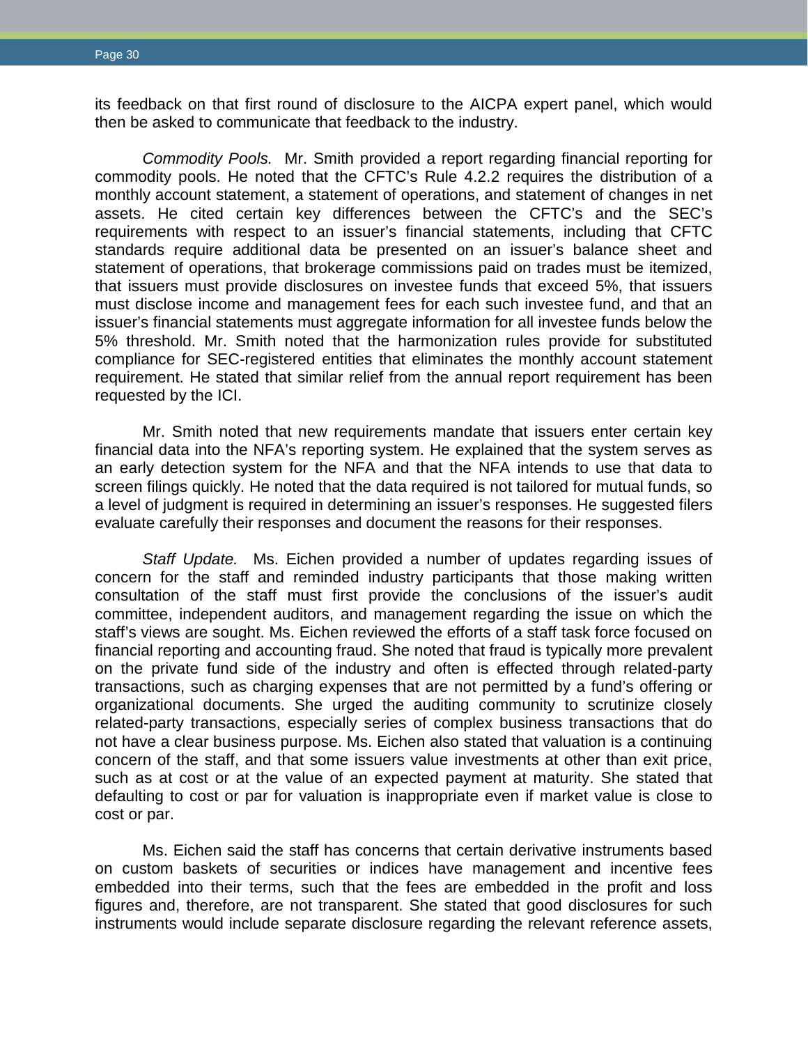its feedback on that first round of disclosure to the AICPA expert panel, which would then be asked to communicate that feedback to the industry.

*Commodity Pools.* Mr. Smith provided a report regarding financial reporting for commodity pools. He noted that the CFTC's Rule 4.2.2 requires the distribution of a monthly account statement, a statement of operations, and statement of changes in net assets. He cited certain key differences between the CFTC's and the SEC's requirements with respect to an issuer's financial statements, including that CFTC standards require additional data be presented on an issuer's balance sheet and statement of operations, that brokerage commissions paid on trades must be itemized, that issuers must provide disclosures on investee funds that exceed 5%, that issuers must disclose income and management fees for each such investee fund, and that an issuer's financial statements must aggregate information for all investee funds below the 5% threshold. Mr. Smith noted that the harmonization rules provide for substituted compliance for SEC-registered entities that eliminates the monthly account statement requirement. He stated that similar relief from the annual report requirement has been requested by the ICI.

Mr. Smith noted that new requirements mandate that issuers enter certain key financial data into the NFA's reporting system. He explained that the system serves as an early detection system for the NFA and that the NFA intends to use that data to screen filings quickly. He noted that the data required is not tailored for mutual funds, so a level of judgment is required in determining an issuer's responses. He suggested filers evaluate carefully their responses and document the reasons for their responses.

*Staff Update.* Ms. Eichen provided a number of updates regarding issues of concern for the staff and reminded industry participants that those making written consultation of the staff must first provide the conclusions of the issuer's audit committee, independent auditors, and management regarding the issue on which the staff's views are sought. Ms. Eichen reviewed the efforts of a staff task force focused on financial reporting and accounting fraud. She noted that fraud is typically more prevalent on the private fund side of the industry and often is effected through related-party transactions, such as charging expenses that are not permitted by a fund's offering or organizational documents. She urged the auditing community to scrutinize closely related-party transactions, especially series of complex business transactions that do not have a clear business purpose. Ms. Eichen also stated that valuation is a continuing concern of the staff, and that some issuers value investments at other than exit price, such as at cost or at the value of an expected payment at maturity. She stated that defaulting to cost or par for valuation is inappropriate even if market value is close to cost or par.

Ms. Eichen said the staff has concerns that certain derivative instruments based on custom baskets of securities or indices have management and incentive fees embedded into their terms, such that the fees are embedded in the profit and loss figures and, therefore, are not transparent. She stated that good disclosures for such instruments would include separate disclosure regarding the relevant reference assets,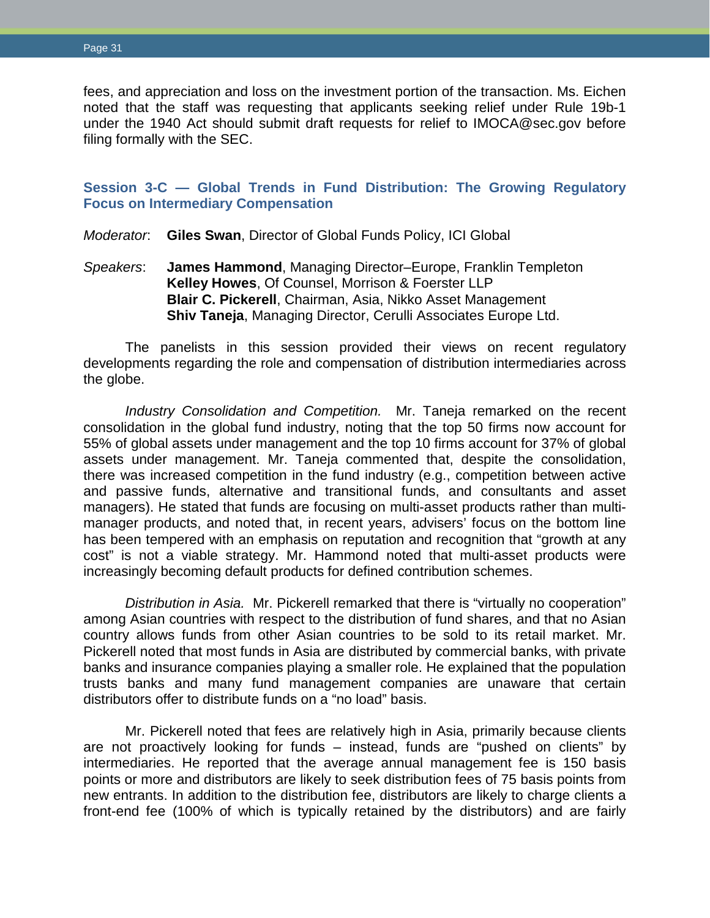fees, and appreciation and loss on the investment portion of the transaction. Ms. Eichen noted that the staff was requesting that applicants seeking relief under Rule 19b-1 under the 1940 Act should submit draft requests for relief to IMOCA@sec.gov before filing formally with the SEC.

## Session 3-C — Global Trends in Fund Distribution: The Growing Regulatory Focus on Intermediary Compensation

*Moderator*: **Giles Swan**, Director of Global Funds Policy, ICI Global

*Speakers*: **James Hammond**, Managing Director–Europe, Franklin Templeton
**Kelley Howes**, Of Counsel, Morrison & Foerster LLP
**Blair C. Pickerell**, Chairman, Asia, Nikko Asset Management
**Shiv Taneja**, Managing Director, Cerulli Associates Europe Ltd.

The panelists in this session provided their views on recent regulatory developments regarding the role and compensation of distribution intermediaries across the globe.

*Industry Consolidation and Competition.* Mr. Taneja remarked on the recent consolidation in the global fund industry, noting that the top 50 firms now account for 55% of global assets under management and the top 10 firms account for 37% of global assets under management. Mr. Taneja commented that, despite the consolidation, there was increased competition in the fund industry (e.g., competition between active and passive funds, alternative and transitional funds, and consultants and asset managers). He stated that funds are focusing on multi-asset products rather than multi-manager products, and noted that, in recent years, advisers' focus on the bottom line has been tempered with an emphasis on reputation and recognition that "growth at any cost" is not a viable strategy. Mr. Hammond noted that multi-asset products were increasingly becoming default products for defined contribution schemes.

*Distribution in Asia.* Mr. Pickerell remarked that there is "virtually no cooperation" among Asian countries with respect to the distribution of fund shares, and that no Asian country allows funds from other Asian countries to be sold to its retail market. Mr. Pickerell noted that most funds in Asia are distributed by commercial banks, with private banks and insurance companies playing a smaller role. He explained that the population trusts banks and many fund management companies are unaware that certain distributors offer to distribute funds on a "no load" basis.

Mr. Pickerell noted that fees are relatively high in Asia, primarily because clients are not proactively looking for funds – instead, funds are "pushed on clients" by intermediaries. He reported that the average annual management fee is 150 basis points or more and distributors are likely to seek distribution fees of 75 basis points from new entrants. In addition to the distribution fee, distributors are likely to charge clients a front-end fee (100% of which is typically retained by the distributors) and are fairly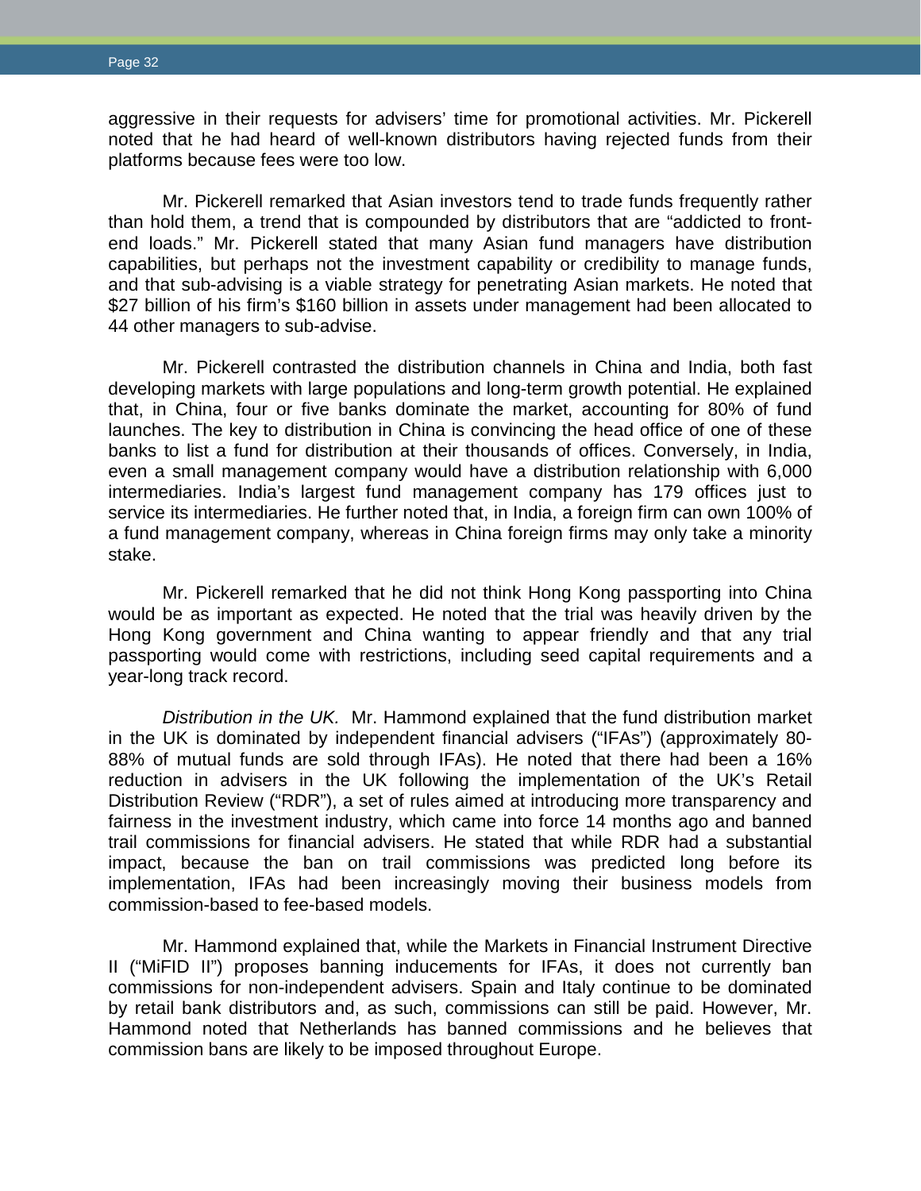aggressive in their requests for advisers' time for promotional activities. Mr. Pickerell noted that he had heard of well-known distributors having rejected funds from their platforms because fees were too low.

Mr. Pickerell remarked that Asian investors tend to trade funds frequently rather than hold them, a trend that is compounded by distributors that are "addicted to front-end loads." Mr. Pickerell stated that many Asian fund managers have distribution capabilities, but perhaps not the investment capability or credibility to manage funds, and that sub-advising is a viable strategy for penetrating Asian markets. He noted that $27 billion of his firm's $160 billion in assets under management had been allocated to 44 other managers to sub-advise.

Mr. Pickerell contrasted the distribution channels in China and India, both fast developing markets with large populations and long-term growth potential. He explained that, in China, four or five banks dominate the market, accounting for 80% of fund launches. The key to distribution in China is convincing the head office of one of these banks to list a fund for distribution at their thousands of offices. Conversely, in India, even a small management company would have a distribution relationship with 6,000 intermediaries. India's largest fund management company has 179 offices just to service its intermediaries. He further noted that, in India, a foreign firm can own 100% of a fund management company, whereas in China foreign firms may only take a minority stake.

Mr. Pickerell remarked that he did not think Hong Kong passporting into China would be as important as expected. He noted that the trial was heavily driven by the Hong Kong government and China wanting to appear friendly and that any trial passporting would come with restrictions, including seed capital requirements and a year-long track record.

*Distribution in the UK.* Mr. Hammond explained that the fund distribution market in the UK is dominated by independent financial advisers ("IFAs") (approximately 80-88% of mutual funds are sold through IFAs). He noted that there had been a 16% reduction in advisers in the UK following the implementation of the UK's Retail Distribution Review ("RDR"), a set of rules aimed at introducing more transparency and fairness in the investment industry, which came into force 14 months ago and banned trail commissions for financial advisers. He stated that while RDR had a substantial impact, because the ban on trail commissions was predicted long before its implementation, IFAs had been increasingly moving their business models from commission-based to fee-based models.

Mr. Hammond explained that, while the Markets in Financial Instrument Directive II ("MiFID II") proposes banning inducements for IFAs, it does not currently ban commissions for non-independent advisers. Spain and Italy continue to be dominated by retail bank distributors and, as such, commissions can still be paid. However, Mr. Hammond noted that Netherlands has banned commissions and he believes that commission bans are likely to be imposed throughout Europe.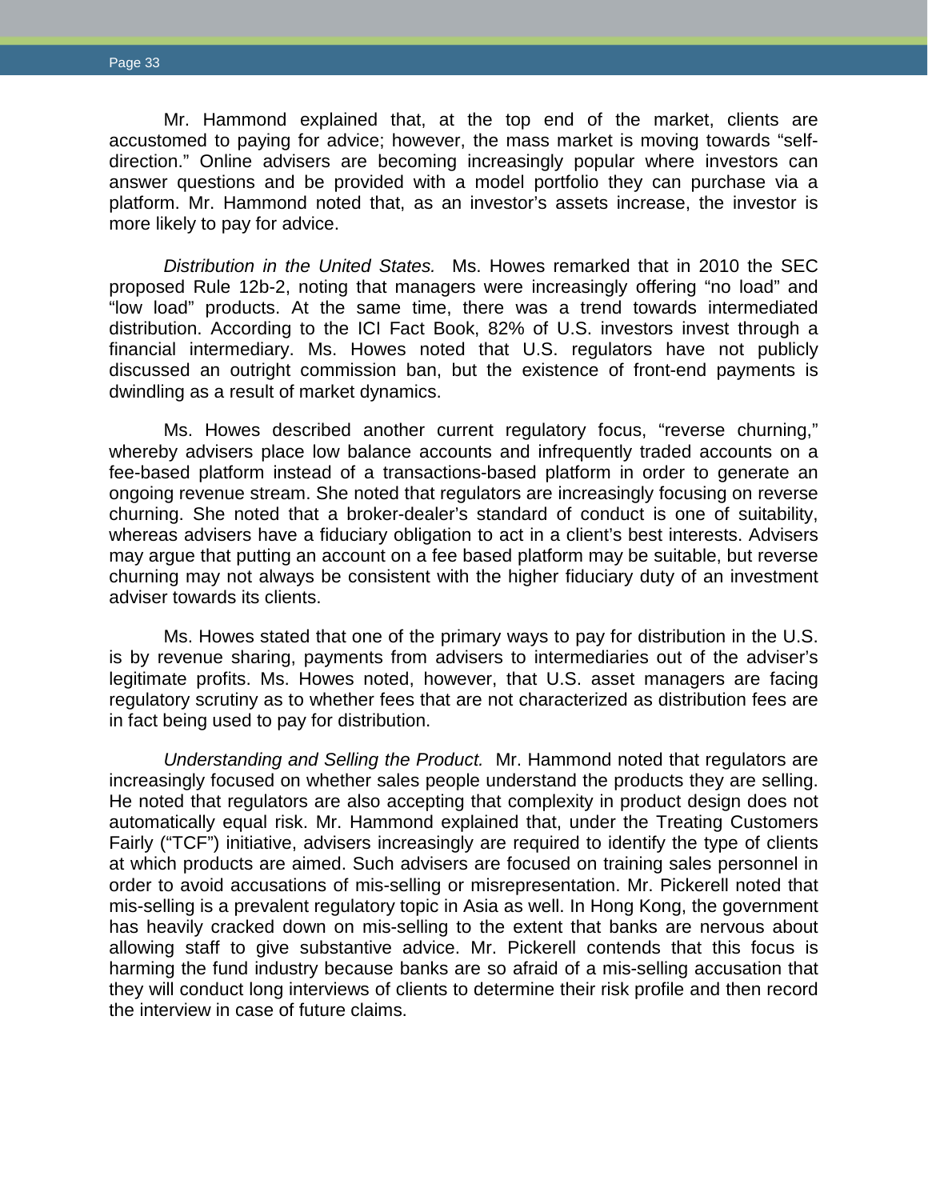Mr. Hammond explained that, at the top end of the market, clients are accustomed to paying for advice; however, the mass market is moving towards "self-direction." Online advisers are becoming increasingly popular where investors can answer questions and be provided with a model portfolio they can purchase via a platform. Mr. Hammond noted that, as an investor's assets increase, the investor is more likely to pay for advice.

*Distribution in the United States.* Ms. Howes remarked that in 2010 the SEC proposed Rule 12b-2, noting that managers were increasingly offering "no load" and "low load" products. At the same time, there was a trend towards intermediated distribution. According to the ICI Fact Book, 82% of U.S. investors invest through a financial intermediary. Ms. Howes noted that U.S. regulators have not publicly discussed an outright commission ban, but the existence of front-end payments is dwindling as a result of market dynamics.

Ms. Howes described another current regulatory focus, "reverse churning," whereby advisers place low balance accounts and infrequently traded accounts on a fee-based platform instead of a transactions-based platform in order to generate an ongoing revenue stream. She noted that regulators are increasingly focusing on reverse churning. She noted that a broker-dealer's standard of conduct is one of suitability, whereas advisers have a fiduciary obligation to act in a client's best interests. Advisers may argue that putting an account on a fee based platform may be suitable, but reverse churning may not always be consistent with the higher fiduciary duty of an investment adviser towards its clients.

Ms. Howes stated that one of the primary ways to pay for distribution in the U.S. is by revenue sharing, payments from advisers to intermediaries out of the adviser's legitimate profits. Ms. Howes noted, however, that U.S. asset managers are facing regulatory scrutiny as to whether fees that are not characterized as distribution fees are in fact being used to pay for distribution.

*Understanding and Selling the Product.* Mr. Hammond noted that regulators are increasingly focused on whether sales people understand the products they are selling. He noted that regulators are also accepting that complexity in product design does not automatically equal risk. Mr. Hammond explained that, under the Treating Customers Fairly ("TCF") initiative, advisers increasingly are required to identify the type of clients at which products are aimed. Such advisers are focused on training sales personnel in order to avoid accusations of mis-selling or misrepresentation. Mr. Pickerell noted that mis-selling is a prevalent regulatory topic in Asia as well. In Hong Kong, the government has heavily cracked down on mis-selling to the extent that banks are nervous about allowing staff to give substantive advice. Mr. Pickerell contends that this focus is harming the fund industry because banks are so afraid of a mis-selling accusation that they will conduct long interviews of clients to determine their risk profile and then record the interview in case of future claims.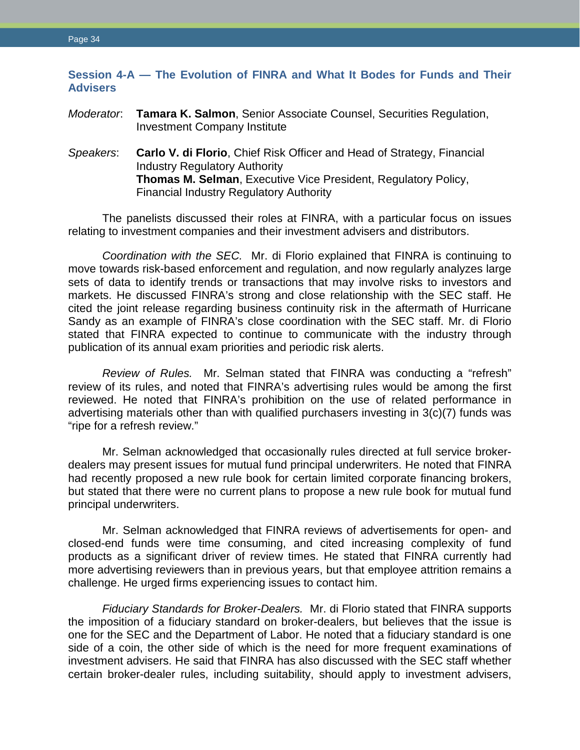### Session 4-A — The Evolution of FINRA and What It Bodes for Funds and Their Advisers

*Moderator*: **Tamara K. Salmon**, Senior Associate Counsel, Securities Regulation, Investment Company Institute

*Speakers*: **Carlo V. di Florio**, Chief Risk Officer and Head of Strategy, Financial Industry Regulatory Authority
**Thomas M. Selman**, Executive Vice President, Regulatory Policy, Financial Industry Regulatory Authority

The panelists discussed their roles at FINRA, with a particular focus on issues relating to investment companies and their investment advisers and distributors.

*Coordination with the SEC.* Mr. di Florio explained that FINRA is continuing to move towards risk-based enforcement and regulation, and now regularly analyzes large sets of data to identify trends or transactions that may involve risks to investors and markets. He discussed FINRA's strong and close relationship with the SEC staff. He cited the joint release regarding business continuity risk in the aftermath of Hurricane Sandy as an example of FINRA's close coordination with the SEC staff. Mr. di Florio stated that FINRA expected to continue to communicate with the industry through publication of its annual exam priorities and periodic risk alerts.

*Review of Rules.* Mr. Selman stated that FINRA was conducting a "refresh" review of its rules, and noted that FINRA's advertising rules would be among the first reviewed. He noted that FINRA's prohibition on the use of related performance in advertising materials other than with qualified purchasers investing in 3(c)(7) funds was "ripe for a refresh review."

Mr. Selman acknowledged that occasionally rules directed at full service broker-dealers may present issues for mutual fund principal underwriters. He noted that FINRA had recently proposed a new rule book for certain limited corporate financing brokers, but stated that there were no current plans to propose a new rule book for mutual fund principal underwriters.

Mr. Selman acknowledged that FINRA reviews of advertisements for open- and closed-end funds were time consuming, and cited increasing complexity of fund products as a significant driver of review times. He stated that FINRA currently had more advertising reviewers than in previous years, but that employee attrition remains a challenge. He urged firms experiencing issues to contact him.

*Fiduciary Standards for Broker-Dealers.* Mr. di Florio stated that FINRA supports the imposition of a fiduciary standard on broker-dealers, but believes that the issue is one for the SEC and the Department of Labor. He noted that a fiduciary standard is one side of a coin, the other side of which is the need for more frequent examinations of investment advisers. He said that FINRA has also discussed with the SEC staff whether certain broker-dealer rules, including suitability, should apply to investment advisers,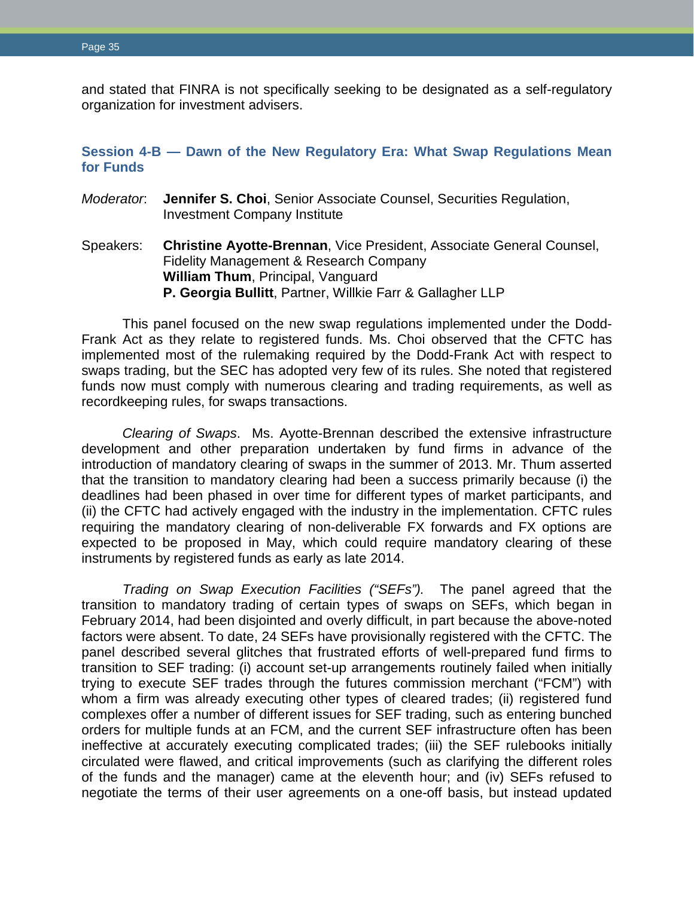and stated that FINRA is not specifically seeking to be designated as a self-regulatory organization for investment advisers.

### Session 4-B — Dawn of the New Regulatory Era: What Swap Regulations Mean for Funds

*Moderator*: **Jennifer S. Choi**, Senior Associate Counsel, Securities Regulation, Investment Company Institute

Speakers: **Christine Ayotte-Brennan**, Vice President, Associate General Counsel, Fidelity Management & Research Company
**William Thum**, Principal, Vanguard
**P. Georgia Bullitt**, Partner, Willkie Farr & Gallagher LLP

This panel focused on the new swap regulations implemented under the Dodd-Frank Act as they relate to registered funds. Ms. Choi observed that the CFTC has implemented most of the rulemaking required by the Dodd-Frank Act with respect to swaps trading, but the SEC has adopted very few of its rules. She noted that registered funds now must comply with numerous clearing and trading requirements, as well as recordkeeping rules, for swaps transactions.

*Clearing of Swaps*. Ms. Ayotte-Brennan described the extensive infrastructure development and other preparation undertaken by fund firms in advance of the introduction of mandatory clearing of swaps in the summer of 2013. Mr. Thum asserted that the transition to mandatory clearing had been a success primarily because (i) the deadlines had been phased in over time for different types of market participants, and (ii) the CFTC had actively engaged with the industry in the implementation. CFTC rules requiring the mandatory clearing of non-deliverable FX forwards and FX options are expected to be proposed in May, which could require mandatory clearing of these instruments by registered funds as early as late 2014.

*Trading on Swap Execution Facilities ("SEFs").* The panel agreed that the transition to mandatory trading of certain types of swaps on SEFs, which began in February 2014, had been disjointed and overly difficult, in part because the above-noted factors were absent. To date, 24 SEFs have provisionally registered with the CFTC. The panel described several glitches that frustrated efforts of well-prepared fund firms to transition to SEF trading: (i) account set-up arrangements routinely failed when initially trying to execute SEF trades through the futures commission merchant ("FCM") with whom a firm was already executing other types of cleared trades; (ii) registered fund complexes offer a number of different issues for SEF trading, such as entering bunched orders for multiple funds at an FCM, and the current SEF infrastructure often has been ineffective at accurately executing complicated trades; (iii) the SEF rulebooks initially circulated were flawed, and critical improvements (such as clarifying the different roles of the funds and the manager) came at the eleventh hour; and (iv) SEFs refused to negotiate the terms of their user agreements on a one-off basis, but instead updated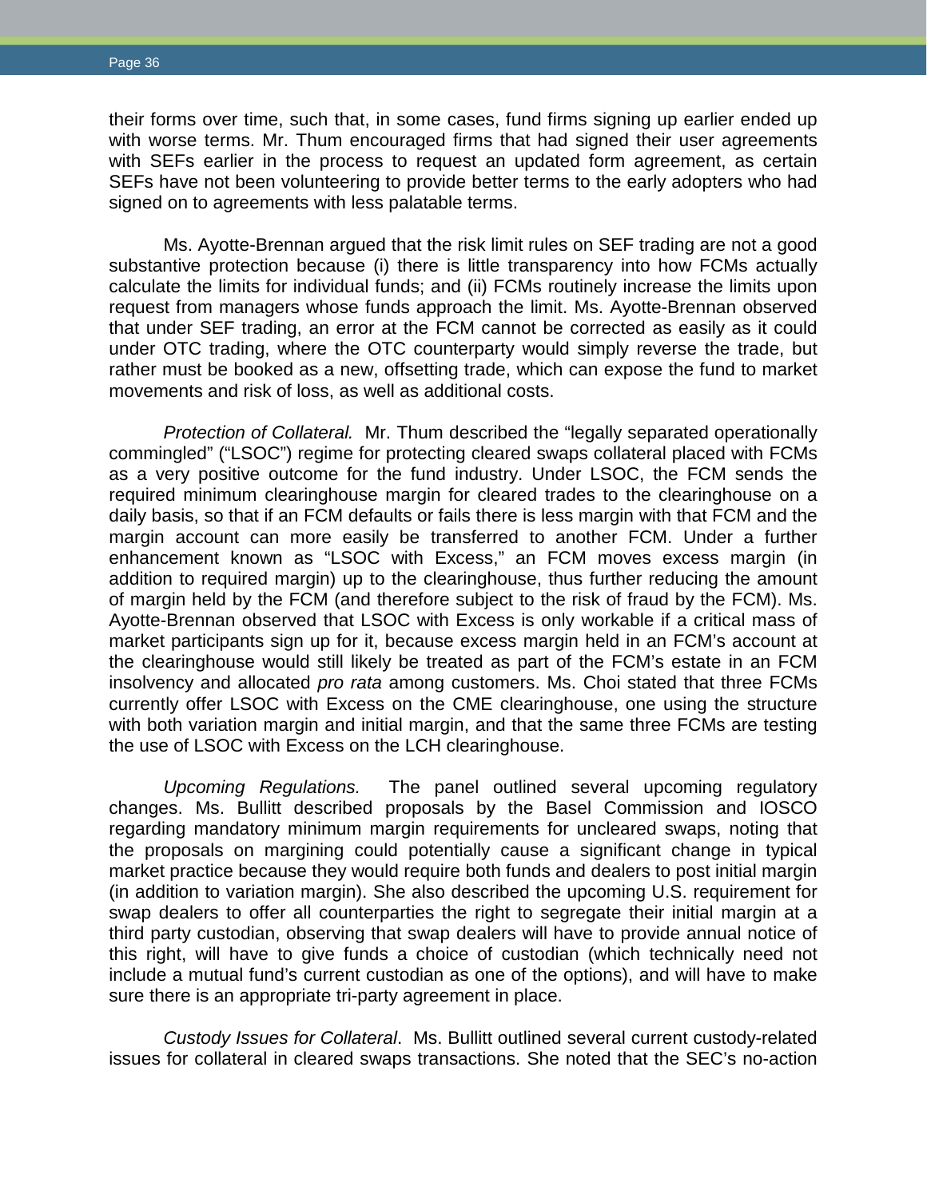their forms over time, such that, in some cases, fund firms signing up earlier ended up with worse terms. Mr. Thum encouraged firms that had signed their user agreements with SEFs earlier in the process to request an updated form agreement, as certain SEFs have not been volunteering to provide better terms to the early adopters who had signed on to agreements with less palatable terms.

Ms. Ayotte-Brennan argued that the risk limit rules on SEF trading are not a good substantive protection because (i) there is little transparency into how FCMs actually calculate the limits for individual funds; and (ii) FCMs routinely increase the limits upon request from managers whose funds approach the limit. Ms. Ayotte-Brennan observed that under SEF trading, an error at the FCM cannot be corrected as easily as it could under OTC trading, where the OTC counterparty would simply reverse the trade, but rather must be booked as a new, offsetting trade, which can expose the fund to market movements and risk of loss, as well as additional costs.

*Protection of Collateral.* Mr. Thum described the "legally separated operationally commingled" ("LSOC") regime for protecting cleared swaps collateral placed with FCMs as a very positive outcome for the fund industry. Under LSOC, the FCM sends the required minimum clearinghouse margin for cleared trades to the clearinghouse on a daily basis, so that if an FCM defaults or fails there is less margin with that FCM and the margin account can more easily be transferred to another FCM. Under a further enhancement known as "LSOC with Excess," an FCM moves excess margin (in addition to required margin) up to the clearinghouse, thus further reducing the amount of margin held by the FCM (and therefore subject to the risk of fraud by the FCM). Ms. Ayotte-Brennan observed that LSOC with Excess is only workable if a critical mass of market participants sign up for it, because excess margin held in an FCM's account at the clearinghouse would still likely be treated as part of the FCM's estate in an FCM insolvency and allocated *pro rata* among customers. Ms. Choi stated that three FCMs currently offer LSOC with Excess on the CME clearinghouse, one using the structure with both variation margin and initial margin, and that the same three FCMs are testing the use of LSOC with Excess on the LCH clearinghouse.

*Upcoming Regulations.* The panel outlined several upcoming regulatory changes. Ms. Bullitt described proposals by the Basel Commission and IOSCO regarding mandatory minimum margin requirements for uncleared swaps, noting that the proposals on margining could potentially cause a significant change in typical market practice because they would require both funds and dealers to post initial margin (in addition to variation margin). She also described the upcoming U.S. requirement for swap dealers to offer all counterparties the right to segregate their initial margin at a third party custodian, observing that swap dealers will have to provide annual notice of this right, will have to give funds a choice of custodian (which technically need not include a mutual fund's current custodian as one of the options), and will have to make sure there is an appropriate tri-party agreement in place.

*Custody Issues for Collateral*. Ms. Bullitt outlined several current custody-related issues for collateral in cleared swaps transactions. She noted that the SEC's no-action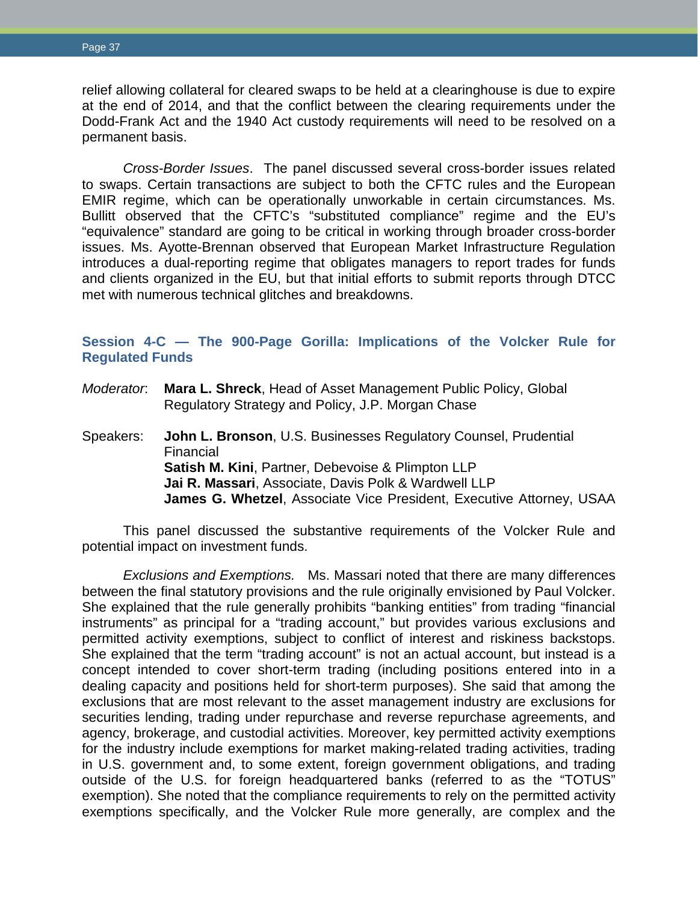relief allowing collateral for cleared swaps to be held at a clearinghouse is due to expire at the end of 2014, and that the conflict between the clearing requirements under the Dodd-Frank Act and the 1940 Act custody requirements will need to be resolved on a permanent basis.

*Cross-Border Issues*. The panel discussed several cross-border issues related to swaps. Certain transactions are subject to both the CFTC rules and the European EMIR regime, which can be operationally unworkable in certain circumstances. Ms. Bullitt observed that the CFTC's "substituted compliance" regime and the EU's "equivalence" standard are going to be critical in working through broader cross-border issues. Ms. Ayotte-Brennan observed that European Market Infrastructure Regulation introduces a dual-reporting regime that obligates managers to report trades for funds and clients organized in the EU, but that initial efforts to submit reports through DTCC met with numerous technical glitches and breakdowns.

### Session 4-C — The 900-Page Gorilla: Implications of the Volcker Rule for Regulated Funds

*Moderator*: **Mara L. Shreck**, Head of Asset Management Public Policy, Global Regulatory Strategy and Policy, J.P. Morgan Chase

Speakers: **John L. Bronson**, U.S. Businesses Regulatory Counsel, Prudential Financial
**Satish M. Kini**, Partner, Debevoise & Plimpton LLP
**Jai R. Massari**, Associate, Davis Polk & Wardwell LLP
**James G. Whetzel**, Associate Vice President, Executive Attorney, USAA

This panel discussed the substantive requirements of the Volcker Rule and potential impact on investment funds.

*Exclusions and Exemptions.* Ms. Massari noted that there are many differences between the final statutory provisions and the rule originally envisioned by Paul Volcker. She explained that the rule generally prohibits "banking entities" from trading "financial instruments" as principal for a "trading account," but provides various exclusions and permitted activity exemptions, subject to conflict of interest and riskiness backstops. She explained that the term "trading account" is not an actual account, but instead is a concept intended to cover short-term trading (including positions entered into in a dealing capacity and positions held for short-term purposes). She said that among the exclusions that are most relevant to the asset management industry are exclusions for securities lending, trading under repurchase and reverse repurchase agreements, and agency, brokerage, and custodial activities. Moreover, key permitted activity exemptions for the industry include exemptions for market making-related trading activities, trading in U.S. government and, to some extent, foreign government obligations, and trading outside of the U.S. for foreign headquartered banks (referred to as the "TOTUS" exemption). She noted that the compliance requirements to rely on the permitted activity exemptions specifically, and the Volcker Rule more generally, are complex and the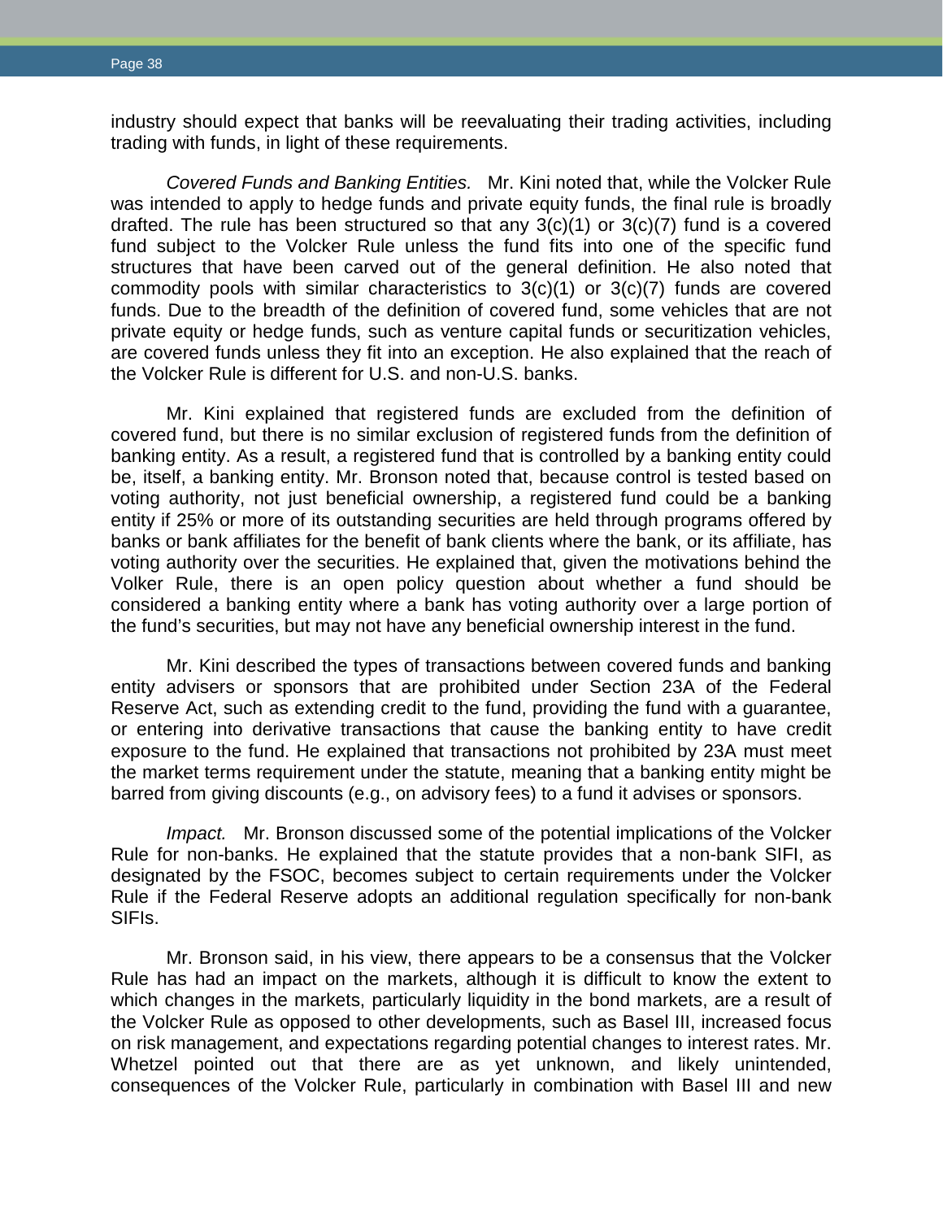industry should expect that banks will be reevaluating their trading activities, including trading with funds, in light of these requirements.

*Covered Funds and Banking Entities.* Mr. Kini noted that, while the Volcker Rule was intended to apply to hedge funds and private equity funds, the final rule is broadly drafted. The rule has been structured so that any 3(c)(1) or 3(c)(7) fund is a covered fund subject to the Volcker Rule unless the fund fits into one of the specific fund structures that have been carved out of the general definition. He also noted that commodity pools with similar characteristics to 3(c)(1) or 3(c)(7) funds are covered funds. Due to the breadth of the definition of covered fund, some vehicles that are not private equity or hedge funds, such as venture capital funds or securitization vehicles, are covered funds unless they fit into an exception. He also explained that the reach of the Volcker Rule is different for U.S. and non-U.S. banks.

Mr. Kini explained that registered funds are excluded from the definition of covered fund, but there is no similar exclusion of registered funds from the definition of banking entity. As a result, a registered fund that is controlled by a banking entity could be, itself, a banking entity. Mr. Bronson noted that, because control is tested based on voting authority, not just beneficial ownership, a registered fund could be a banking entity if 25% or more of its outstanding securities are held through programs offered by banks or bank affiliates for the benefit of bank clients where the bank, or its affiliate, has voting authority over the securities. He explained that, given the motivations behind the Volker Rule, there is an open policy question about whether a fund should be considered a banking entity where a bank has voting authority over a large portion of the fund's securities, but may not have any beneficial ownership interest in the fund.

Mr. Kini described the types of transactions between covered funds and banking entity advisers or sponsors that are prohibited under Section 23A of the Federal Reserve Act, such as extending credit to the fund, providing the fund with a guarantee, or entering into derivative transactions that cause the banking entity to have credit exposure to the fund. He explained that transactions not prohibited by 23A must meet the market terms requirement under the statute, meaning that a banking entity might be barred from giving discounts (e.g., on advisory fees) to a fund it advises or sponsors.

*Impact.* Mr. Bronson discussed some of the potential implications of the Volcker Rule for non-banks. He explained that the statute provides that a non-bank SIFI, as designated by the FSOC, becomes subject to certain requirements under the Volcker Rule if the Federal Reserve adopts an additional regulation specifically for non-bank SIFIs.

Mr. Bronson said, in his view, there appears to be a consensus that the Volcker Rule has had an impact on the markets, although it is difficult to know the extent to which changes in the markets, particularly liquidity in the bond markets, are a result of the Volcker Rule as opposed to other developments, such as Basel III, increased focus on risk management, and expectations regarding potential changes to interest rates. Mr. Whetzel pointed out that there are as yet unknown, and likely unintended, consequences of the Volcker Rule, particularly in combination with Basel III and new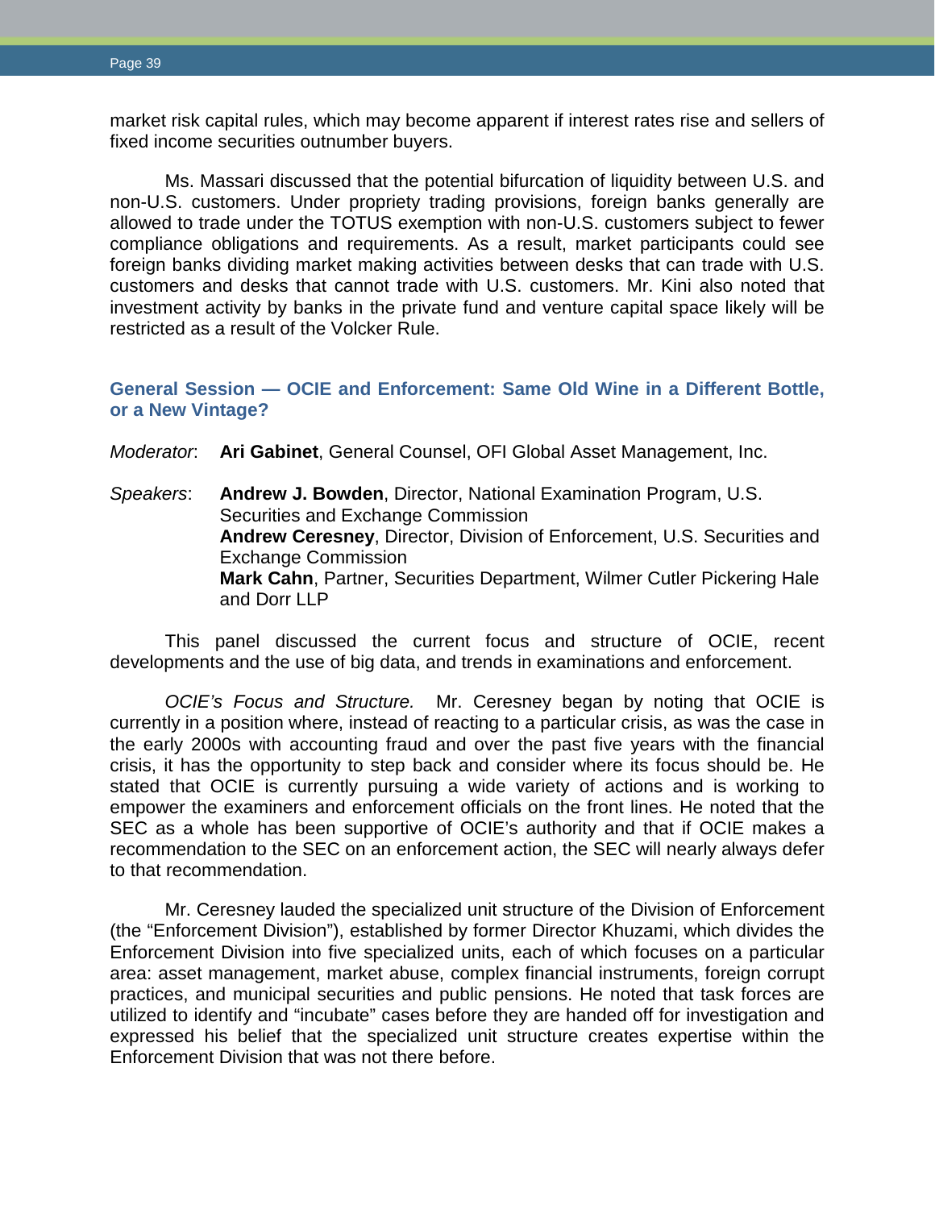market risk capital rules, which may become apparent if interest rates rise and sellers of fixed income securities outnumber buyers.

Ms. Massari discussed that the potential bifurcation of liquidity between U.S. and non-U.S. customers. Under propriety trading provisions, foreign banks generally are allowed to trade under the TOTUS exemption with non-U.S. customers subject to fewer compliance obligations and requirements. As a result, market participants could see foreign banks dividing market making activities between desks that can trade with U.S. customers and desks that cannot trade with U.S. customers. Mr. Kini also noted that investment activity by banks in the private fund and venture capital space likely will be restricted as a result of the Volcker Rule.

## General Session — OCIE and Enforcement: Same Old Wine in a Different Bottle, or a New Vintage?

*Moderator*: **Ari Gabinet**, General Counsel, OFI Global Asset Management, Inc.

*Speakers*: **Andrew J. Bowden**, Director, National Examination Program, U.S. Securities and Exchange Commission
**Andrew Ceresney**, Director, Division of Enforcement, U.S. Securities and Exchange Commission
**Mark Cahn**, Partner, Securities Department, Wilmer Cutler Pickering Hale and Dorr LLP

This panel discussed the current focus and structure of OCIE, recent developments and the use of big data, and trends in examinations and enforcement.

*OCIE's Focus and Structure.* Mr. Ceresney began by noting that OCIE is currently in a position where, instead of reacting to a particular crisis, as was the case in the early 2000s with accounting fraud and over the past five years with the financial crisis, it has the opportunity to step back and consider where its focus should be. He stated that OCIE is currently pursuing a wide variety of actions and is working to empower the examiners and enforcement officials on the front lines. He noted that the SEC as a whole has been supportive of OCIE's authority and that if OCIE makes a recommendation to the SEC on an enforcement action, the SEC will nearly always defer to that recommendation.

Mr. Ceresney lauded the specialized unit structure of the Division of Enforcement (the "Enforcement Division"), established by former Director Khuzami, which divides the Enforcement Division into five specialized units, each of which focuses on a particular area: asset management, market abuse, complex financial instruments, foreign corrupt practices, and municipal securities and public pensions. He noted that task forces are utilized to identify and "incubate" cases before they are handed off for investigation and expressed his belief that the specialized unit structure creates expertise within the Enforcement Division that was not there before.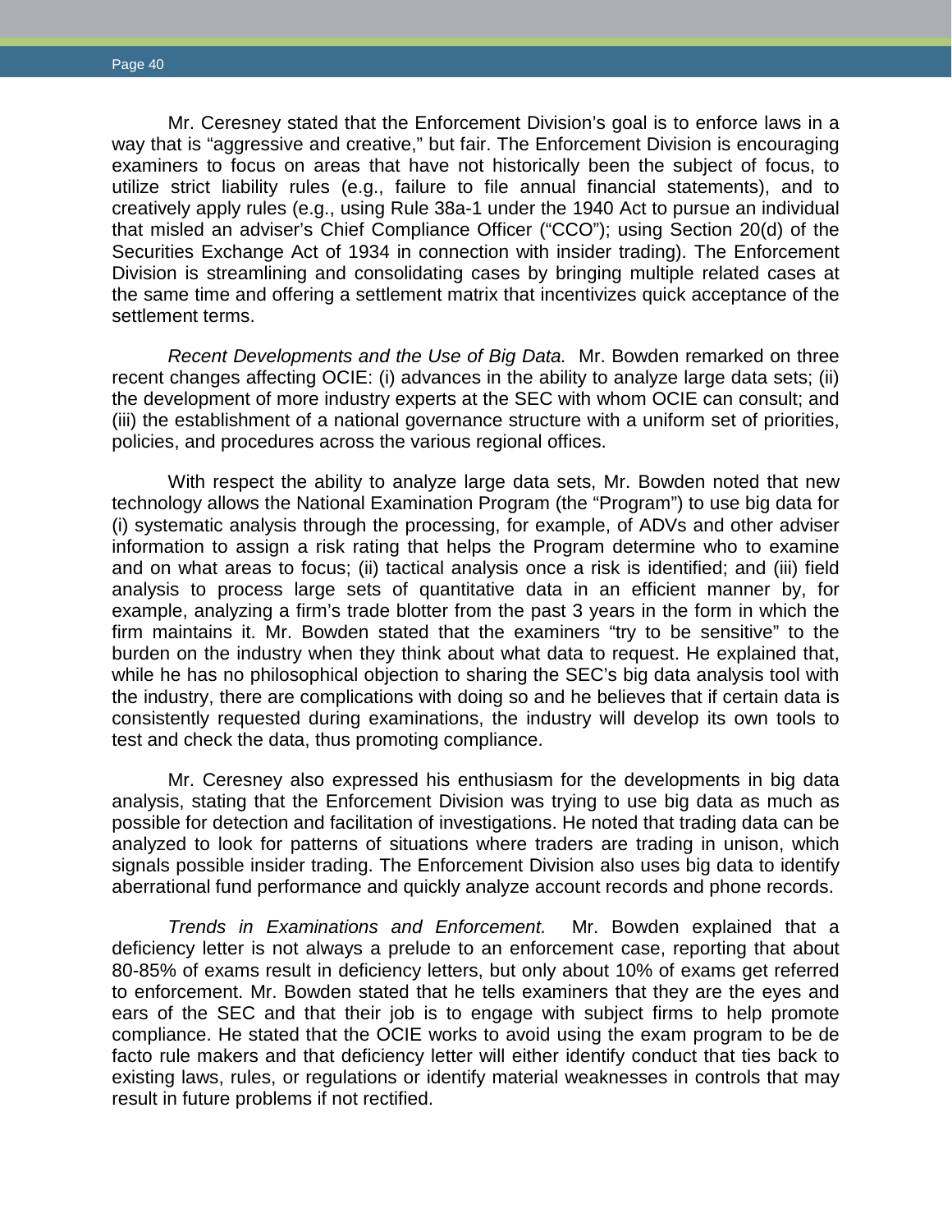Mr. Ceresney stated that the Enforcement Division's goal is to enforce laws in a way that is "aggressive and creative," but fair. The Enforcement Division is encouraging examiners to focus on areas that have not historically been the subject of focus, to utilize strict liability rules (e.g., failure to file annual financial statements), and to creatively apply rules (e.g., using Rule 38a-1 under the 1940 Act to pursue an individual that misled an adviser's Chief Compliance Officer ("CCO"); using Section 20(d) of the Securities Exchange Act of 1934 in connection with insider trading). The Enforcement Division is streamlining and consolidating cases by bringing multiple related cases at the same time and offering a settlement matrix that incentivizes quick acceptance of the settlement terms.

*Recent Developments and the Use of Big Data.* Mr. Bowden remarked on three recent changes affecting OCIE: (i) advances in the ability to analyze large data sets; (ii) the development of more industry experts at the SEC with whom OCIE can consult; and (iii) the establishment of a national governance structure with a uniform set of priorities, policies, and procedures across the various regional offices.

With respect the ability to analyze large data sets, Mr. Bowden noted that new technology allows the National Examination Program (the "Program") to use big data for (i) systematic analysis through the processing, for example, of ADVs and other adviser information to assign a risk rating that helps the Program determine who to examine and on what areas to focus; (ii) tactical analysis once a risk is identified; and (iii) field analysis to process large sets of quantitative data in an efficient manner by, for example, analyzing a firm's trade blotter from the past 3 years in the form in which the firm maintains it. Mr. Bowden stated that the examiners "try to be sensitive" to the burden on the industry when they think about what data to request. He explained that, while he has no philosophical objection to sharing the SEC's big data analysis tool with the industry, there are complications with doing so and he believes that if certain data is consistently requested during examinations, the industry will develop its own tools to test and check the data, thus promoting compliance.

Mr. Ceresney also expressed his enthusiasm for the developments in big data analysis, stating that the Enforcement Division was trying to use big data as much as possible for detection and facilitation of investigations. He noted that trading data can be analyzed to look for patterns of situations where traders are trading in unison, which signals possible insider trading. The Enforcement Division also uses big data to identify aberrational fund performance and quickly analyze account records and phone records.

*Trends in Examinations and Enforcement.* Mr. Bowden explained that a deficiency letter is not always a prelude to an enforcement case, reporting that about 80-85% of exams result in deficiency letters, but only about 10% of exams get referred to enforcement. Mr. Bowden stated that he tells examiners that they are the eyes and ears of the SEC and that their job is to engage with subject firms to help promote compliance. He stated that the OCIE works to avoid using the exam program to be de facto rule makers and that deficiency letter will either identify conduct that ties back to existing laws, rules, or regulations or identify material weaknesses in controls that may result in future problems if not rectified.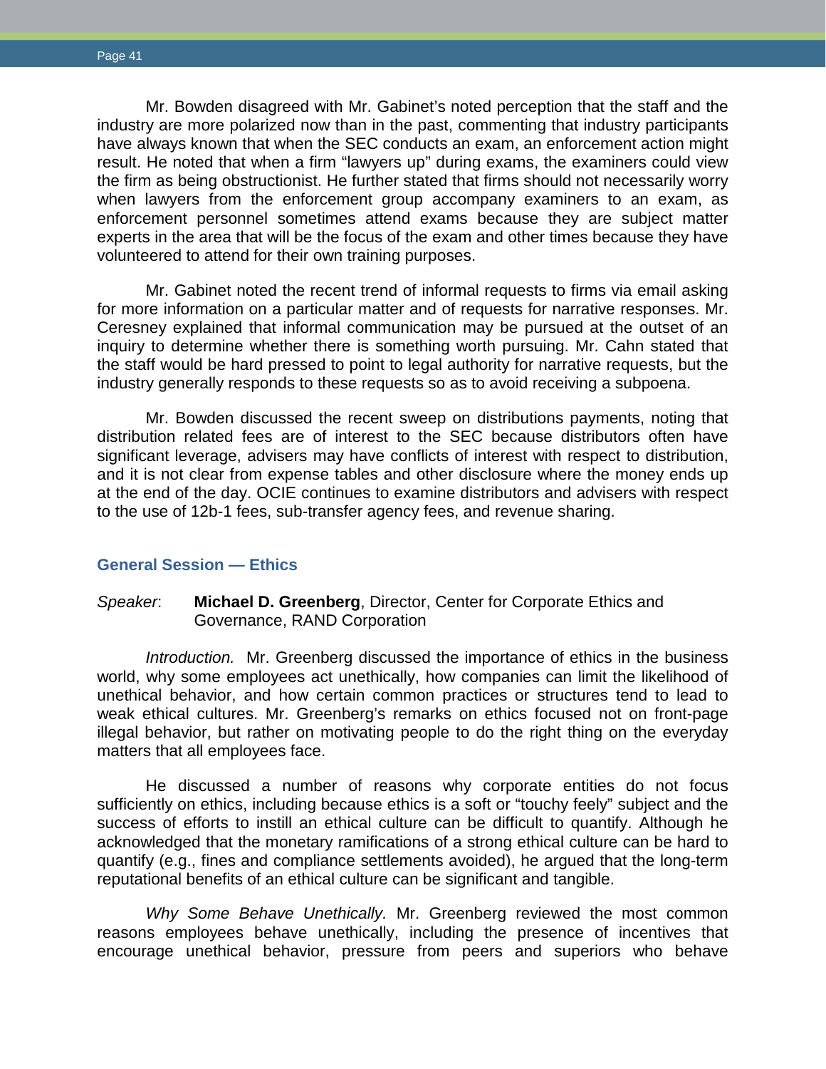Mr. Bowden disagreed with Mr. Gabinet's noted perception that the staff and the industry are more polarized now than in the past, commenting that industry participants have always known that when the SEC conducts an exam, an enforcement action might result. He noted that when a firm "lawyers up" during exams, the examiners could view the firm as being obstructionist. He further stated that firms should not necessarily worry when lawyers from the enforcement group accompany examiners to an exam, as enforcement personnel sometimes attend exams because they are subject matter experts in the area that will be the focus of the exam and other times because they have volunteered to attend for their own training purposes.

Mr. Gabinet noted the recent trend of informal requests to firms via email asking for more information on a particular matter and of requests for narrative responses. Mr. Ceresney explained that informal communication may be pursued at the outset of an inquiry to determine whether there is something worth pursuing. Mr. Cahn stated that the staff would be hard pressed to point to legal authority for narrative requests, but the industry generally responds to these requests so as to avoid receiving a subpoena.

Mr. Bowden discussed the recent sweep on distributions payments, noting that distribution related fees are of interest to the SEC because distributors often have significant leverage, advisers may have conflicts of interest with respect to distribution, and it is not clear from expense tables and other disclosure where the money ends up at the end of the day. OCIE continues to examine distributors and advisers with respect to the use of 12b-1 fees, sub-transfer agency fees, and revenue sharing.

## General Session — Ethics

*Speaker*: **Michael D. Greenberg**, Director, Center for Corporate Ethics and Governance, RAND Corporation

*Introduction.* Mr. Greenberg discussed the importance of ethics in the business world, why some employees act unethically, how companies can limit the likelihood of unethical behavior, and how certain common practices or structures tend to lead to weak ethical cultures. Mr. Greenberg's remarks on ethics focused not on front-page illegal behavior, but rather on motivating people to do the right thing on the everyday matters that all employees face.

He discussed a number of reasons why corporate entities do not focus sufficiently on ethics, including because ethics is a soft or "touchy feely" subject and the success of efforts to instill an ethical culture can be difficult to quantify. Although he acknowledged that the monetary ramifications of a strong ethical culture can be hard to quantify (e.g., fines and compliance settlements avoided), he argued that the long-term reputational benefits of an ethical culture can be significant and tangible.

*Why Some Behave Unethically.* Mr. Greenberg reviewed the most common reasons employees behave unethically, including the presence of incentives that encourage unethical behavior, pressure from peers and superiors who behave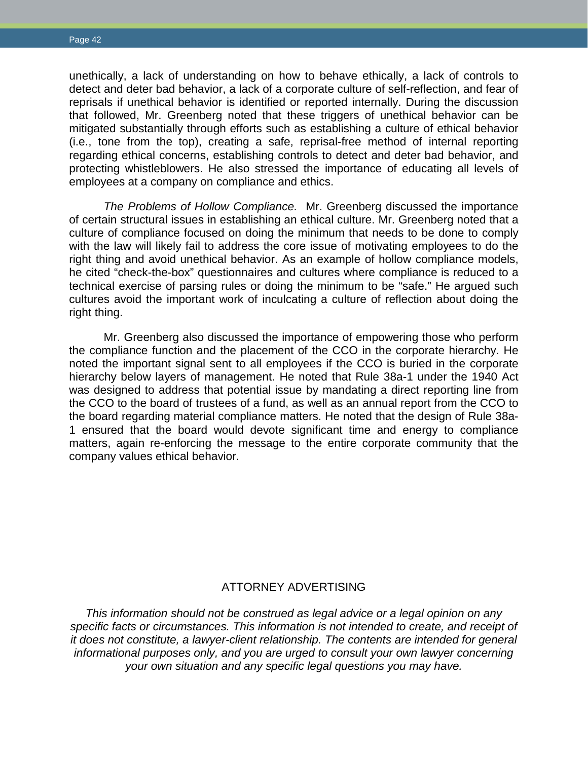unethically, a lack of understanding on how to behave ethically, a lack of controls to detect and deter bad behavior, a lack of a corporate culture of self-reflection, and fear of reprisals if unethical behavior is identified or reported internally. During the discussion that followed, Mr. Greenberg noted that these triggers of unethical behavior can be mitigated substantially through efforts such as establishing a culture of ethical behavior (i.e., tone from the top), creating a safe, reprisal-free method of internal reporting regarding ethical concerns, establishing controls to detect and deter bad behavior, and protecting whistleblowers. He also stressed the importance of educating all levels of employees at a company on compliance and ethics.

*The Problems of Hollow Compliance.* Mr. Greenberg discussed the importance of certain structural issues in establishing an ethical culture. Mr. Greenberg noted that a culture of compliance focused on doing the minimum that needs to be done to comply with the law will likely fail to address the core issue of motivating employees to do the right thing and avoid unethical behavior. As an example of hollow compliance models, he cited "check-the-box" questionnaires and cultures where compliance is reduced to a technical exercise of parsing rules or doing the minimum to be "safe." He argued such cultures avoid the important work of inculcating a culture of reflection about doing the right thing.

Mr. Greenberg also discussed the importance of empowering those who perform the compliance function and the placement of the CCO in the corporate hierarchy. He noted the important signal sent to all employees if the CCO is buried in the corporate hierarchy below layers of management. He noted that Rule 38a-1 under the 1940 Act was designed to address that potential issue by mandating a direct reporting line from the CCO to the board of trustees of a fund, as well as an annual report from the CCO to the board regarding material compliance matters. He noted that the design of Rule 38a-1 ensured that the board would devote significant time and energy to compliance matters, again re-enforcing the message to the entire corporate community that the company values ethical behavior.

ATTORNEY ADVERTISING

*This information should not be construed as legal advice or a legal opinion on any specific facts or circumstances. This information is not intended to create, and receipt of it does not constitute, a lawyer-client relationship. The contents are intended for general informational purposes only, and you are urged to consult your own lawyer concerning your own situation and any specific legal questions you may have.*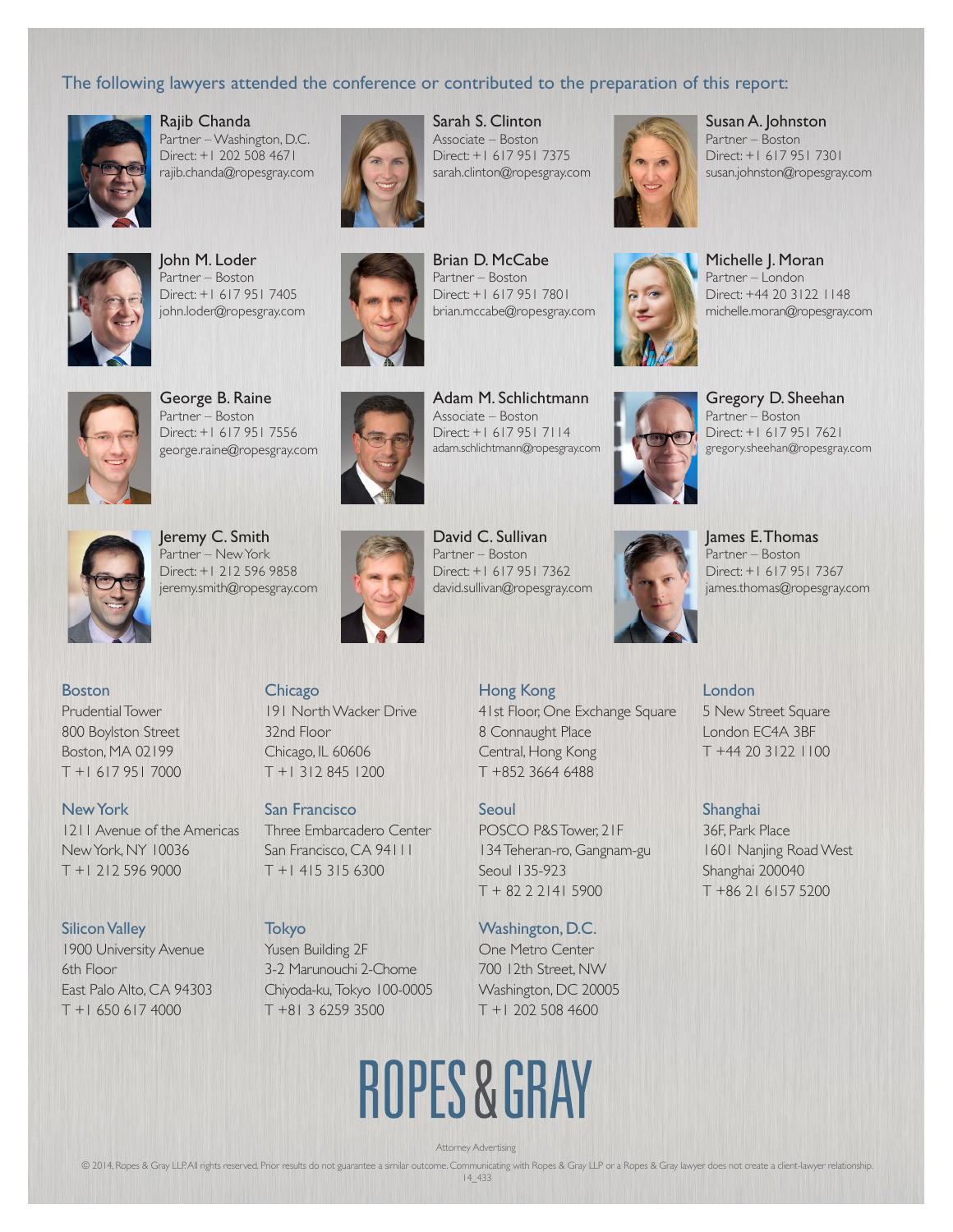The following lawyers attended the conference or contributed to the preparation of this report:

**Rajib Chanda**
Partner – Washington, D.C.
Direct: +1 202 508 4671
rajib.chanda@ropesgray.com

**Sarah S. Clinton**
Associate – Boston
Direct: +1 617 951 7375
sarah.clinton@ropesgray.com

**Susan A. Johnston**
Partner – Boston
Direct: +1 617 951 7301
susan.johnston@ropesgray.com

**John M. Loder**
Partner – Boston
Direct: +1 617 951 7405
john.loder@ropesgray.com

**Brian D. McCabe**
Partner – Boston
Direct: +1 617 951 7801
brian.mccabe@ropesgray.com

**Michelle J. Moran**
Partner – London
Direct: +44 20 3122 1148
michelle.moran@ropesgray.com

**George B. Raine**
Partner – Boston
Direct: +1 617 951 7556
george.raine@ropesgray.com

**Adam M. Schlichtmann**
Associate – Boston
Direct: +1 617 951 7114
adam.schlichtmann@ropesgray.com

**Gregory D. Sheehan**
Partner – Boston
Direct: +1 617 951 7621
gregory.sheehan@ropesgray.com

**Jeremy C. Smith**
Partner – New York
Direct: +1 212 596 9858
jeremy.smith@ropesgray.com

**David C. Sullivan**
Partner – Boston
Direct: +1 617 951 7362
david.sullivan@ropesgray.com

**James E. Thomas**
Partner – Boston
Direct: +1 617 951 7367
james.thomas@ropesgray.com

**Boston**
Prudential Tower
800 Boylston Street
Boston, MA 02199
T +1 617 951 7000

**Chicago**
191 North Wacker Drive
32nd Floor
Chicago, IL 60606
T +1 312 845 1200

**Hong Kong**
41st Floor, One Exchange Square
8 Connaught Place
Central, Hong Kong
T +852 3664 6488

**London**
5 New Street Square
London EC4A 3BF
T +44 20 3122 1100

**New York**
1211 Avenue of the Americas
New York, NY 10036
T +1 212 596 9000

**San Francisco**
Three Embarcadero Center
San Francisco, CA 94111
T +1 415 315 6300

**Seoul**
POSCO P&S Tower, 21F
134 Teheran-ro, Gangnam-gu
Seoul 135-923
T + 82 2 2141 5900

**Shanghai**
36F, Park Place
1601 Nanjing Road West
Shanghai 200040
T +86 21 6157 5200

**Silicon Valley**
1900 University Avenue
6th Floor
East Palo Alto, CA 94303
T +1 650 617 4000

**Tokyo**
Yusen Building 2F
3-2 Marunouchi 2-Chome
Chiyoda-ku, Tokyo 100-0005
T +81 3 6259 3500

**Washington, D.C.**
One Metro Center
700 12th Street, NW
Washington, DC 20005
T +1 202 508 4600

ROPES & GRAY

Attorney Advertising

© 2014, Ropes & Gray LLP. All rights reserved. Prior results do not guarantee a similar outcome. Communicating with Ropes & Gray LLP or a Ropes & Gray lawyer does not create a client-lawyer relationship.
14_433